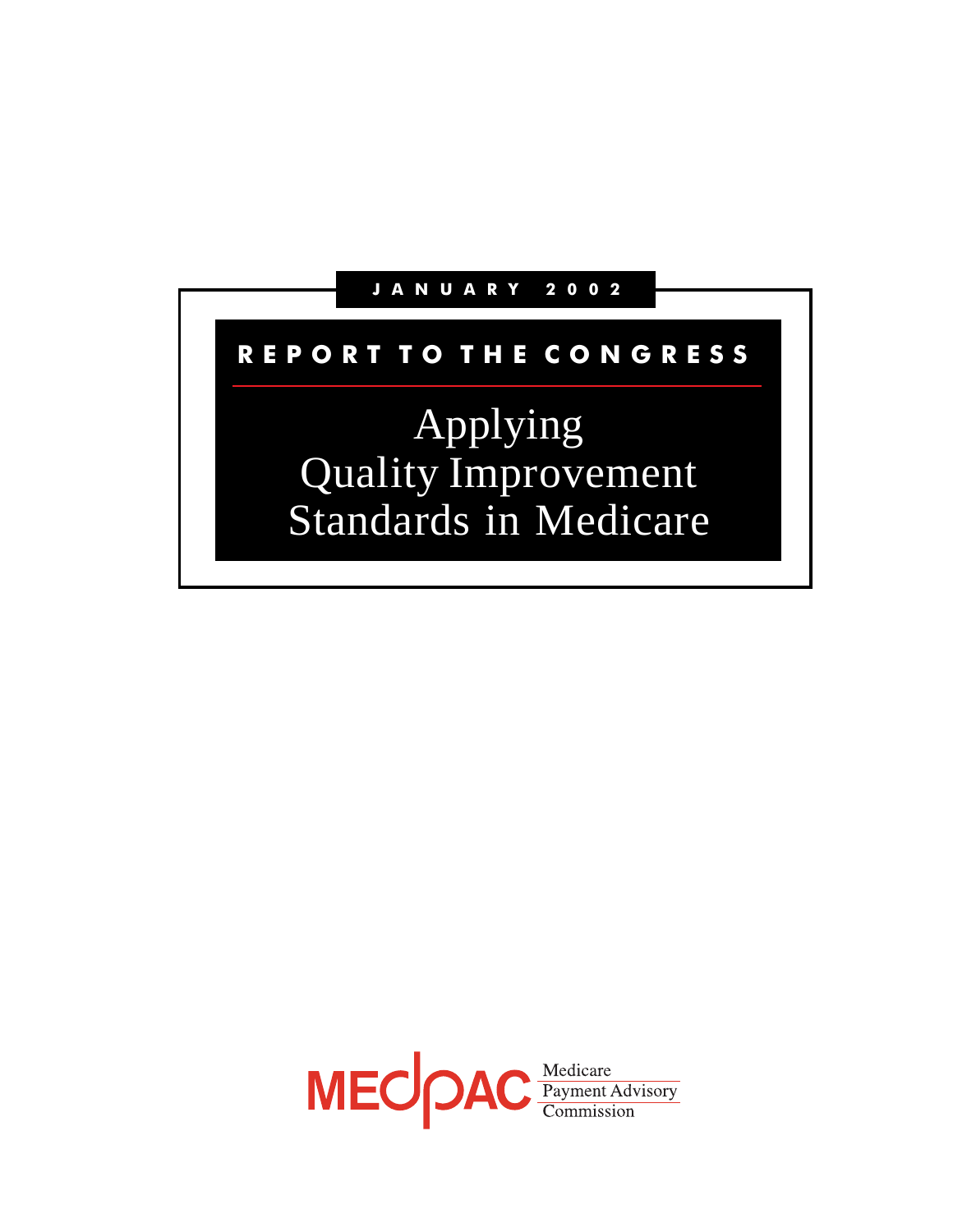JANUARY 2002

# REPORT TO THE CONGRESS

# Applying Quality Improvement Standards in Medicare

MEDPAC Medicare Payment Advisory Commission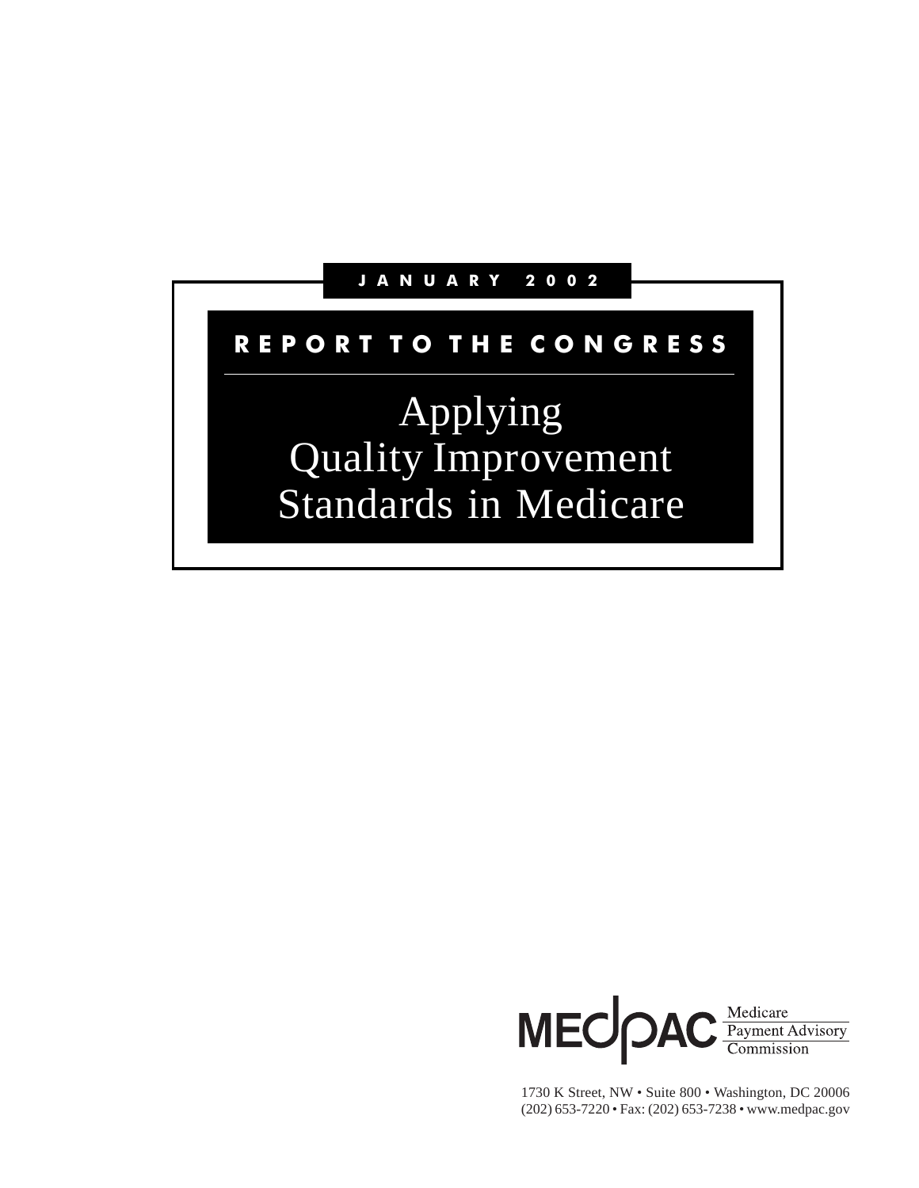JANUARY 2002

REPORT TO THE CONGRESS

# Applying Quality Improvement Standards in Medicare

MEDPAC Medicare Payment Advisory Commission

1730 K Street, NW • Suite 800 • Washington, DC 20006
(202) 653-7220 • Fax: (202) 653-7238 • www.medpac.gov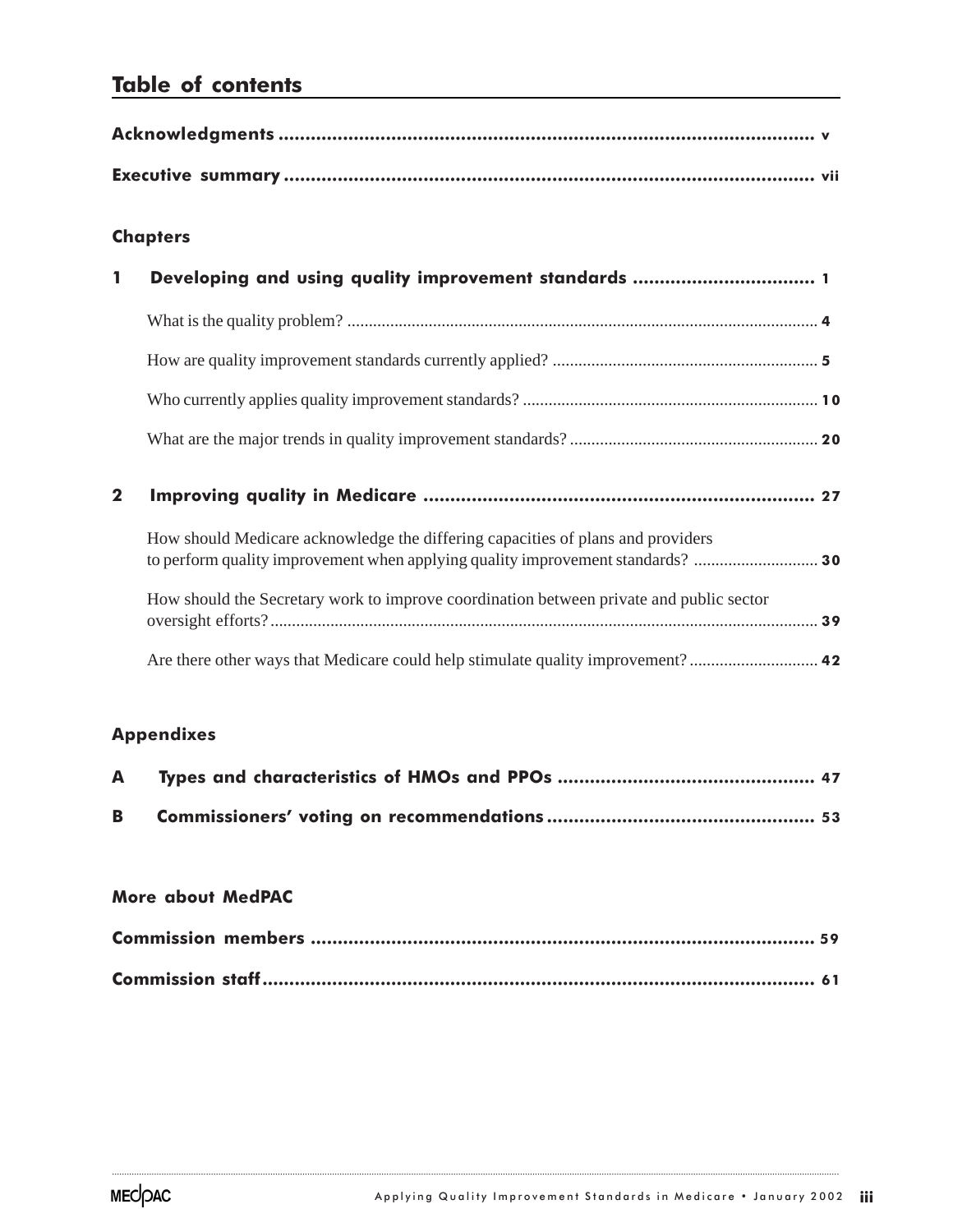# Table of contents

**Acknowledgments** ..... v

**Executive summary** ..... vii

## Chapters

**1 Developing and using quality improvement standards** ..... 1

- What is the quality problem? ..... 4
- How are quality improvement standards currently applied? ..... 5
- Who currently applies quality improvement standards? ..... 10
- What are the major trends in quality improvement standards? ..... 20

**2 Improving quality in Medicare** ..... 27

- How should Medicare acknowledge the differing capacities of plans and providers to perform quality improvement when applying quality improvement standards? ..... 30
- How should the Secretary work to improve coordination between private and public sector oversight efforts? ..... 39
- Are there other ways that Medicare could help stimulate quality improvement? ..... 42

## Appendixes

**A Types and characteristics of HMOs and PPOs** ..... 47

**B Commissioners' voting on recommendations** ..... 53

## More about MedPAC

**Commission members** ..... 59

**Commission staff** ..... 61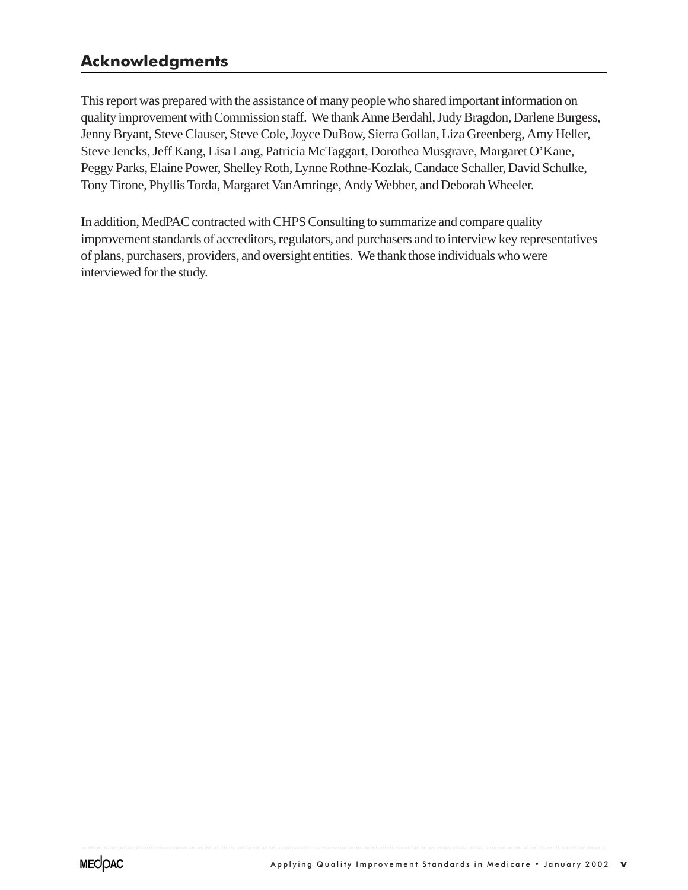## Acknowledgments

This report was prepared with the assistance of many people who shared important information on quality improvement with Commission staff. We thank Anne Berdahl, Judy Bragdon, Darlene Burgess, Jenny Bryant, Steve Clauser, Steve Cole, Joyce DuBow, Sierra Gollan, Liza Greenberg, Amy Heller, Steve Jencks, Jeff Kang, Lisa Lang, Patricia McTaggart, Dorothea Musgrave, Margaret O'Kane, Peggy Parks, Elaine Power, Shelley Roth, Lynne Rothne-Kozlak, Candace Schaller, David Schulke, Tony Tirone, Phyllis Torda, Margaret VanAmringe, Andy Webber, and Deborah Wheeler.

In addition, MedPAC contracted with CHPS Consulting to summarize and compare quality improvement standards of accreditors, regulators, and purchasers and to interview key representatives of plans, purchasers, providers, and oversight entities. We thank those individuals who were interviewed for the study.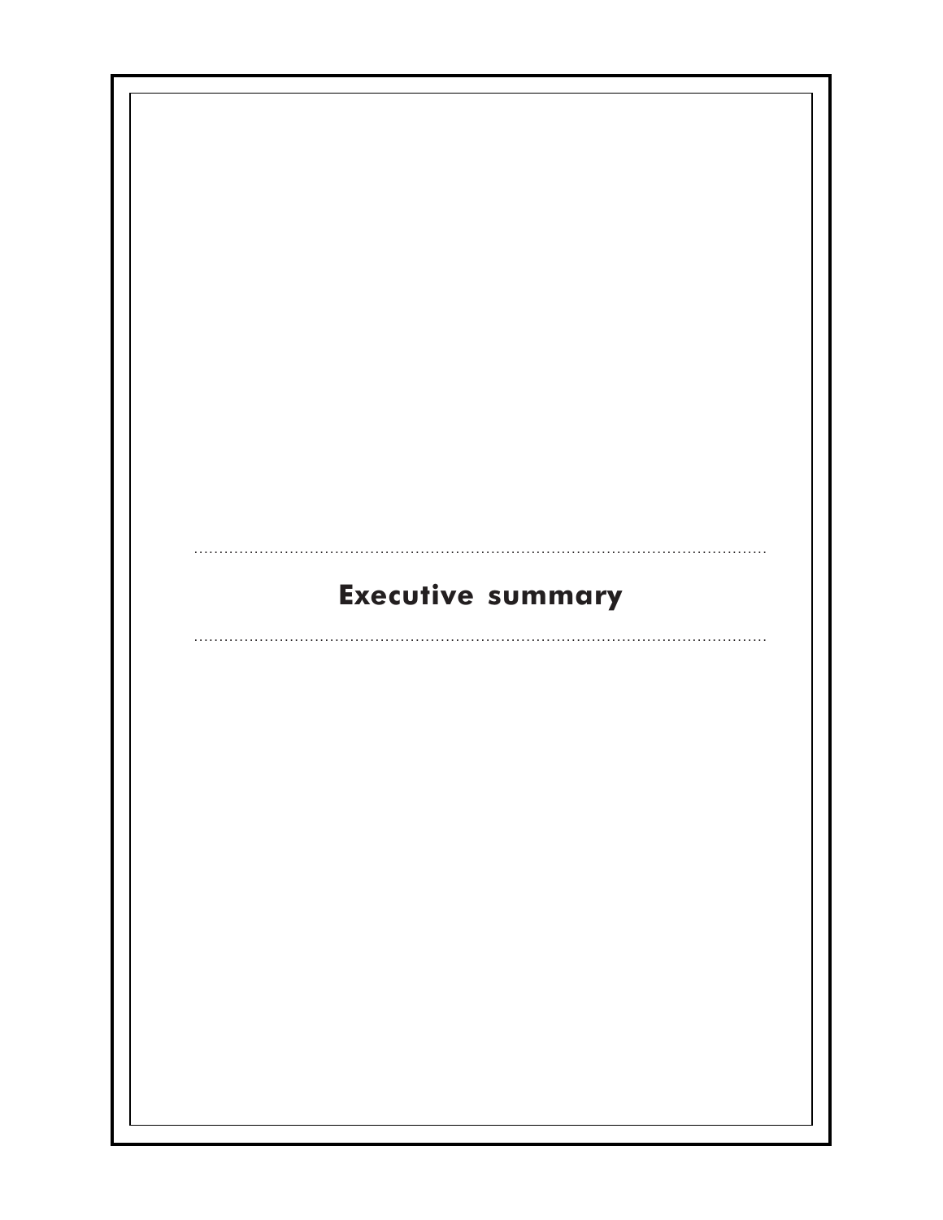# Executive summary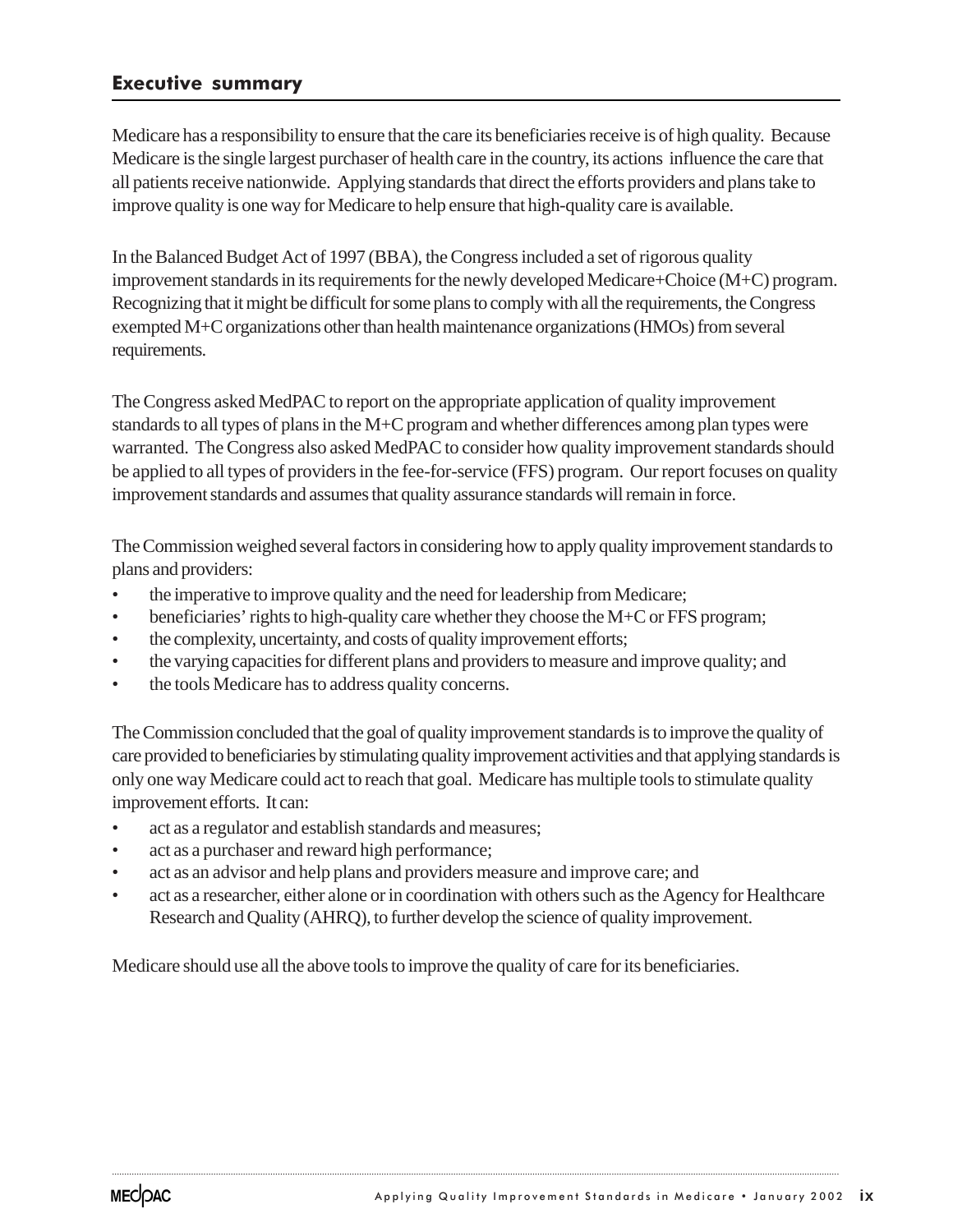## Executive summary

Medicare has a responsibility to ensure that the care its beneficiaries receive is of high quality. Because Medicare is the single largest purchaser of health care in the country, its actions influence the care that all patients receive nationwide. Applying standards that direct the efforts providers and plans take to improve quality is one way for Medicare to help ensure that high-quality care is available.

In the Balanced Budget Act of 1997 (BBA), the Congress included a set of rigorous quality improvement standards in its requirements for the newly developed Medicare+Choice (M+C) program. Recognizing that it might be difficult for some plans to comply with all the requirements, the Congress exempted M+C organizations other than health maintenance organizations (HMOs) from several requirements.

The Congress asked MedPAC to report on the appropriate application of quality improvement standards to all types of plans in the M+C program and whether differences among plan types were warranted. The Congress also asked MedPAC to consider how quality improvement standards should be applied to all types of providers in the fee-for-service (FFS) program. Our report focuses on quality improvement standards and assumes that quality assurance standards will remain in force.

The Commission weighed several factors in considering how to apply quality improvement standards to plans and providers:

- the imperative to improve quality and the need for leadership from Medicare;
- beneficiaries' rights to high-quality care whether they choose the M+C or FFS program;
- the complexity, uncertainty, and costs of quality improvement efforts;
- the varying capacities for different plans and providers to measure and improve quality; and
- the tools Medicare has to address quality concerns.

The Commission concluded that the goal of quality improvement standards is to improve the quality of care provided to beneficiaries by stimulating quality improvement activities and that applying standards is only one way Medicare could act to reach that goal. Medicare has multiple tools to stimulate quality improvement efforts. It can:

- act as a regulator and establish standards and measures;
- act as a purchaser and reward high performance;
- act as an advisor and help plans and providers measure and improve care; and
- act as a researcher, either alone or in coordination with others such as the Agency for Healthcare Research and Quality (AHRQ), to further develop the science of quality improvement.

Medicare should use all the above tools to improve the quality of care for its beneficiaries.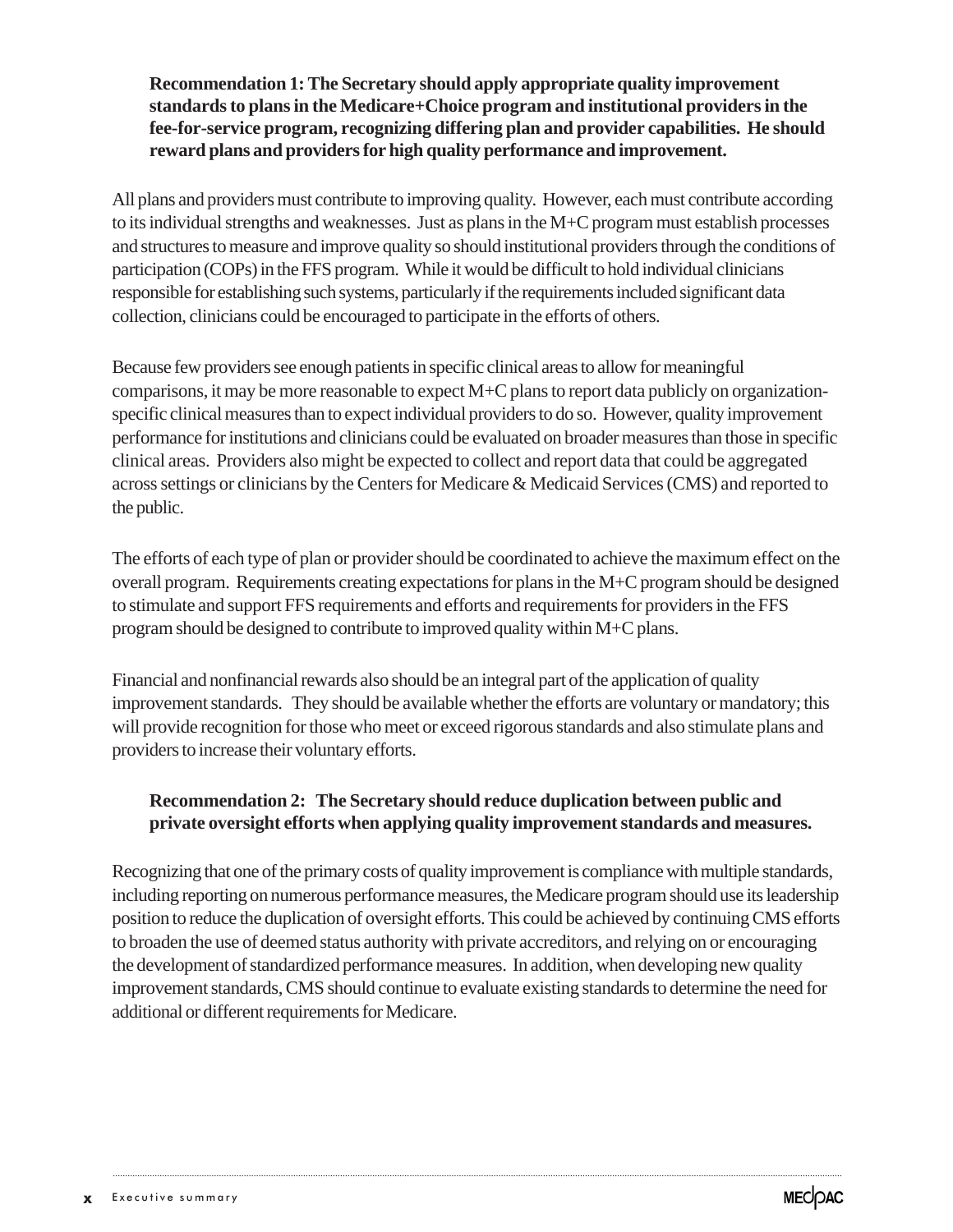**Recommendation 1: The Secretary should apply appropriate quality improvement standards to plans in the Medicare+Choice program and institutional providers in the fee-for-service program, recognizing differing plan and provider capabilities. He should reward plans and providers for high quality performance and improvement.**

All plans and providers must contribute to improving quality. However, each must contribute according to its individual strengths and weaknesses. Just as plans in the M+C program must establish processes and structures to measure and improve quality so should institutional providers through the conditions of participation (COPs) in the FFS program. While it would be difficult to hold individual clinicians responsible for establishing such systems, particularly if the requirements included significant data collection, clinicians could be encouraged to participate in the efforts of others.

Because few providers see enough patients in specific clinical areas to allow for meaningful comparisons, it may be more reasonable to expect M+C plans to report data publicly on organization-specific clinical measures than to expect individual providers to do so. However, quality improvement performance for institutions and clinicians could be evaluated on broader measures than those in specific clinical areas. Providers also might be expected to collect and report data that could be aggregated across settings or clinicians by the Centers for Medicare & Medicaid Services (CMS) and reported to the public.

The efforts of each type of plan or provider should be coordinated to achieve the maximum effect on the overall program. Requirements creating expectations for plans in the M+C program should be designed to stimulate and support FFS requirements and efforts and requirements for providers in the FFS program should be designed to contribute to improved quality within M+C plans.

Financial and nonfinancial rewards also should be an integral part of the application of quality improvement standards. They should be available whether the efforts are voluntary or mandatory; this will provide recognition for those who meet or exceed rigorous standards and also stimulate plans and providers to increase their voluntary efforts.

**Recommendation 2: The Secretary should reduce duplication between public and private oversight efforts when applying quality improvement standards and measures.**

Recognizing that one of the primary costs of quality improvement is compliance with multiple standards, including reporting on numerous performance measures, the Medicare program should use its leadership position to reduce the duplication of oversight efforts. This could be achieved by continuing CMS efforts to broaden the use of deemed status authority with private accreditors, and relying on or encouraging the development of standardized performance measures. In addition, when developing new quality improvement standards, CMS should continue to evaluate existing standards to determine the need for additional or different requirements for Medicare.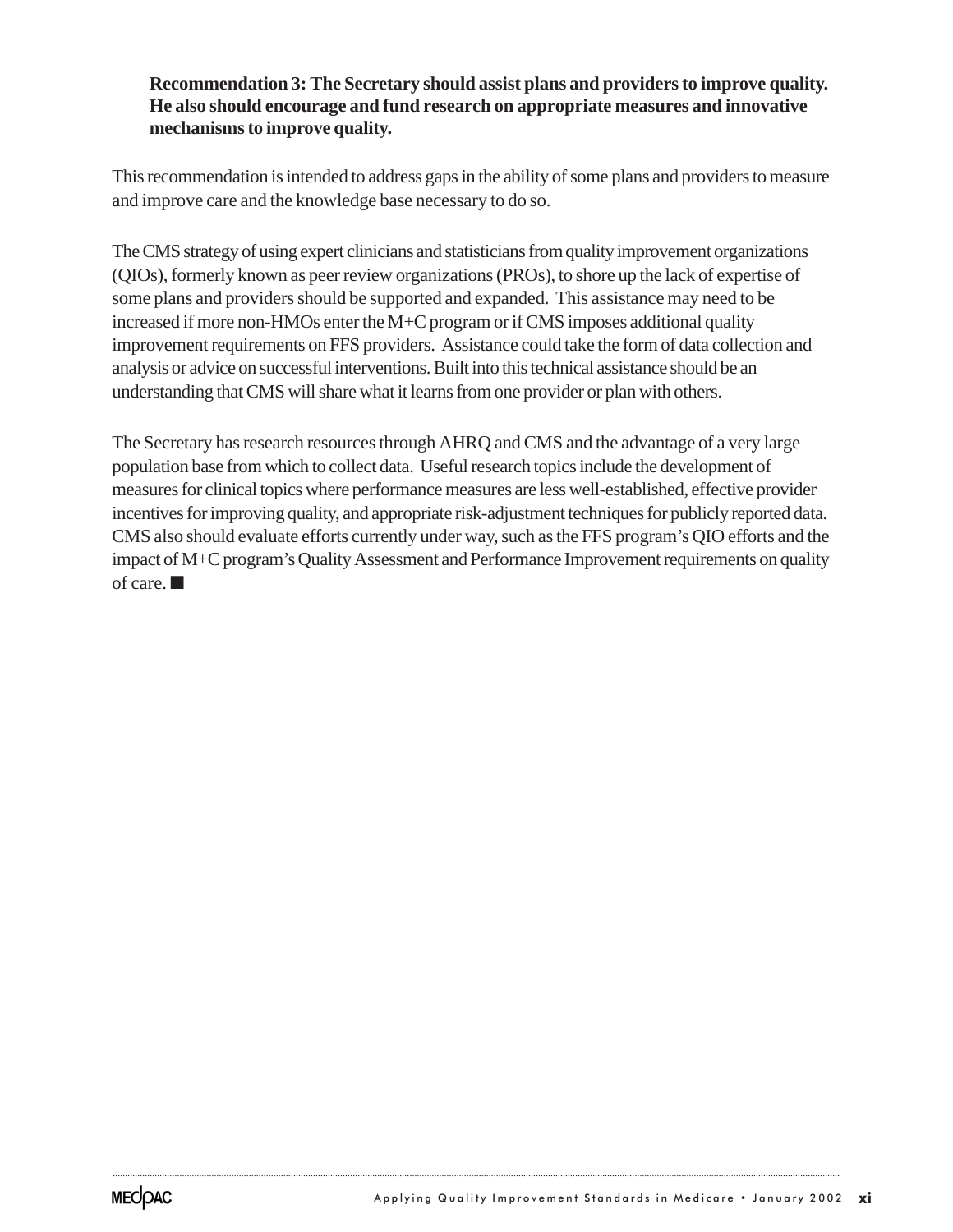**Recommendation 3: The Secretary should assist plans and providers to improve quality. He also should encourage and fund research on appropriate measures and innovative mechanisms to improve quality.**

This recommendation is intended to address gaps in the ability of some plans and providers to measure and improve care and the knowledge base necessary to do so.

The CMS strategy of using expert clinicians and statisticians from quality improvement organizations (QIOs), formerly known as peer review organizations (PROs), to shore up the lack of expertise of some plans and providers should be supported and expanded. This assistance may need to be increased if more non-HMOs enter the M+C program or if CMS imposes additional quality improvement requirements on FFS providers. Assistance could take the form of data collection and analysis or advice on successful interventions. Built into this technical assistance should be an understanding that CMS will share what it learns from one provider or plan with others.

The Secretary has research resources through AHRQ and CMS and the advantage of a very large population base from which to collect data. Useful research topics include the development of measures for clinical topics where performance measures are less well-established, effective provider incentives for improving quality, and appropriate risk-adjustment techniques for publicly reported data. CMS also should evaluate efforts currently under way, such as the FFS program's QIO efforts and the impact of M+C program's Quality Assessment and Performance Improvement requirements on quality of care. ■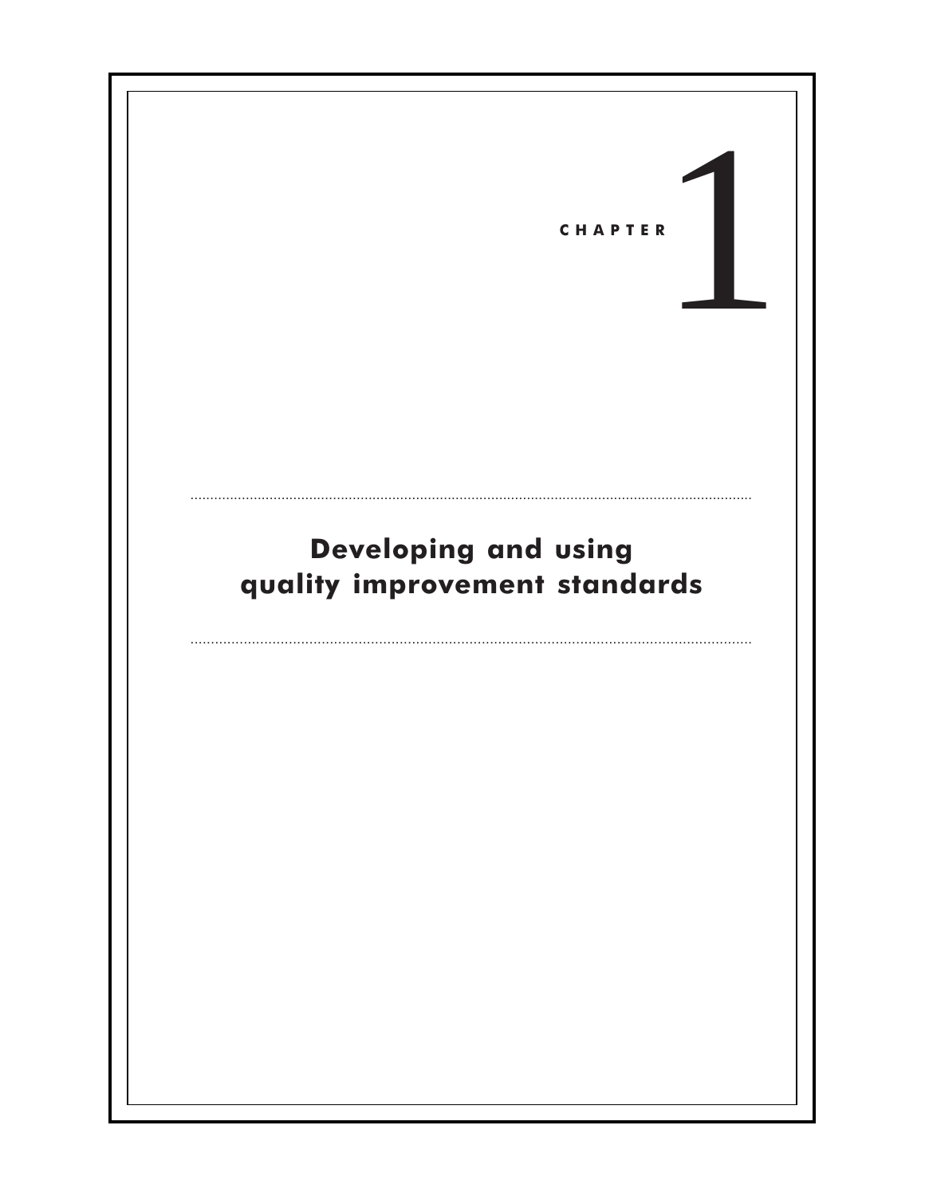# CHAPTER 1

## Developing and using quality improvement standards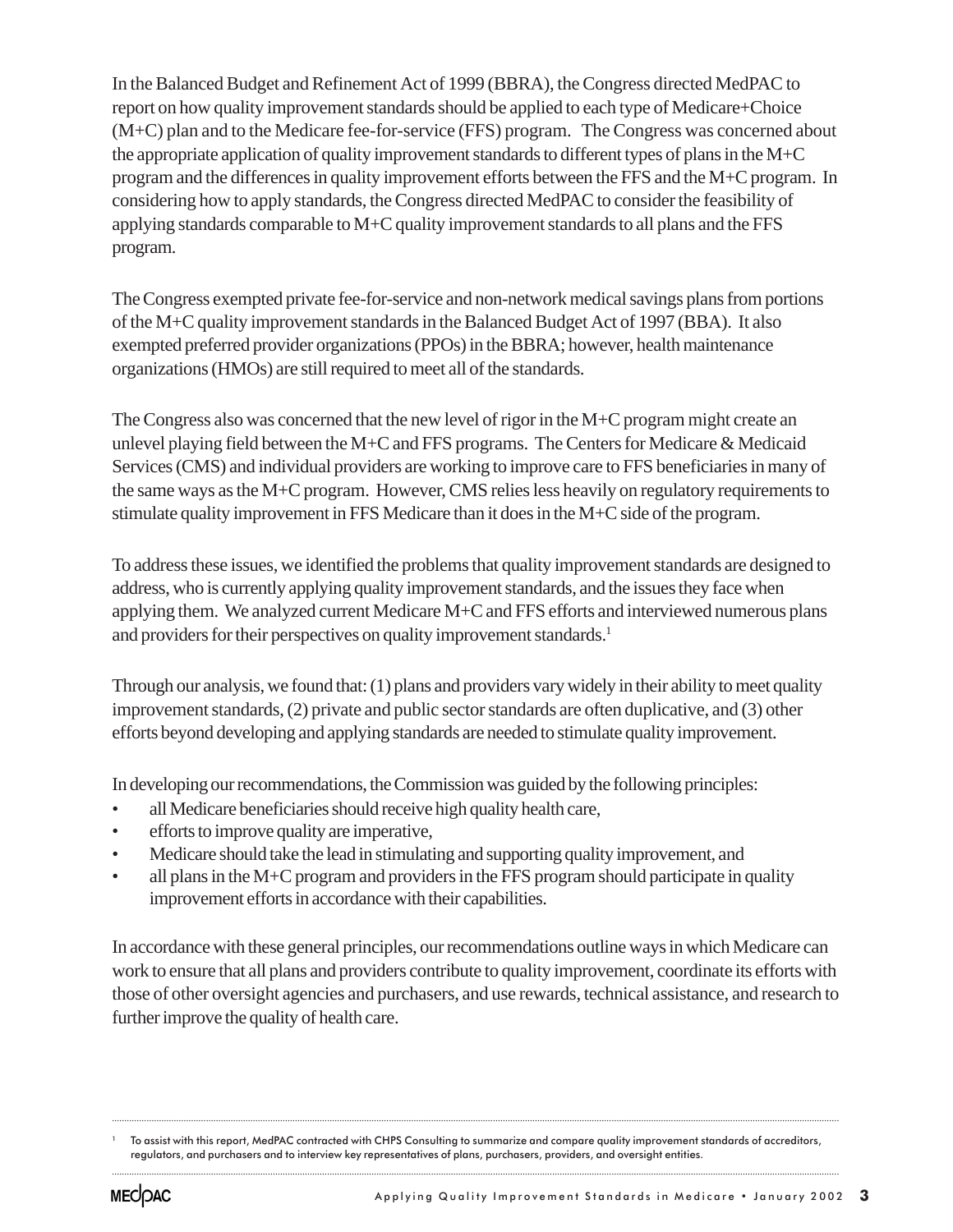In the Balanced Budget and Refinement Act of 1999 (BBRA), the Congress directed MedPAC to report on how quality improvement standards should be applied to each type of Medicare+Choice (M+C) plan and to the Medicare fee-for-service (FFS) program. The Congress was concerned about the appropriate application of quality improvement standards to different types of plans in the M+C program and the differences in quality improvement efforts between the FFS and the M+C program. In considering how to apply standards, the Congress directed MedPAC to consider the feasibility of applying standards comparable to M+C quality improvement standards to all plans and the FFS program.

The Congress exempted private fee-for-service and non-network medical savings plans from portions of the M+C quality improvement standards in the Balanced Budget Act of 1997 (BBA). It also exempted preferred provider organizations (PPOs) in the BBRA; however, health maintenance organizations (HMOs) are still required to meet all of the standards.

The Congress also was concerned that the new level of rigor in the M+C program might create an unlevel playing field between the M+C and FFS programs. The Centers for Medicare & Medicaid Services (CMS) and individual providers are working to improve care to FFS beneficiaries in many of the same ways as the M+C program. However, CMS relies less heavily on regulatory requirements to stimulate quality improvement in FFS Medicare than it does in the M+C side of the program.

To address these issues, we identified the problems that quality improvement standards are designed to address, who is currently applying quality improvement standards, and the issues they face when applying them. We analyzed current Medicare M+C and FFS efforts and interviewed numerous plans and providers for their perspectives on quality improvement standards.[1]

Through our analysis, we found that: (1) plans and providers vary widely in their ability to meet quality improvement standards, (2) private and public sector standards are often duplicative, and (3) other efforts beyond developing and applying standards are needed to stimulate quality improvement.

In developing our recommendations, the Commission was guided by the following principles:

- all Medicare beneficiaries should receive high quality health care,
- efforts to improve quality are imperative,
- Medicare should take the lead in stimulating and supporting quality improvement, and
- all plans in the M+C program and providers in the FFS program should participate in quality improvement efforts in accordance with their capabilities.

In accordance with these general principles, our recommendations outline ways in which Medicare can work to ensure that all plans and providers contribute to quality improvement, coordinate its efforts with those of other oversight agencies and purchasers, and use rewards, technical assistance, and research to further improve the quality of health care.

---

[1] To assist with this report, MedPAC contracted with CHPS Consulting to summarize and compare quality improvement standards of accreditors, regulators, and purchasers and to interview key representatives of plans, purchasers, providers, and oversight entities.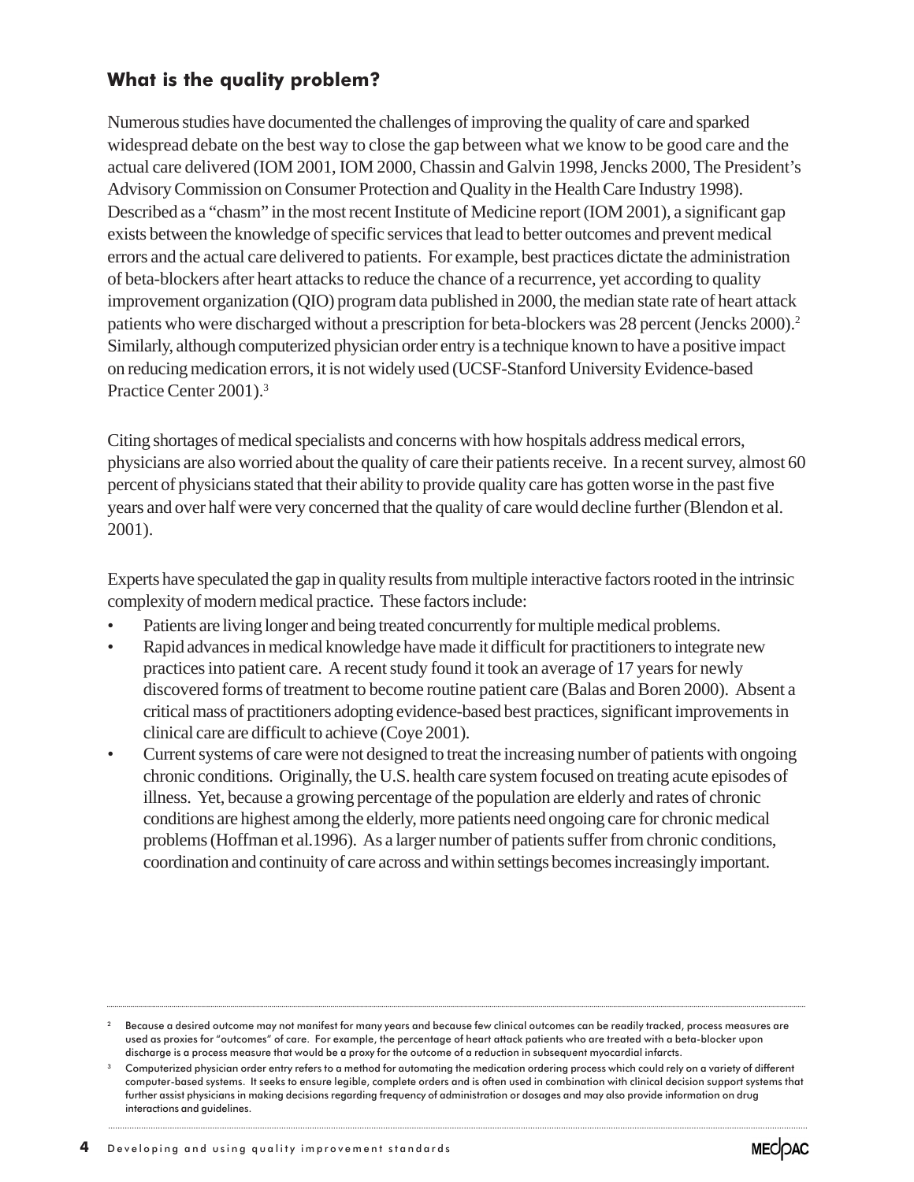## What is the quality problem?

Numerous studies have documented the challenges of improving the quality of care and sparked widespread debate on the best way to close the gap between what we know to be good care and the actual care delivered (IOM 2001, IOM 2000, Chassin and Galvin 1998, Jencks 2000, The President's Advisory Commission on Consumer Protection and Quality in the Health Care Industry 1998). Described as a "chasm" in the most recent Institute of Medicine report (IOM 2001), a significant gap exists between the knowledge of specific services that lead to better outcomes and prevent medical errors and the actual care delivered to patients. For example, best practices dictate the administration of beta-blockers after heart attacks to reduce the chance of a recurrence, yet according to quality improvement organization (QIO) program data published in 2000, the median state rate of heart attack patients who were discharged without a prescription for beta-blockers was 28 percent (Jencks 2000).[2] Similarly, although computerized physician order entry is a technique known to have a positive impact on reducing medication errors, it is not widely used (UCSF-Stanford University Evidence-based Practice Center 2001).[3]

Citing shortages of medical specialists and concerns with how hospitals address medical errors, physicians are also worried about the quality of care their patients receive. In a recent survey, almost 60 percent of physicians stated that their ability to provide quality care has gotten worse in the past five years and over half were very concerned that the quality of care would decline further (Blendon et al. 2001).

Experts have speculated the gap in quality results from multiple interactive factors rooted in the intrinsic complexity of modern medical practice. These factors include:

- Patients are living longer and being treated concurrently for multiple medical problems.
- Rapid advances in medical knowledge have made it difficult for practitioners to integrate new practices into patient care. A recent study found it took an average of 17 years for newly discovered forms of treatment to become routine patient care (Balas and Boren 2000). Absent a critical mass of practitioners adopting evidence-based best practices, significant improvements in clinical care are difficult to achieve (Coye 2001).
- Current systems of care were not designed to treat the increasing number of patients with ongoing chronic conditions. Originally, the U.S. health care system focused on treating acute episodes of illness. Yet, because a growing percentage of the population are elderly and rates of chronic conditions are highest among the elderly, more patients need ongoing care for chronic medical problems (Hoffman et al.1996). As a larger number of patients suffer from chronic conditions, coordination and continuity of care across and within settings becomes increasingly important.

---

[2] Because a desired outcome may not manifest for many years and because few clinical outcomes can be readily tracked, process measures are used as proxies for "outcomes" of care. For example, the percentage of heart attack patients who are treated with a beta-blocker upon discharge is a process measure that would be a proxy for the outcome of a reduction in subsequent myocardial infarcts.

[3] Computerized physician order entry refers to a method for automating the medication ordering process which could rely on a variety of different computer-based systems. It seeks to ensure legible, complete orders and is often used in combination with clinical decision support systems that further assist physicians in making decisions regarding frequency of administration or dosages and may also provide information on drug interactions and guidelines.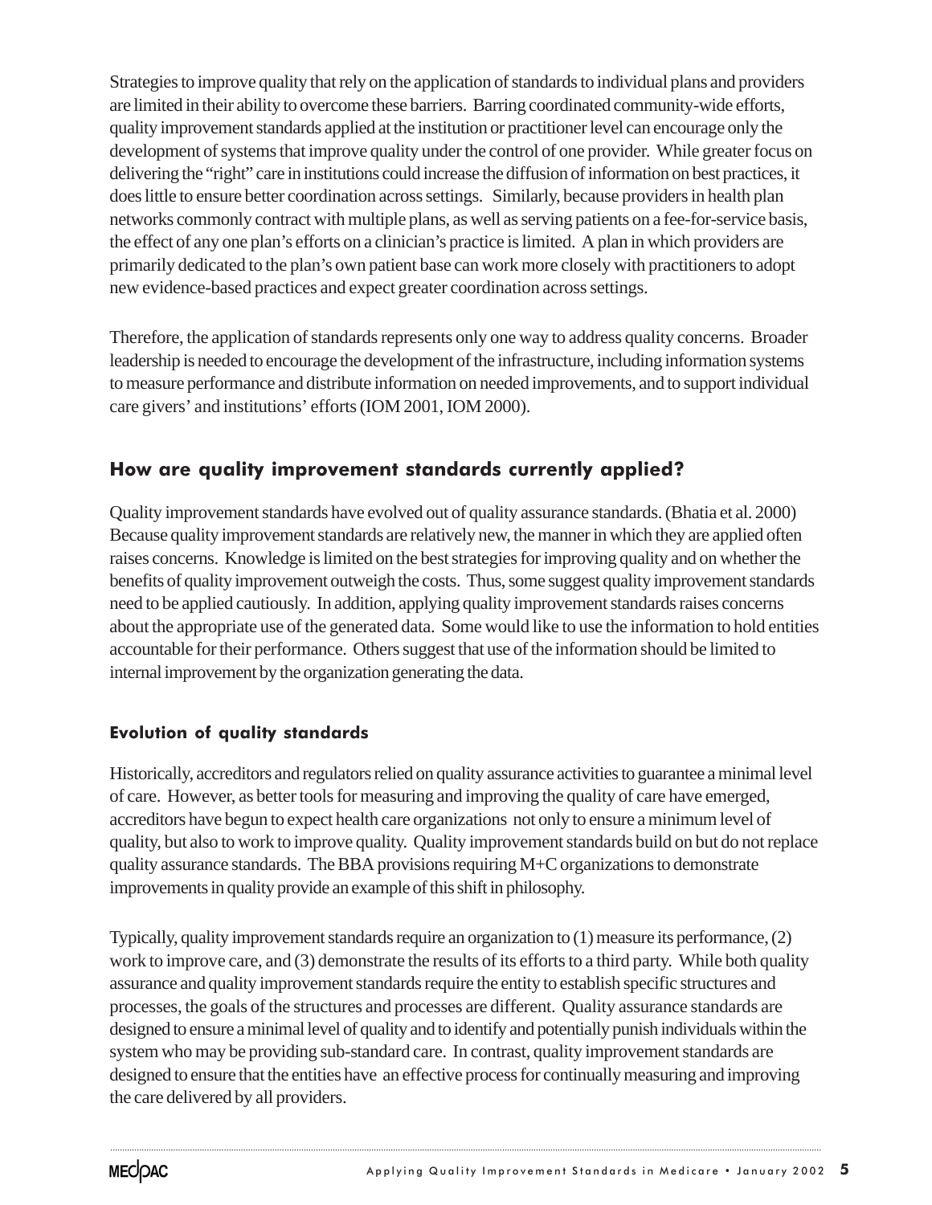Strategies to improve quality that rely on the application of standards to individual plans and providers are limited in their ability to overcome these barriers. Barring coordinated community-wide efforts, quality improvement standards applied at the institution or practitioner level can encourage only the development of systems that improve quality under the control of one provider. While greater focus on delivering the "right" care in institutions could increase the diffusion of information on best practices, it does little to ensure better coordination across settings. Similarly, because providers in health plan networks commonly contract with multiple plans, as well as serving patients on a fee-for-service basis, the effect of any one plan's efforts on a clinician's practice is limited. A plan in which providers are primarily dedicated to the plan's own patient base can work more closely with practitioners to adopt new evidence-based practices and expect greater coordination across settings.

Therefore, the application of standards represents only one way to address quality concerns. Broader leadership is needed to encourage the development of the infrastructure, including information systems to measure performance and distribute information on needed improvements, and to support individual care givers' and institutions' efforts (IOM 2001, IOM 2000).

## How are quality improvement standards currently applied?

Quality improvement standards have evolved out of quality assurance standards. (Bhatia et al. 2000) Because quality improvement standards are relatively new, the manner in which they are applied often raises concerns. Knowledge is limited on the best strategies for improving quality and on whether the benefits of quality improvement outweigh the costs. Thus, some suggest quality improvement standards need to be applied cautiously. In addition, applying quality improvement standards raises concerns about the appropriate use of the generated data. Some would like to use the information to hold entities accountable for their performance. Others suggest that use of the information should be limited to internal improvement by the organization generating the data.

### Evolution of quality standards

Historically, accreditors and regulators relied on quality assurance activities to guarantee a minimal level of care. However, as better tools for measuring and improving the quality of care have emerged, accreditors have begun to expect health care organizations not only to ensure a minimum level of quality, but also to work to improve quality. Quality improvement standards build on but do not replace quality assurance standards. The BBA provisions requiring M+C organizations to demonstrate improvements in quality provide an example of this shift in philosophy.

Typically, quality improvement standards require an organization to (1) measure its performance, (2) work to improve care, and (3) demonstrate the results of its efforts to a third party. While both quality assurance and quality improvement standards require the entity to establish specific structures and processes, the goals of the structures and processes are different. Quality assurance standards are designed to ensure a minimal level of quality and to identify and potentially punish individuals within the system who may be providing sub-standard care. In contrast, quality improvement standards are designed to ensure that the entities have an effective process for continually measuring and improving the care delivered by all providers.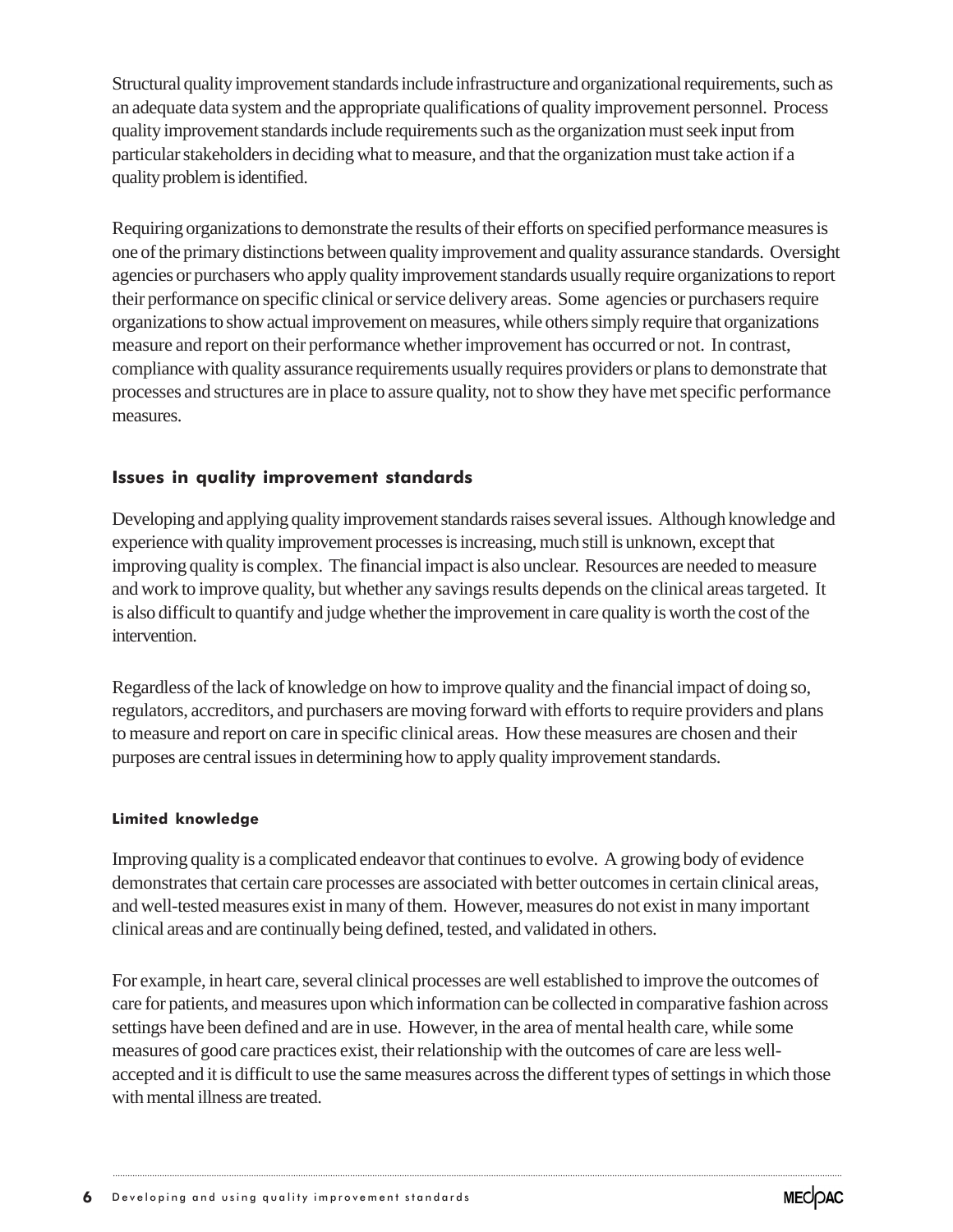Structural quality improvement standards include infrastructure and organizational requirements, such as an adequate data system and the appropriate qualifications of quality improvement personnel. Process quality improvement standards include requirements such as the organization must seek input from particular stakeholders in deciding what to measure, and that the organization must take action if a quality problem is identified.

Requiring organizations to demonstrate the results of their efforts on specified performance measures is one of the primary distinctions between quality improvement and quality assurance standards. Oversight agencies or purchasers who apply quality improvement standards usually require organizations to report their performance on specific clinical or service delivery areas. Some agencies or purchasers require organizations to show actual improvement on measures, while others simply require that organizations measure and report on their performance whether improvement has occurred or not. In contrast, compliance with quality assurance requirements usually requires providers or plans to demonstrate that processes and structures are in place to assure quality, not to show they have met specific performance measures.

## Issues in quality improvement standards

Developing and applying quality improvement standards raises several issues. Although knowledge and experience with quality improvement processes is increasing, much still is unknown, except that improving quality is complex. The financial impact is also unclear. Resources are needed to measure and work to improve quality, but whether any savings results depends on the clinical areas targeted. It is also difficult to quantify and judge whether the improvement in care quality is worth the cost of the intervention.

Regardless of the lack of knowledge on how to improve quality and the financial impact of doing so, regulators, accreditors, and purchasers are moving forward with efforts to require providers and plans to measure and report on care in specific clinical areas. How these measures are chosen and their purposes are central issues in determining how to apply quality improvement standards.

### Limited knowledge

Improving quality is a complicated endeavor that continues to evolve. A growing body of evidence demonstrates that certain care processes are associated with better outcomes in certain clinical areas, and well-tested measures exist in many of them. However, measures do not exist in many important clinical areas and are continually being defined, tested, and validated in others.

For example, in heart care, several clinical processes are well established to improve the outcomes of care for patients, and measures upon which information can be collected in comparative fashion across settings have been defined and are in use. However, in the area of mental health care, while some measures of good care practices exist, their relationship with the outcomes of care are less well-accepted and it is difficult to use the same measures across the different types of settings in which those with mental illness are treated.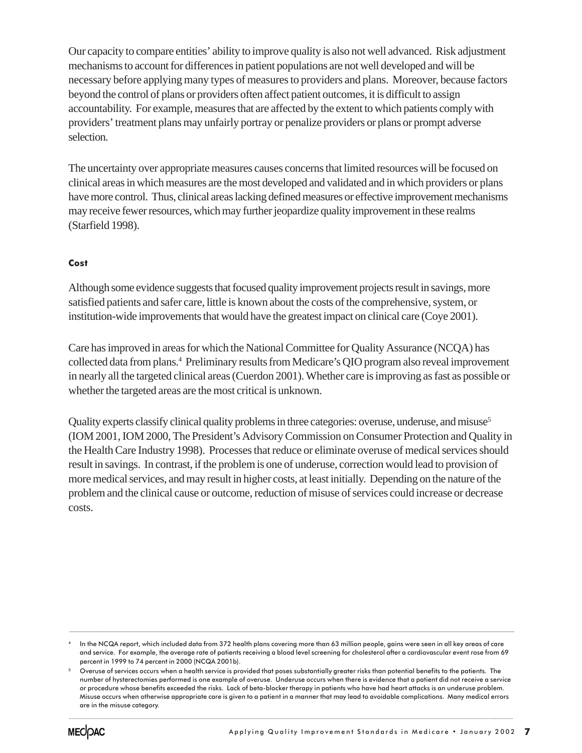Our capacity to compare entities' ability to improve quality is also not well advanced. Risk adjustment mechanisms to account for differences in patient populations are not well developed and will be necessary before applying many types of measures to providers and plans. Moreover, because factors beyond the control of plans or providers often affect patient outcomes, it is difficult to assign accountability. For example, measures that are affected by the extent to which patients comply with providers' treatment plans may unfairly portray or penalize providers or plans or prompt adverse selection.

The uncertainty over appropriate measures causes concerns that limited resources will be focused on clinical areas in which measures are the most developed and validated and in which providers or plans have more control. Thus, clinical areas lacking defined measures or effective improvement mechanisms may receive fewer resources, which may further jeopardize quality improvement in these realms (Starfield 1998).

#### Cost

Although some evidence suggests that focused quality improvement projects result in savings, more satisfied patients and safer care, little is known about the costs of the comprehensive, system, or institution-wide improvements that would have the greatest impact on clinical care (Coye 2001).

Care has improved in areas for which the National Committee for Quality Assurance (NCQA) has collected data from plans.[4] Preliminary results from Medicare's QIO program also reveal improvement in nearly all the targeted clinical areas (Cuerdon 2001). Whether care is improving as fast as possible or whether the targeted areas are the most critical is unknown.

Quality experts classify clinical quality problems in three categories: overuse, underuse, and misuse[5] (IOM 2001, IOM 2000, The President's Advisory Commission on Consumer Protection and Quality in the Health Care Industry 1998). Processes that reduce or eliminate overuse of medical services should result in savings. In contrast, if the problem is one of underuse, correction would lead to provision of more medical services, and may result in higher costs, at least initially. Depending on the nature of the problem and the clinical cause or outcome, reduction of misuse of services could increase or decrease costs.

---

[4] In the NCQA report, which included data from 372 health plans covering more than 63 million people, gains were seen in all key areas of care and service. For example, the average rate of patients receiving a blood level screening for cholesterol after a cardiovascular event rose from 69 percent in 1999 to 74 percent in 2000 (NCQA 2001b).

[5] Overuse of services occurs when a health service is provided that poses substantially greater risks than potential benefits to the patients. The number of hysterectomies performed is one example of overuse. Underuse occurs when there is evidence that a patient did not receive a service or procedure whose benefits exceeded the risks. Lack of beta-blocker therapy in patients who have had heart attacks is an underuse problem. Misuse occurs when otherwise appropriate care is given to a patient in a manner that may lead to avoidable complications. Many medical errors are in the misuse category.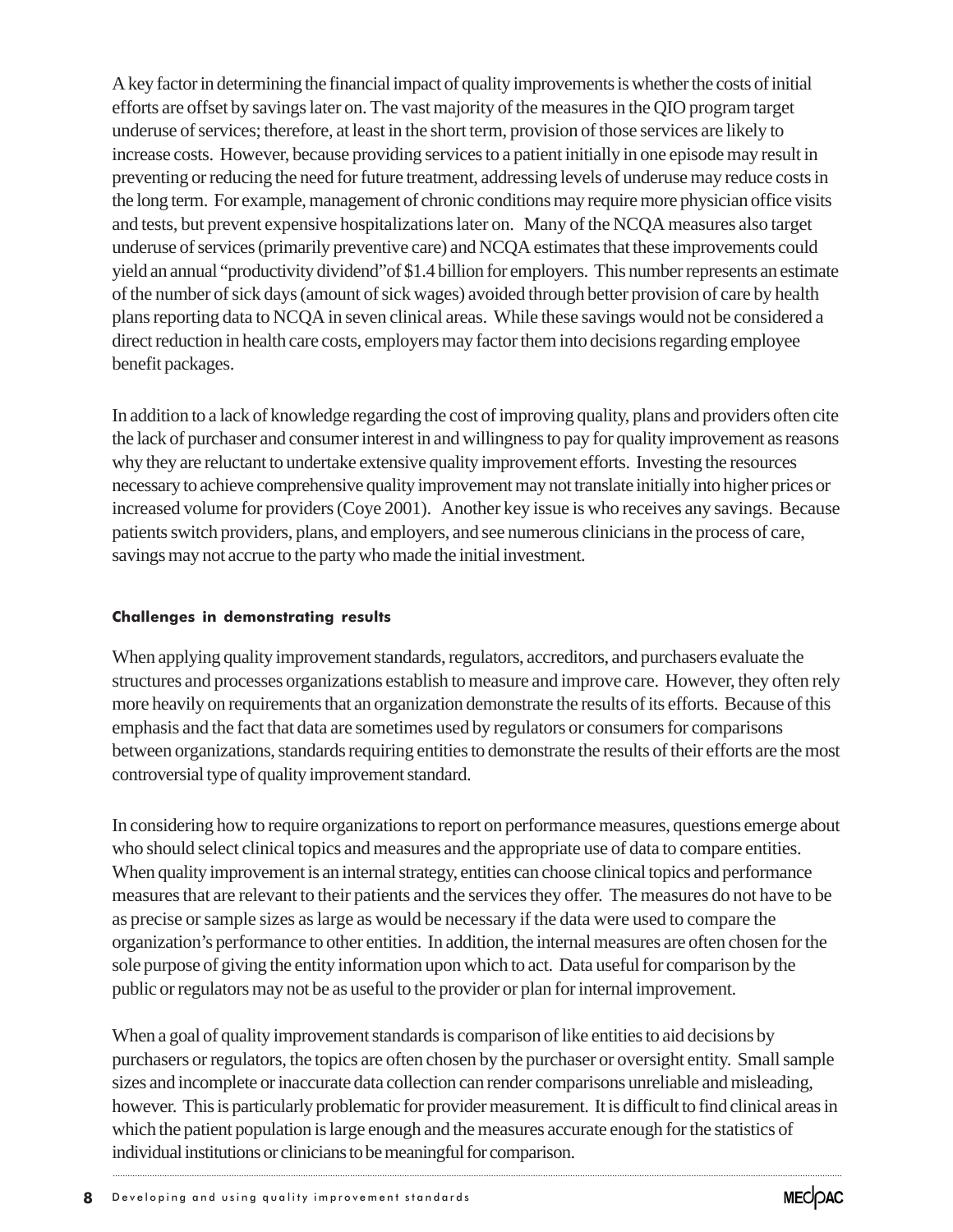A key factor in determining the financial impact of quality improvements is whether the costs of initial efforts are offset by savings later on. The vast majority of the measures in the QIO program target underuse of services; therefore, at least in the short term, provision of those services are likely to increase costs. However, because providing services to a patient initially in one episode may result in preventing or reducing the need for future treatment, addressing levels of underuse may reduce costs in the long term. For example, management of chronic conditions may require more physician office visits and tests, but prevent expensive hospitalizations later on. Many of the NCQA measures also target underuse of services (primarily preventive care) and NCQA estimates that these improvements could yield an annual "productivity dividend"of $1.4 billion for employers. This number represents an estimate of the number of sick days (amount of sick wages) avoided through better provision of care by health plans reporting data to NCQA in seven clinical areas. While these savings would not be considered a direct reduction in health care costs, employers may factor them into decisions regarding employee benefit packages.

In addition to a lack of knowledge regarding the cost of improving quality, plans and providers often cite the lack of purchaser and consumer interest in and willingness to pay for quality improvement as reasons why they are reluctant to undertake extensive quality improvement efforts. Investing the resources necessary to achieve comprehensive quality improvement may not translate initially into higher prices or increased volume for providers (Coye 2001). Another key issue is who receives any savings. Because patients switch providers, plans, and employers, and see numerous clinicians in the process of care, savings may not accrue to the party who made the initial investment.

#### Challenges in demonstrating results

When applying quality improvement standards, regulators, accreditors, and purchasers evaluate the structures and processes organizations establish to measure and improve care. However, they often rely more heavily on requirements that an organization demonstrate the results of its efforts. Because of this emphasis and the fact that data are sometimes used by regulators or consumers for comparisons between organizations, standards requiring entities to demonstrate the results of their efforts are the most controversial type of quality improvement standard.

In considering how to require organizations to report on performance measures, questions emerge about who should select clinical topics and measures and the appropriate use of data to compare entities. When quality improvement is an internal strategy, entities can choose clinical topics and performance measures that are relevant to their patients and the services they offer. The measures do not have to be as precise or sample sizes as large as would be necessary if the data were used to compare the organization's performance to other entities. In addition, the internal measures are often chosen for the sole purpose of giving the entity information upon which to act. Data useful for comparison by the public or regulators may not be as useful to the provider or plan for internal improvement.

When a goal of quality improvement standards is comparison of like entities to aid decisions by purchasers or regulators, the topics are often chosen by the purchaser or oversight entity. Small sample sizes and incomplete or inaccurate data collection can render comparisons unreliable and misleading, however. This is particularly problematic for provider measurement. It is difficult to find clinical areas in which the patient population is large enough and the measures accurate enough for the statistics of individual institutions or clinicians to be meaningful for comparison.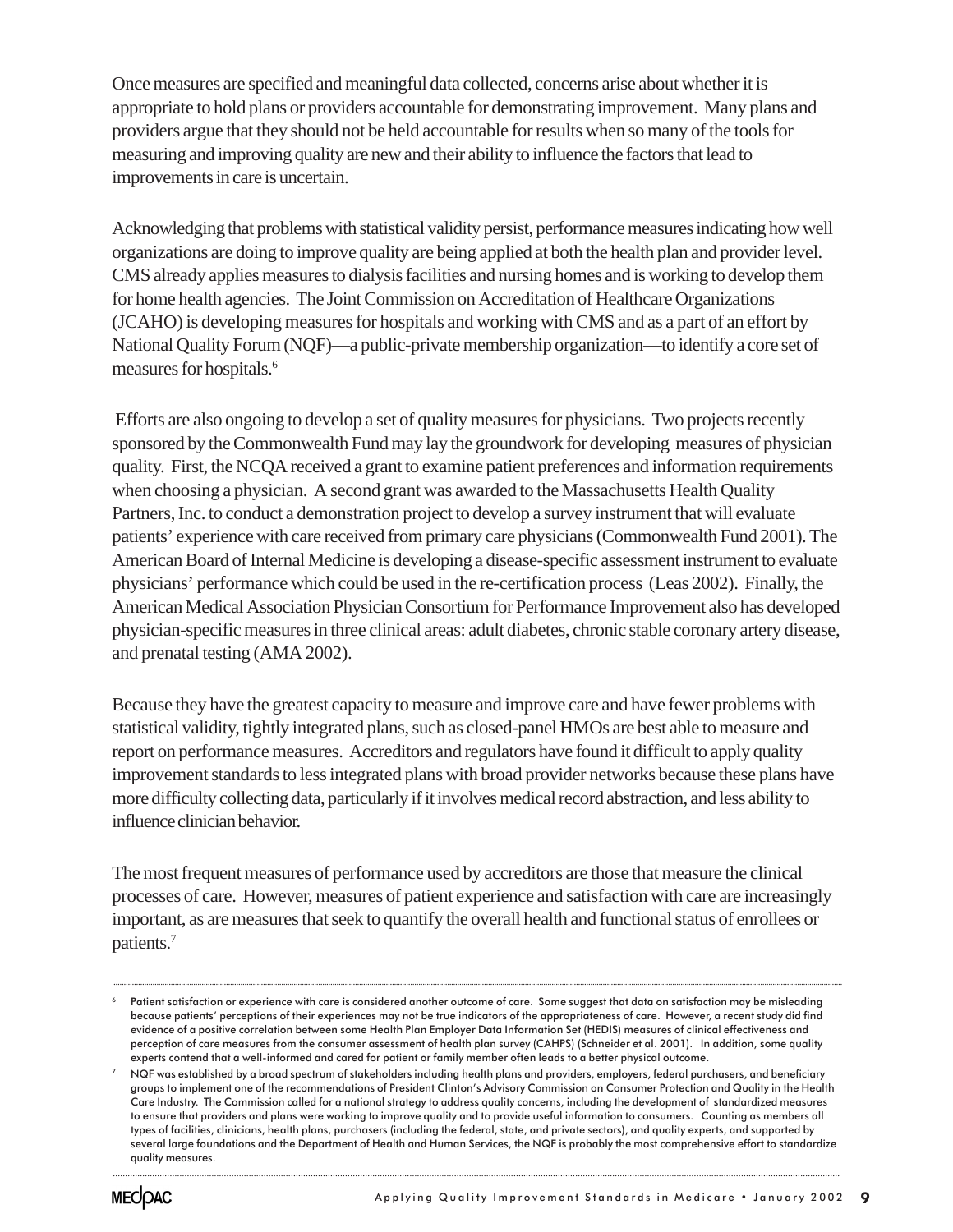Once measures are specified and meaningful data collected, concerns arise about whether it is appropriate to hold plans or providers accountable for demonstrating improvement. Many plans and providers argue that they should not be held accountable for results when so many of the tools for measuring and improving quality are new and their ability to influence the factors that lead to improvements in care is uncertain.

Acknowledging that problems with statistical validity persist, performance measures indicating how well organizations are doing to improve quality are being applied at both the health plan and provider level. CMS already applies measures to dialysis facilities and nursing homes and is working to develop them for home health agencies. The Joint Commission on Accreditation of Healthcare Organizations (JCAHO) is developing measures for hospitals and working with CMS and as a part of an effort by National Quality Forum (NQF)—a public-private membership organization—to identify a core set of measures for hospitals.[6]

Efforts are also ongoing to develop a set of quality measures for physicians. Two projects recently sponsored by the Commonwealth Fund may lay the groundwork for developing measures of physician quality. First, the NCQA received a grant to examine patient preferences and information requirements when choosing a physician. A second grant was awarded to the Massachusetts Health Quality Partners, Inc. to conduct a demonstration project to develop a survey instrument that will evaluate patients' experience with care received from primary care physicians (Commonwealth Fund 2001). The American Board of Internal Medicine is developing a disease-specific assessment instrument to evaluate physicians' performance which could be used in the re-certification process (Leas 2002). Finally, the American Medical Association Physician Consortium for Performance Improvement also has developed physician-specific measures in three clinical areas: adult diabetes, chronic stable coronary artery disease, and prenatal testing (AMA 2002).

Because they have the greatest capacity to measure and improve care and have fewer problems with statistical validity, tightly integrated plans, such as closed-panel HMOs are best able to measure and report on performance measures. Accreditors and regulators have found it difficult to apply quality improvement standards to less integrated plans with broad provider networks because these plans have more difficulty collecting data, particularly if it involves medical record abstraction, and less ability to influence clinician behavior.

The most frequent measures of performance used by accreditors are those that measure the clinical processes of care. However, measures of patient experience and satisfaction with care are increasingly important, as are measures that seek to quantify the overall health and functional status of enrollees or patients.[7]

---

[6] Patient satisfaction or experience with care is considered another outcome of care. Some suggest that data on satisfaction may be misleading because patients' perceptions of their experiences may not be true indicators of the appropriateness of care. However, a recent study did find evidence of a positive correlation between some Health Plan Employer Data Information Set (HEDIS) measures of clinical effectiveness and perception of care measures from the consumer assessment of health plan survey (CAHPS) (Schneider et al. 2001). In addition, some quality experts contend that a well-informed and cared for patient or family member often leads to a better physical outcome.

[7] NQF was established by a broad spectrum of stakeholders including health plans and providers, employers, federal purchasers, and beneficiary groups to implement one of the recommendations of President Clinton's Advisory Commission on Consumer Protection and Quality in the Health Care Industry. The Commission called for a national strategy to address quality concerns, including the development of standardized measures to ensure that providers and plans were working to improve quality and to provide useful information to consumers. Counting as members all types of facilities, clinicians, health plans, purchasers (including the federal, state, and private sectors), and quality experts, and supported by several large foundations and the Department of Health and Human Services, the NQF is probably the most comprehensive effort to standardize quality measures.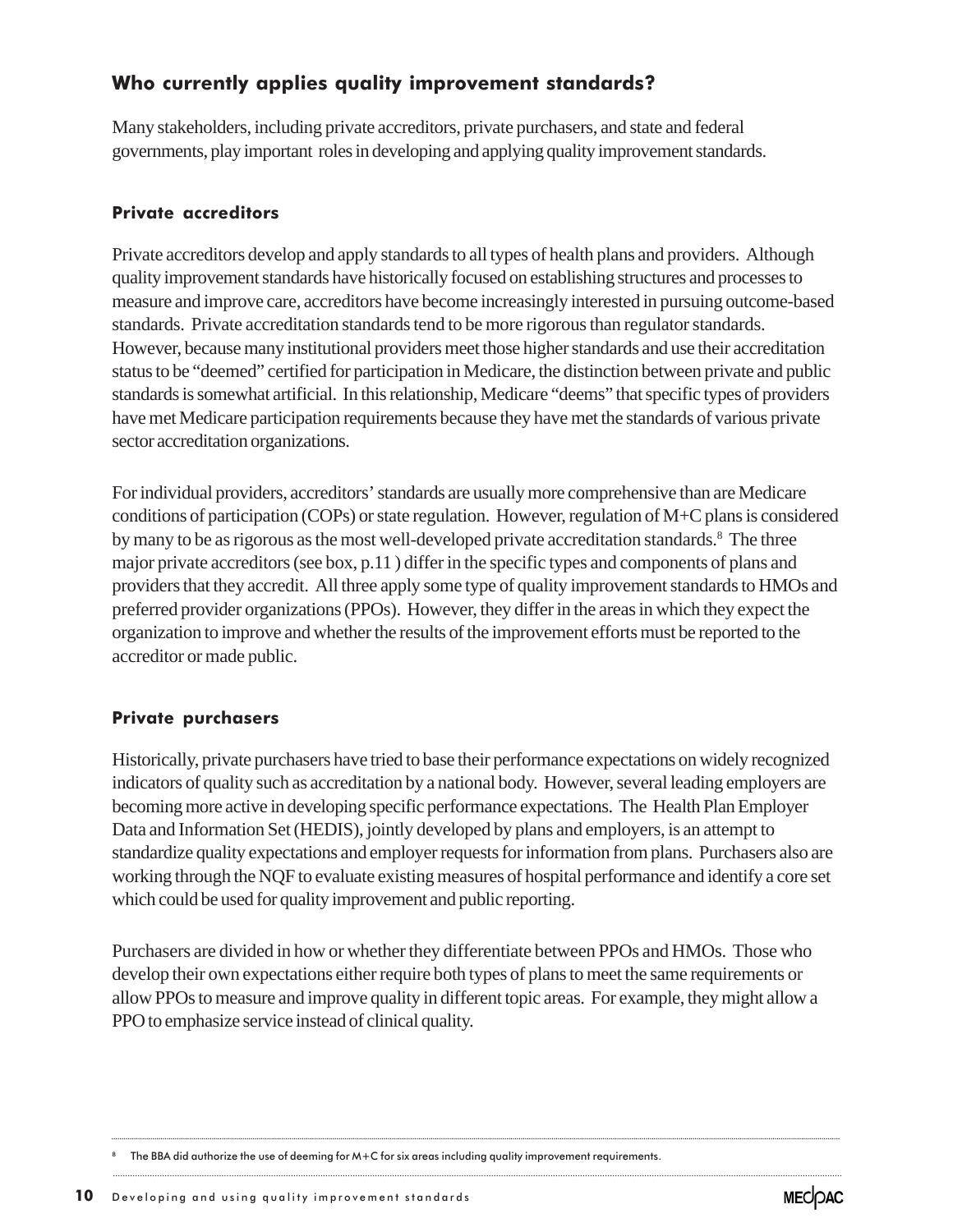## Who currently applies quality improvement standards?

Many stakeholders, including private accreditors, private purchasers, and state and federal governments, play important roles in developing and applying quality improvement standards.

### Private accreditors

Private accreditors develop and apply standards to all types of health plans and providers. Although quality improvement standards have historically focused on establishing structures and processes to measure and improve care, accreditors have become increasingly interested in pursuing outcome-based standards. Private accreditation standards tend to be more rigorous than regulator standards. However, because many institutional providers meet those higher standards and use their accreditation status to be "deemed" certified for participation in Medicare, the distinction between private and public standards is somewhat artificial. In this relationship, Medicare "deems" that specific types of providers have met Medicare participation requirements because they have met the standards of various private sector accreditation organizations.

For individual providers, accreditors' standards are usually more comprehensive than are Medicare conditions of participation (COPs) or state regulation. However, regulation of M+C plans is considered by many to be as rigorous as the most well-developed private accreditation standards.[8] The three major private accreditors (see box, p.11 ) differ in the specific types and components of plans and providers that they accredit. All three apply some type of quality improvement standards to HMOs and preferred provider organizations (PPOs). However, they differ in the areas in which they expect the organization to improve and whether the results of the improvement efforts must be reported to the accreditor or made public.

### Private purchasers

Historically, private purchasers have tried to base their performance expectations on widely recognized indicators of quality such as accreditation by a national body. However, several leading employers are becoming more active in developing specific performance expectations. The Health Plan Employer Data and Information Set (HEDIS), jointly developed by plans and employers, is an attempt to standardize quality expectations and employer requests for information from plans. Purchasers also are working through the NQF to evaluate existing measures of hospital performance and identify a core set which could be used for quality improvement and public reporting.

Purchasers are divided in how or whether they differentiate between PPOs and HMOs. Those who develop their own expectations either require both types of plans to meet the same requirements or allow PPOs to measure and improve quality in different topic areas. For example, they might allow a PPO to emphasize service instead of clinical quality.

---

[8] The BBA did authorize the use of deeming for M+C for six areas including quality improvement requirements.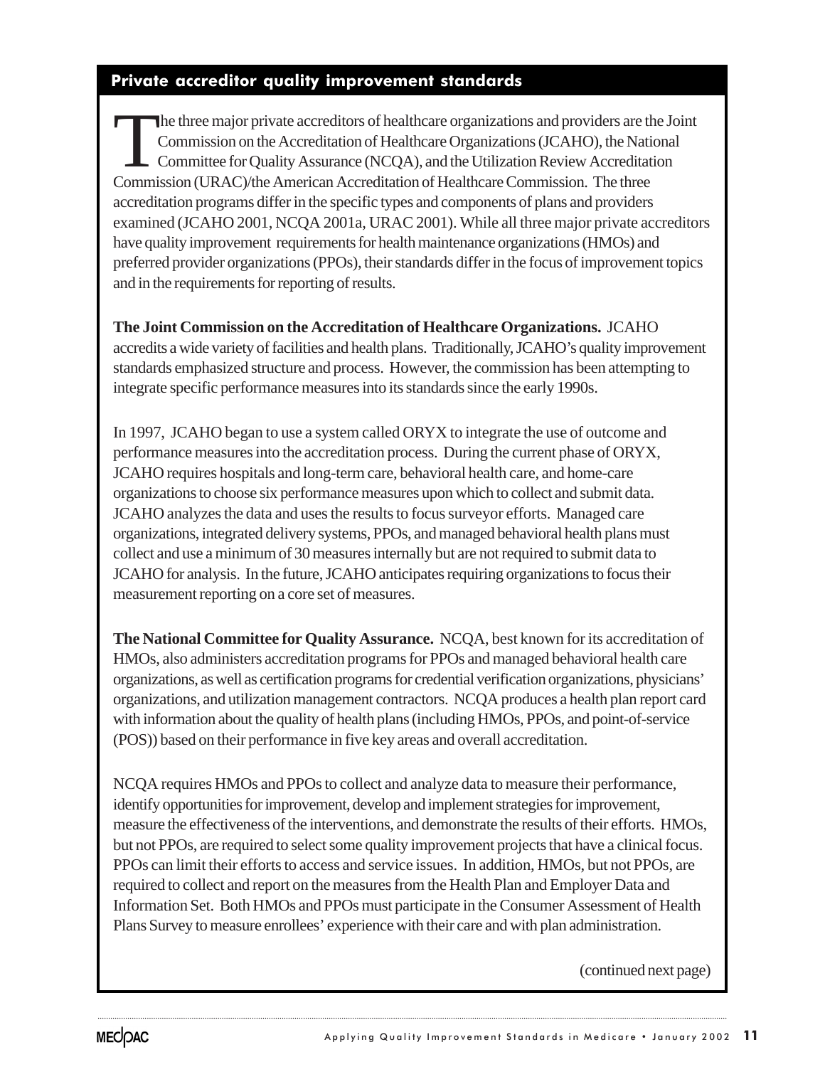## Private accreditor quality improvement standards

The three major private accreditors of healthcare organizations and providers are the Joint Commission on the Accreditation of Healthcare Organizations (JCAHO), the National Committee for Quality Assurance (NCQA), and the Utilization Review Accreditation Commission (URAC)/the American Accreditation of Healthcare Commission. The three accreditation programs differ in the specific types and components of plans and providers examined (JCAHO 2001, NCQA 2001a, URAC 2001). While all three major private accreditors have quality improvement requirements for health maintenance organizations (HMOs) and preferred provider organizations (PPOs), their standards differ in the focus of improvement topics and in the requirements for reporting of results.

**The Joint Commission on the Accreditation of Healthcare Organizations.** JCAHO accredits a wide variety of facilities and health plans. Traditionally, JCAHO's quality improvement standards emphasized structure and process. However, the commission has been attempting to integrate specific performance measures into its standards since the early 1990s.

In 1997, JCAHO began to use a system called ORYX to integrate the use of outcome and performance measures into the accreditation process. During the current phase of ORYX, JCAHO requires hospitals and long-term care, behavioral health care, and home-care organizations to choose six performance measures upon which to collect and submit data. JCAHO analyzes the data and uses the results to focus surveyor efforts. Managed care organizations, integrated delivery systems, PPOs, and managed behavioral health plans must collect and use a minimum of 30 measures internally but are not required to submit data to JCAHO for analysis. In the future, JCAHO anticipates requiring organizations to focus their measurement reporting on a core set of measures.

**The National Committee for Quality Assurance.** NCQA, best known for its accreditation of HMOs, also administers accreditation programs for PPOs and managed behavioral health care organizations, as well as certification programs for credential verification organizations, physicians' organizations, and utilization management contractors. NCQA produces a health plan report card with information about the quality of health plans (including HMOs, PPOs, and point-of-service (POS)) based on their performance in five key areas and overall accreditation.

NCQA requires HMOs and PPOs to collect and analyze data to measure their performance, identify opportunities for improvement, develop and implement strategies for improvement, measure the effectiveness of the interventions, and demonstrate the results of their efforts. HMOs, but not PPOs, are required to select some quality improvement projects that have a clinical focus. PPOs can limit their efforts to access and service issues. In addition, HMOs, but not PPOs, are required to collect and report on the measures from the Health Plan and Employer Data and Information Set. Both HMOs and PPOs must participate in the Consumer Assessment of Health Plans Survey to measure enrollees' experience with their care and with plan administration.

(continued next page)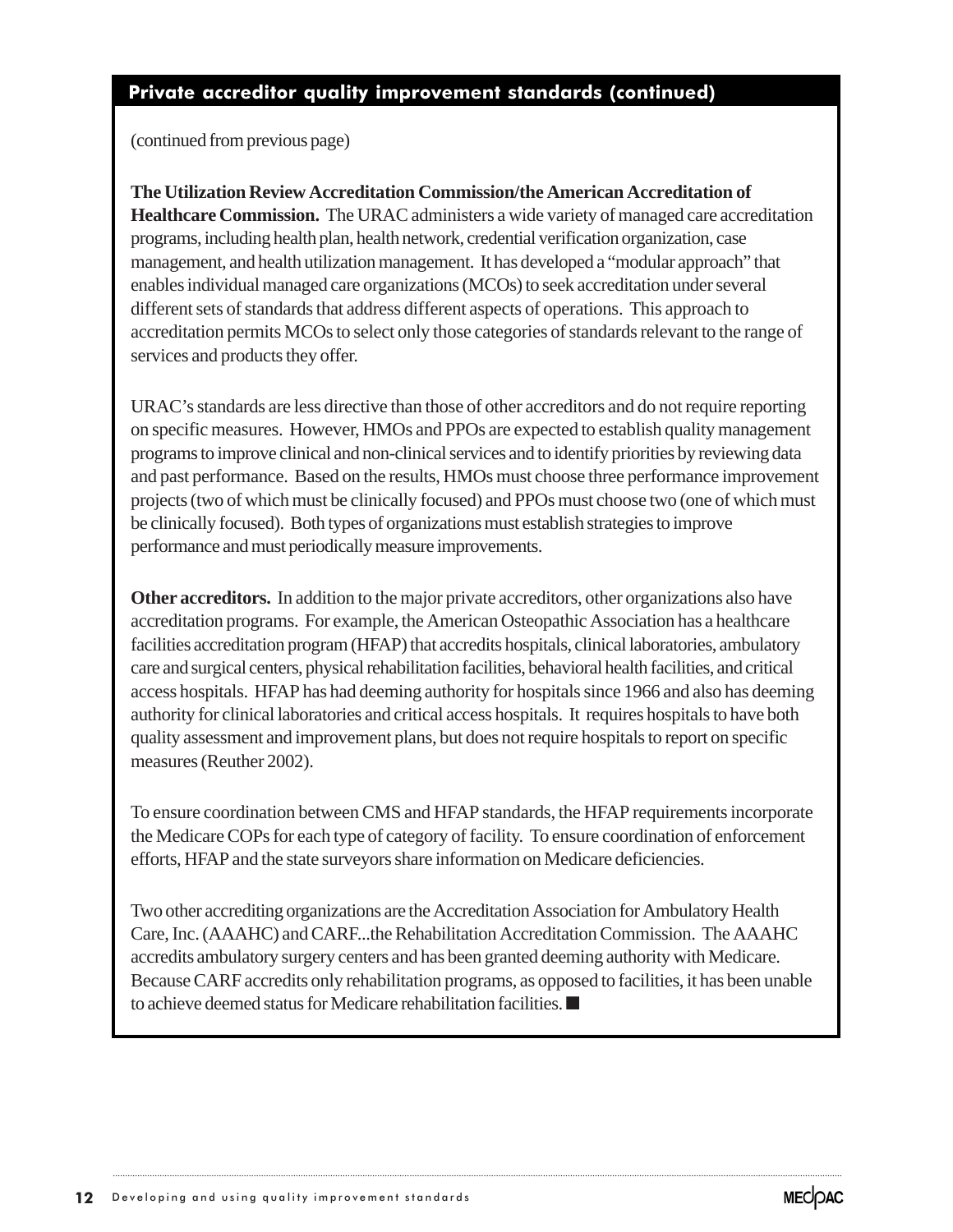## Private accreditor quality improvement standards (continued)

(continued from previous page)

**The Utilization Review Accreditation Commission/the American Accreditation of Healthcare Commission.** The URAC administers a wide variety of managed care accreditation programs, including health plan, health network, credential verification organization, case management, and health utilization management. It has developed a "modular approach" that enables individual managed care organizations (MCOs) to seek accreditation under several different sets of standards that address different aspects of operations. This approach to accreditation permits MCOs to select only those categories of standards relevant to the range of services and products they offer.

URAC's standards are less directive than those of other accreditors and do not require reporting on specific measures. However, HMOs and PPOs are expected to establish quality management programs to improve clinical and non-clinical services and to identify priorities by reviewing data and past performance. Based on the results, HMOs must choose three performance improvement projects (two of which must be clinically focused) and PPOs must choose two (one of which must be clinically focused). Both types of organizations must establish strategies to improve performance and must periodically measure improvements.

**Other accreditors.** In addition to the major private accreditors, other organizations also have accreditation programs. For example, the American Osteopathic Association has a healthcare facilities accreditation program (HFAP) that accredits hospitals, clinical laboratories, ambulatory care and surgical centers, physical rehabilitation facilities, behavioral health facilities, and critical access hospitals. HFAP has had deeming authority for hospitals since 1966 and also has deeming authority for clinical laboratories and critical access hospitals. It requires hospitals to have both quality assessment and improvement plans, but does not require hospitals to report on specific measures (Reuther 2002).

To ensure coordination between CMS and HFAP standards, the HFAP requirements incorporate the Medicare COPs for each type of category of facility. To ensure coordination of enforcement efforts, HFAP and the state surveyors share information on Medicare deficiencies.

Two other accrediting organizations are the Accreditation Association for Ambulatory Health Care, Inc. (AAAHC) and CARF...the Rehabilitation Accreditation Commission. The AAAHC accredits ambulatory surgery centers and has been granted deeming authority with Medicare. Because CARF accredits only rehabilitation programs, as opposed to facilities, it has been unable to achieve deemed status for Medicare rehabilitation facilities. ■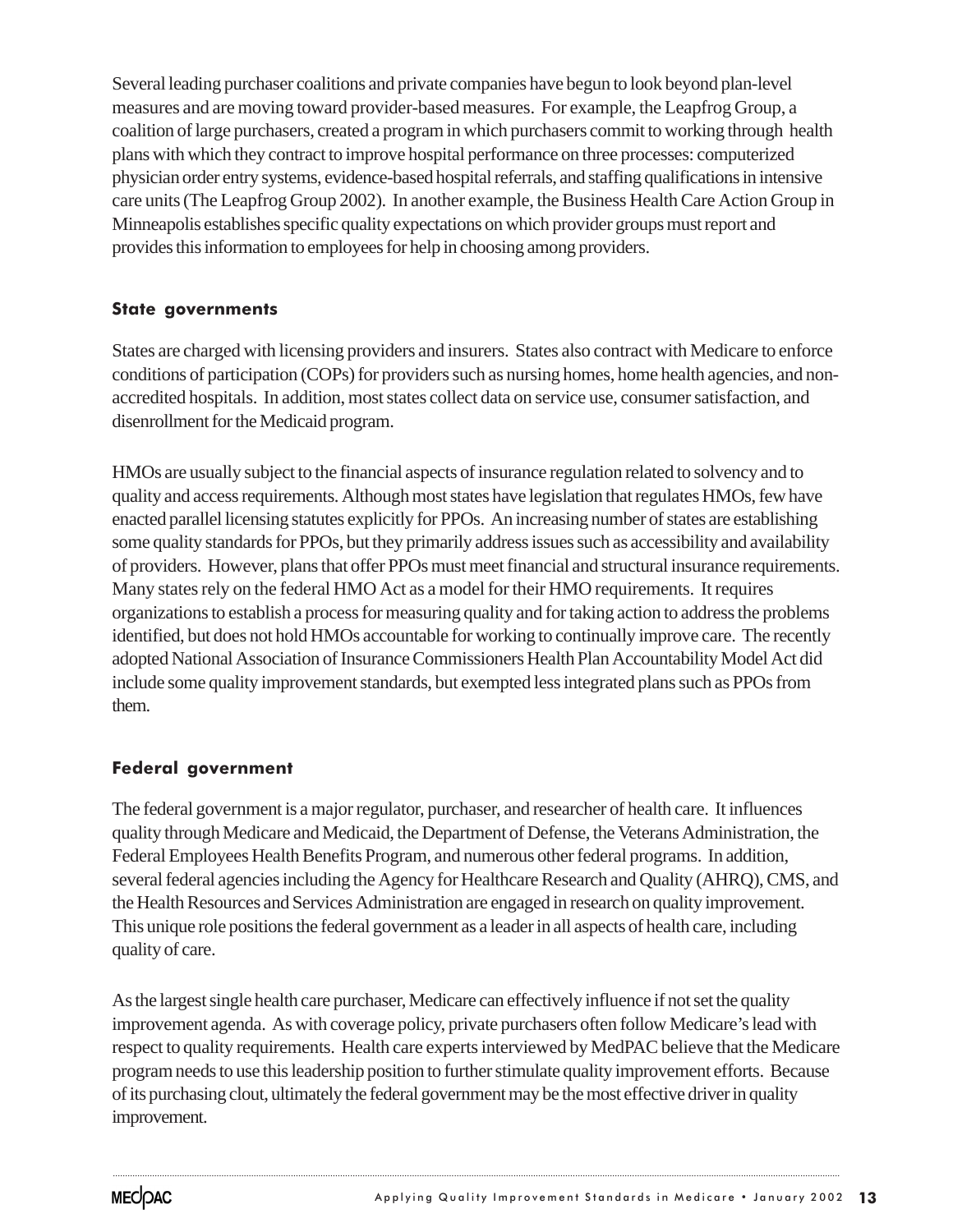Several leading purchaser coalitions and private companies have begun to look beyond plan-level measures and are moving toward provider-based measures. For example, the Leapfrog Group, a coalition of large purchasers, created a program in which purchasers commit to working through health plans with which they contract to improve hospital performance on three processes: computerized physician order entry systems, evidence-based hospital referrals, and staffing qualifications in intensive care units (The Leapfrog Group 2002). In another example, the Business Health Care Action Group in Minneapolis establishes specific quality expectations on which provider groups must report and provides this information to employees for help in choosing among providers.

### State governments

States are charged with licensing providers and insurers. States also contract with Medicare to enforce conditions of participation (COPs) for providers such as nursing homes, home health agencies, and non-accredited hospitals. In addition, most states collect data on service use, consumer satisfaction, and disenrollment for the Medicaid program.

HMOs are usually subject to the financial aspects of insurance regulation related to solvency and to quality and access requirements. Although most states have legislation that regulates HMOs, few have enacted parallel licensing statutes explicitly for PPOs. An increasing number of states are establishing some quality standards for PPOs, but they primarily address issues such as accessibility and availability of providers. However, plans that offer PPOs must meet financial and structural insurance requirements. Many states rely on the federal HMO Act as a model for their HMO requirements. It requires organizations to establish a process for measuring quality and for taking action to address the problems identified, but does not hold HMOs accountable for working to continually improve care. The recently adopted National Association of Insurance Commissioners Health Plan Accountability Model Act did include some quality improvement standards, but exempted less integrated plans such as PPOs from them.

### Federal government

The federal government is a major regulator, purchaser, and researcher of health care. It influences quality through Medicare and Medicaid, the Department of Defense, the Veterans Administration, the Federal Employees Health Benefits Program, and numerous other federal programs. In addition, several federal agencies including the Agency for Healthcare Research and Quality (AHRQ), CMS, and the Health Resources and Services Administration are engaged in research on quality improvement. This unique role positions the federal government as a leader in all aspects of health care, including quality of care.

As the largest single health care purchaser, Medicare can effectively influence if not set the quality improvement agenda. As with coverage policy, private purchasers often follow Medicare's lead with respect to quality requirements. Health care experts interviewed by MedPAC believe that the Medicare program needs to use this leadership position to further stimulate quality improvement efforts. Because of its purchasing clout, ultimately the federal government may be the most effective driver in quality improvement.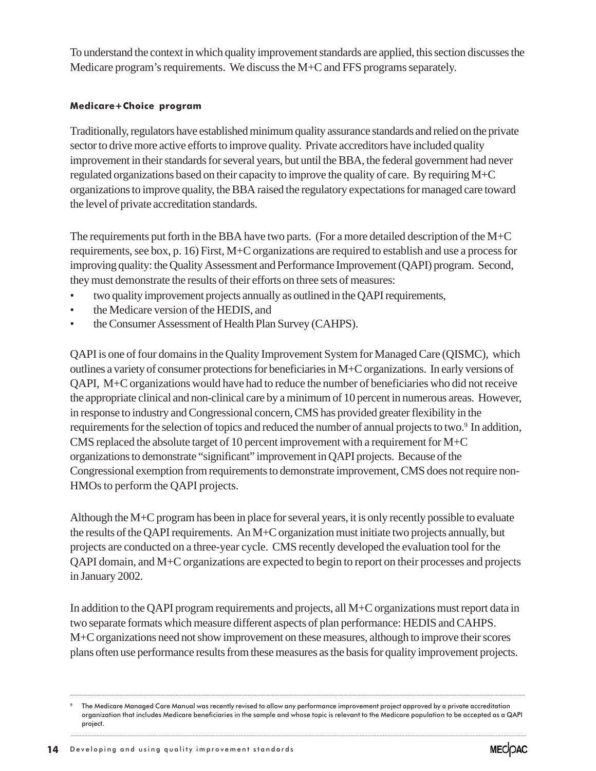To understand the context in which quality improvement standards are applied, this section discusses the Medicare program's requirements. We discuss the M+C and FFS programs separately.

#### Medicare+Choice program

Traditionally, regulators have established minimum quality assurance standards and relied on the private sector to drive more active efforts to improve quality. Private accreditors have included quality improvement in their standards for several years, but until the BBA, the federal government had never regulated organizations based on their capacity to improve the quality of care. By requiring M+C organizations to improve quality, the BBA raised the regulatory expectations for managed care toward the level of private accreditation standards.

The requirements put forth in the BBA have two parts. (For a more detailed description of the M+C requirements, see box, p. 16) First, M+C organizations are required to establish and use a process for improving quality: the Quality Assessment and Performance Improvement (QAPI) program. Second, they must demonstrate the results of their efforts on three sets of measures:

- two quality improvement projects annually as outlined in the QAPI requirements,
- the Medicare version of the HEDIS, and
- the Consumer Assessment of Health Plan Survey (CAHPS).

QAPI is one of four domains in the Quality Improvement System for Managed Care (QISMC), which outlines a variety of consumer protections for beneficiaries in M+C organizations. In early versions of QAPI, M+C organizations would have had to reduce the number of beneficiaries who did not receive the appropriate clinical and non-clinical care by a minimum of 10 percent in numerous areas. However, in response to industry and Congressional concern, CMS has provided greater flexibility in the requirements for the selection of topics and reduced the number of annual projects to two.[9] In addition, CMS replaced the absolute target of 10 percent improvement with a requirement for M+C organizations to demonstrate "significant" improvement in QAPI projects. Because of the Congressional exemption from requirements to demonstrate improvement, CMS does not require non-HMOs to perform the QAPI projects.

Although the M+C program has been in place for several years, it is only recently possible to evaluate the results of the QAPI requirements. An M+C organization must initiate two projects annually, but projects are conducted on a three-year cycle. CMS recently developed the evaluation tool for the QAPI domain, and M+C organizations are expected to begin to report on their processes and projects in January 2002.

In addition to the QAPI program requirements and projects, all M+C organizations must report data in two separate formats which measure different aspects of plan performance: HEDIS and CAHPS. M+C organizations need not show improvement on these measures, although to improve their scores plans often use performance results from these measures as the basis for quality improvement projects.

[9] The Medicare Managed Care Manual was recently revised to allow any performance improvement project approved by a private accreditation organization that includes Medicare beneficiaries in the sample and whose topic is relevant to the Medicare population to be accepted as a QAPI project.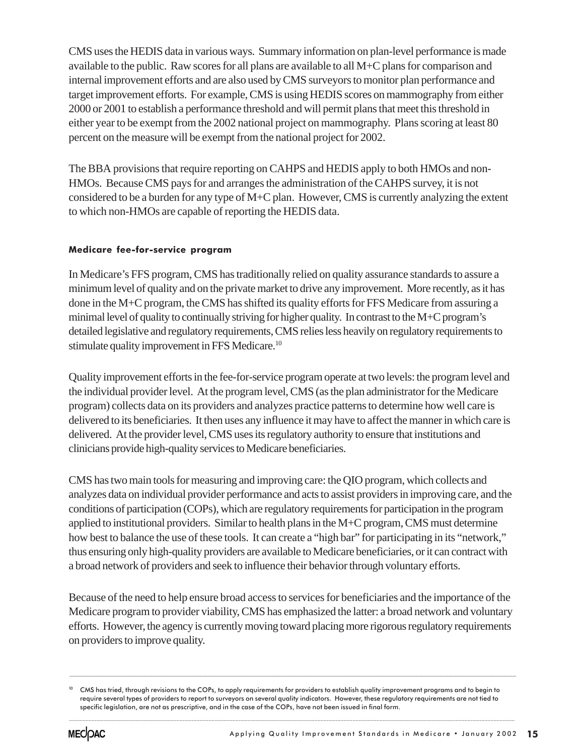CMS uses the HEDIS data in various ways. Summary information on plan-level performance is made available to the public. Raw scores for all plans are available to all M+C plans for comparison and internal improvement efforts and are also used by CMS surveyors to monitor plan performance and target improvement efforts. For example, CMS is using HEDIS scores on mammography from either 2000 or 2001 to establish a performance threshold and will permit plans that meet this threshold in either year to be exempt from the 2002 national project on mammography. Plans scoring at least 80 percent on the measure will be exempt from the national project for 2002.

The BBA provisions that require reporting on CAHPS and HEDIS apply to both HMOs and non-HMOs. Because CMS pays for and arranges the administration of the CAHPS survey, it is not considered to be a burden for any type of M+C plan. However, CMS is currently analyzing the extent to which non-HMOs are capable of reporting the HEDIS data.

#### Medicare fee-for-service program

In Medicare's FFS program, CMS has traditionally relied on quality assurance standards to assure a minimum level of quality and on the private market to drive any improvement. More recently, as it has done in the M+C program, the CMS has shifted its quality efforts for FFS Medicare from assuring a minimal level of quality to continually striving for higher quality. In contrast to the M+C program's detailed legislative and regulatory requirements, CMS relies less heavily on regulatory requirements to stimulate quality improvement in FFS Medicare.[10]

Quality improvement efforts in the fee-for-service program operate at two levels: the program level and the individual provider level. At the program level, CMS (as the plan administrator for the Medicare program) collects data on its providers and analyzes practice patterns to determine how well care is delivered to its beneficiaries. It then uses any influence it may have to affect the manner in which care is delivered. At the provider level, CMS uses its regulatory authority to ensure that institutions and clinicians provide high-quality services to Medicare beneficiaries.

CMS has two main tools for measuring and improving care: the QIO program, which collects and analyzes data on individual provider performance and acts to assist providers in improving care, and the conditions of participation (COPs), which are regulatory requirements for participation in the program applied to institutional providers. Similar to health plans in the M+C program, CMS must determine how best to balance the use of these tools. It can create a "high bar" for participating in its "network," thus ensuring only high-quality providers are available to Medicare beneficiaries, or it can contract with a broad network of providers and seek to influence their behavior through voluntary efforts.

Because of the need to help ensure broad access to services for beneficiaries and the importance of the Medicare program to provider viability, CMS has emphasized the latter: a broad network and voluntary efforts. However, the agency is currently moving toward placing more rigorous regulatory requirements on providers to improve quality.

---

[10] CMS has tried, through revisions to the COPs, to apply requirements for providers to establish quality improvement programs and to begin to require several types of providers to report to surveyors on several quality indicators. However, these regulatory requirements are not tied to specific legislation, are not as prescriptive, and in the case of the COPs, have not been issued in final form.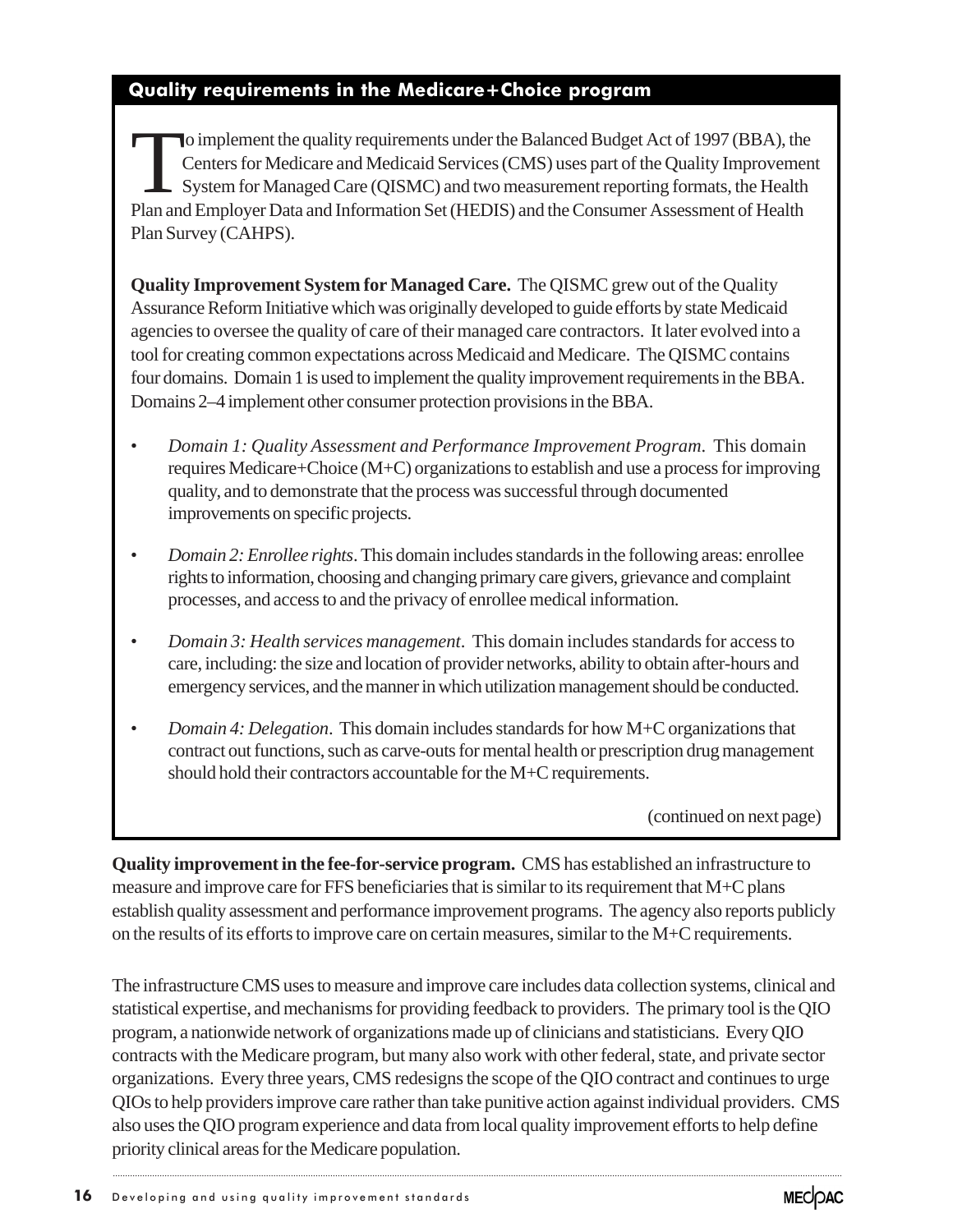## Quality requirements in the Medicare+Choice program

To implement the quality requirements under the Balanced Budget Act of 1997 (BBA), the Centers for Medicare and Medicaid Services (CMS) uses part of the Quality Improvement System for Managed Care (QISMC) and two measurement reporting formats, the Health Plan and Employer Data and Information Set (HEDIS) and the Consumer Assessment of Health Plan Survey (CAHPS).

**Quality Improvement System for Managed Care.** The QISMC grew out of the Quality Assurance Reform Initiative which was originally developed to guide efforts by state Medicaid agencies to oversee the quality of care of their managed care contractors. It later evolved into a tool for creating common expectations across Medicaid and Medicare. The QISMC contains four domains. Domain 1 is used to implement the quality improvement requirements in the BBA. Domains 2–4 implement other consumer protection provisions in the BBA.

- *Domain 1: Quality Assessment and Performance Improvement Program*. This domain requires Medicare+Choice (M+C) organizations to establish and use a process for improving quality, and to demonstrate that the process was successful through documented improvements on specific projects.
- *Domain 2: Enrollee rights*. This domain includes standards in the following areas: enrollee rights to information, choosing and changing primary care givers, grievance and complaint processes, and access to and the privacy of enrollee medical information.
- *Domain 3: Health services management*. This domain includes standards for access to care, including: the size and location of provider networks, ability to obtain after-hours and emergency services, and the manner in which utilization management should be conducted.
- *Domain 4: Delegation*. This domain includes standards for how M+C organizations that contract out functions, such as carve-outs for mental health or prescription drug management should hold their contractors accountable for the M+C requirements.

(continued on next page)

**Quality improvement in the fee-for-service program.** CMS has established an infrastructure to measure and improve care for FFS beneficiaries that is similar to its requirement that M+C plans establish quality assessment and performance improvement programs. The agency also reports publicly on the results of its efforts to improve care on certain measures, similar to the M+C requirements.

The infrastructure CMS uses to measure and improve care includes data collection systems, clinical and statistical expertise, and mechanisms for providing feedback to providers. The primary tool is the QIO program, a nationwide network of organizations made up of clinicians and statisticians. Every QIO contracts with the Medicare program, but many also work with other federal, state, and private sector organizations. Every three years, CMS redesigns the scope of the QIO contract and continues to urge QIOs to help providers improve care rather than take punitive action against individual providers. CMS also uses the QIO program experience and data from local quality improvement efforts to help define priority clinical areas for the Medicare population.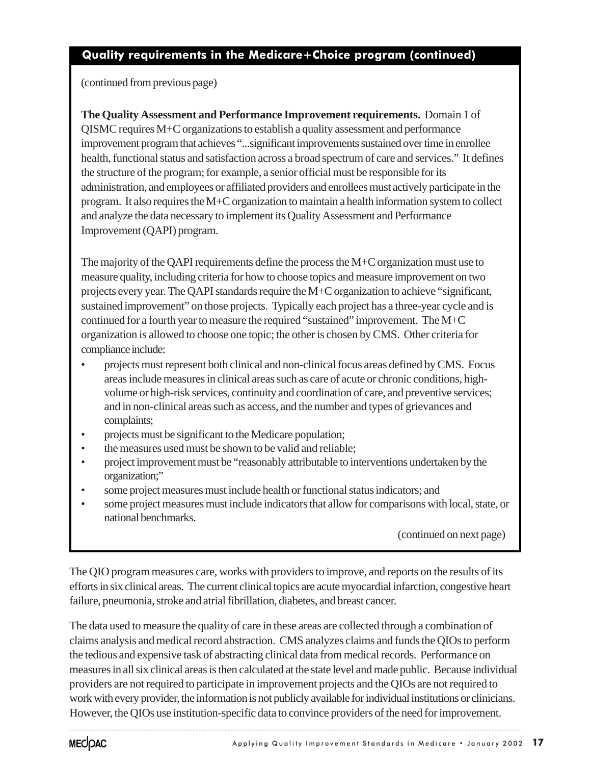### Quality requirements in the Medicare+Choice program (continued)

(continued from previous page)

**The Quality Assessment and Performance Improvement requirements.** Domain 1 of QISMC requires M+C organizations to establish a quality assessment and performance improvement program that achieves "...significant improvements sustained over time in enrollee health, functional status and satisfaction across a broad spectrum of care and services." It defines the structure of the program; for example, a senior official must be responsible for its administration, and employees or affiliated providers and enrollees must actively participate in the program. It also requires the M+C organization to maintain a health information system to collect and analyze the data necessary to implement its Quality Assessment and Performance Improvement (QAPI) program.

The majority of the QAPI requirements define the process the M+C organization must use to measure quality, including criteria for how to choose topics and measure improvement on two projects every year. The QAPI standards require the M+C organization to achieve "significant, sustained improvement" on those projects. Typically each project has a three-year cycle and is continued for a fourth year to measure the required "sustained" improvement. The M+C organization is allowed to choose one topic; the other is chosen by CMS. Other criteria for compliance include:

- projects must represent both clinical and non-clinical focus areas defined by CMS. Focus areas include measures in clinical areas such as care of acute or chronic conditions, high-volume or high-risk services, continuity and coordination of care, and preventive services; and in non-clinical areas such as access, and the number and types of grievances and complaints;
- projects must be significant to the Medicare population;
- the measures used must be shown to be valid and reliable;
- project improvement must be "reasonably attributable to interventions undertaken by the organization;"
- some project measures must include health or functional status indicators; and
- some project measures must include indicators that allow for comparisons with local, state, or national benchmarks.

(continued on next page)

The QIO program measures care, works with providers to improve, and reports on the results of its efforts in six clinical areas. The current clinical topics are acute myocardial infarction, congestive heart failure, pneumonia, stroke and atrial fibrillation, diabetes, and breast cancer.

The data used to measure the quality of care in these areas are collected through a combination of claims analysis and medical record abstraction. CMS analyzes claims and funds the QIOs to perform the tedious and expensive task of abstracting clinical data from medical records. Performance on measures in all six clinical areas is then calculated at the state level and made public. Because individual providers are not required to participate in improvement projects and the QIOs are not required to work with every provider, the information is not publicly available for individual institutions or clinicians. However, the QIOs use institution-specific data to convince providers of the need for improvement.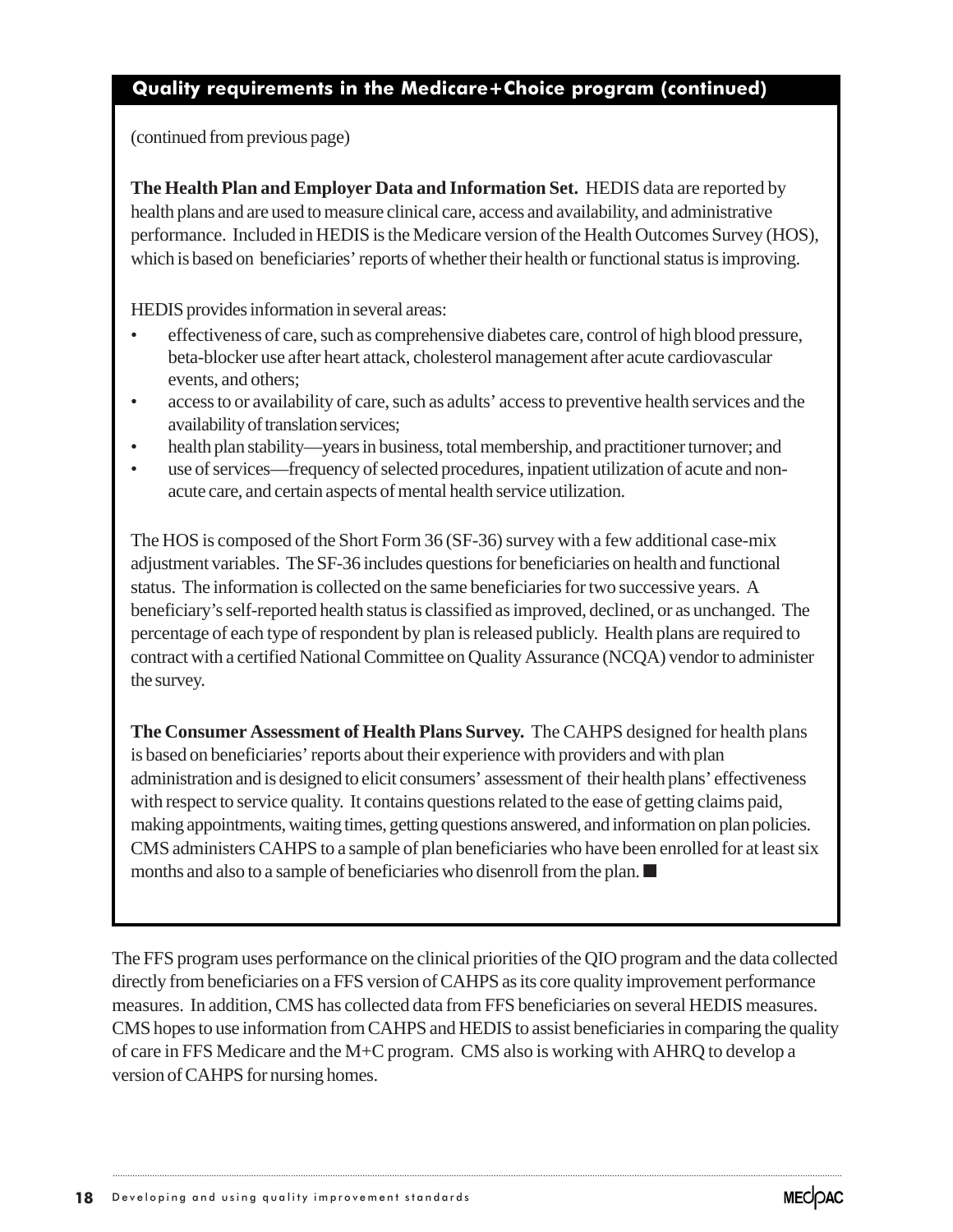### Quality requirements in the Medicare+Choice program (continued)

(continued from previous page)

**The Health Plan and Employer Data and Information Set.** HEDIS data are reported by health plans and are used to measure clinical care, access and availability, and administrative performance. Included in HEDIS is the Medicare version of the Health Outcomes Survey (HOS), which is based on beneficiaries' reports of whether their health or functional status is improving.

HEDIS provides information in several areas:

- effectiveness of care, such as comprehensive diabetes care, control of high blood pressure, beta-blocker use after heart attack, cholesterol management after acute cardiovascular events, and others;
- access to or availability of care, such as adults' access to preventive health services and the availability of translation services;
- health plan stability—years in business, total membership, and practitioner turnover; and
- use of services—frequency of selected procedures, inpatient utilization of acute and non-acute care, and certain aspects of mental health service utilization.

The HOS is composed of the Short Form 36 (SF-36) survey with a few additional case-mix adjustment variables. The SF-36 includes questions for beneficiaries on health and functional status. The information is collected on the same beneficiaries for two successive years. A beneficiary's self-reported health status is classified as improved, declined, or as unchanged. The percentage of each type of respondent by plan is released publicly. Health plans are required to contract with a certified National Committee on Quality Assurance (NCQA) vendor to administer the survey.

**The Consumer Assessment of Health Plans Survey.** The CAHPS designed for health plans is based on beneficiaries' reports about their experience with providers and with plan administration and is designed to elicit consumers' assessment of their health plans' effectiveness with respect to service quality. It contains questions related to the ease of getting claims paid, making appointments, waiting times, getting questions answered, and information on plan policies. CMS administers CAHPS to a sample of plan beneficiaries who have been enrolled for at least six months and also to a sample of beneficiaries who disenroll from the plan. ■

The FFS program uses performance on the clinical priorities of the QIO program and the data collected directly from beneficiaries on a FFS version of CAHPS as its core quality improvement performance measures. In addition, CMS has collected data from FFS beneficiaries on several HEDIS measures. CMS hopes to use information from CAHPS and HEDIS to assist beneficiaries in comparing the quality of care in FFS Medicare and the M+C program. CMS also is working with AHRQ to develop a version of CAHPS for nursing homes.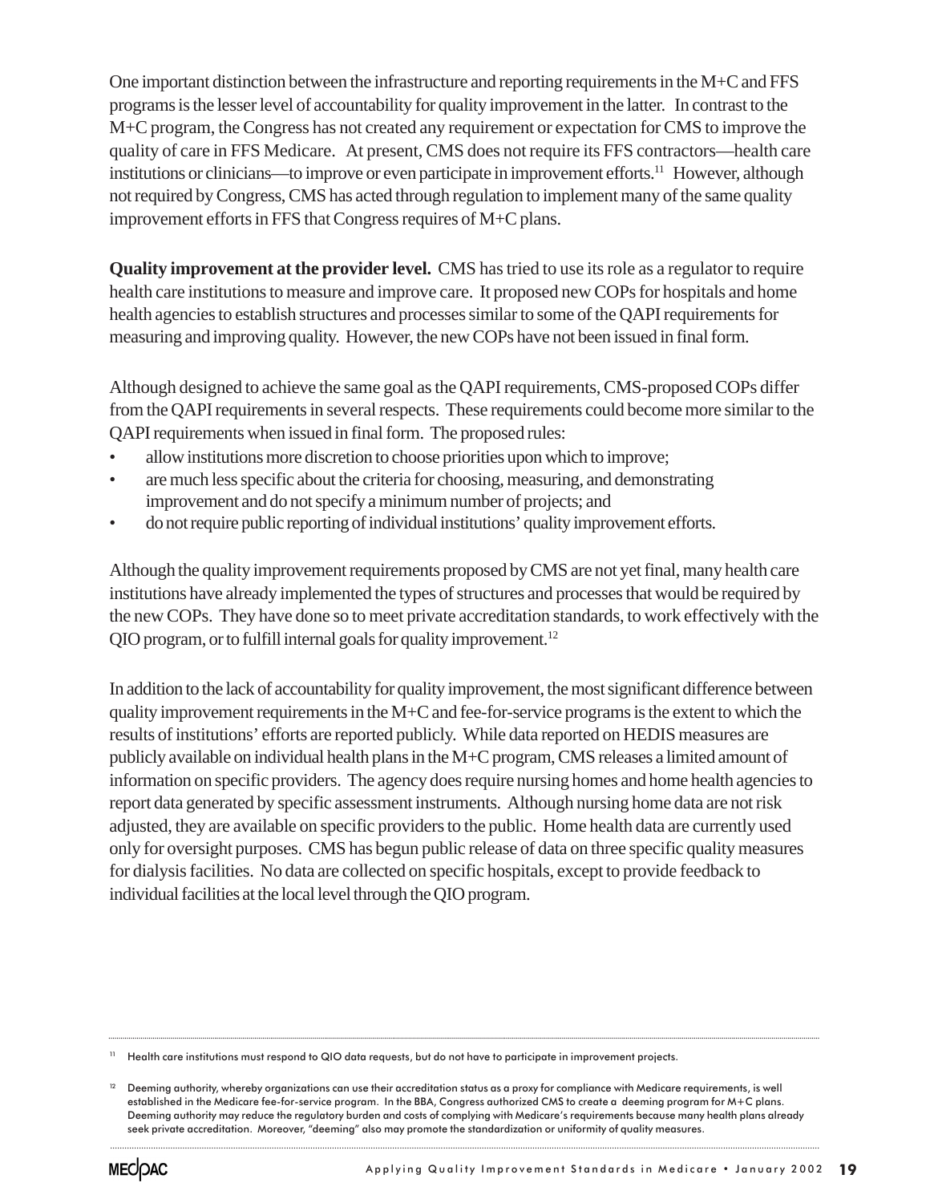One important distinction between the infrastructure and reporting requirements in the M+C and FFS programs is the lesser level of accountability for quality improvement in the latter. In contrast to the M+C program, the Congress has not created any requirement or expectation for CMS to improve the quality of care in FFS Medicare. At present, CMS does not require its FFS contractors—health care institutions or clinicians—to improve or even participate in improvement efforts.[11] However, although not required by Congress, CMS has acted through regulation to implement many of the same quality improvement efforts in FFS that Congress requires of M+C plans.

**Quality improvement at the provider level.** CMS has tried to use its role as a regulator to require health care institutions to measure and improve care. It proposed new COPs for hospitals and home health agencies to establish structures and processes similar to some of the QAPI requirements for measuring and improving quality. However, the new COPs have not been issued in final form.

Although designed to achieve the same goal as the QAPI requirements, CMS-proposed COPs differ from the QAPI requirements in several respects. These requirements could become more similar to the QAPI requirements when issued in final form. The proposed rules:

- allow institutions more discretion to choose priorities upon which to improve;
- are much less specific about the criteria for choosing, measuring, and demonstrating improvement and do not specify a minimum number of projects; and
- do not require public reporting of individual institutions' quality improvement efforts.

Although the quality improvement requirements proposed by CMS are not yet final, many health care institutions have already implemented the types of structures and processes that would be required by the new COPs. They have done so to meet private accreditation standards, to work effectively with the QIO program, or to fulfill internal goals for quality improvement.[12]

In addition to the lack of accountability for quality improvement, the most significant difference between quality improvement requirements in the M+C and fee-for-service programs is the extent to which the results of institutions' efforts are reported publicly. While data reported on HEDIS measures are publicly available on individual health plans in the M+C program, CMS releases a limited amount of information on specific providers. The agency does require nursing homes and home health agencies to report data generated by specific assessment instruments. Although nursing home data are not risk adjusted, they are available on specific providers to the public. Home health data are currently used only for oversight purposes. CMS has begun public release of data on three specific quality measures for dialysis facilities. No data are collected on specific hospitals, except to provide feedback to individual facilities at the local level through the QIO program.

---

[11] Health care institutions must respond to QIO data requests, but do not have to participate in improvement projects.

[12] Deeming authority, whereby organizations can use their accreditation status as a proxy for compliance with Medicare requirements, is well established in the Medicare fee-for-service program. In the BBA, Congress authorized CMS to create a deeming program for M+C plans. Deeming authority may reduce the regulatory burden and costs of complying with Medicare's requirements because many health plans already seek private accreditation. Moreover, "deeming" also may promote the standardization or uniformity of quality measures.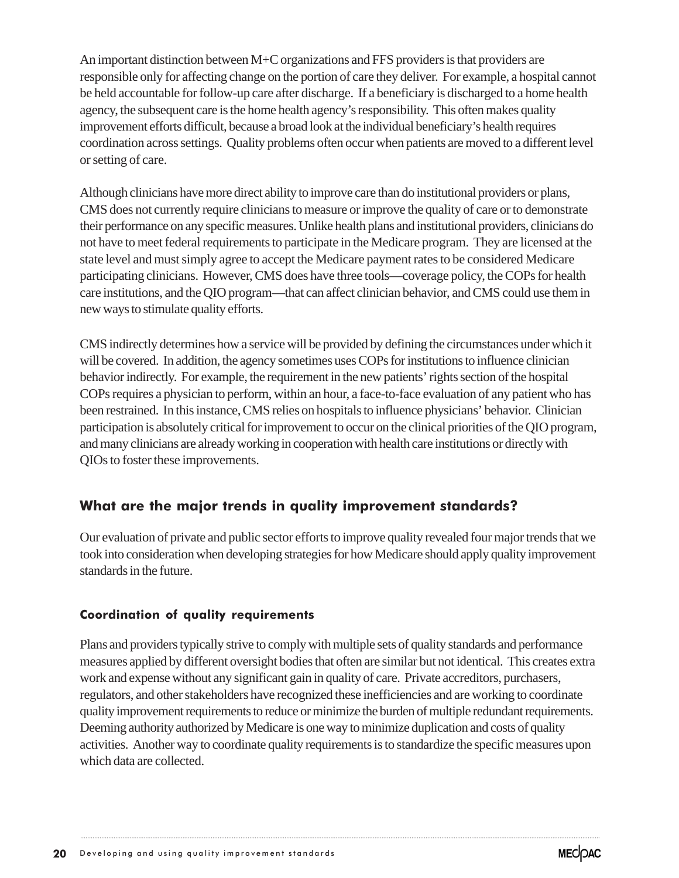An important distinction between M+C organizations and FFS providers is that providers are responsible only for affecting change on the portion of care they deliver. For example, a hospital cannot be held accountable for follow-up care after discharge. If a beneficiary is discharged to a home health agency, the subsequent care is the home health agency's responsibility. This often makes quality improvement efforts difficult, because a broad look at the individual beneficiary's health requires coordination across settings. Quality problems often occur when patients are moved to a different level or setting of care.

Although clinicians have more direct ability to improve care than do institutional providers or plans, CMS does not currently require clinicians to measure or improve the quality of care or to demonstrate their performance on any specific measures. Unlike health plans and institutional providers, clinicians do not have to meet federal requirements to participate in the Medicare program. They are licensed at the state level and must simply agree to accept the Medicare payment rates to be considered Medicare participating clinicians. However, CMS does have three tools—coverage policy, the COPs for health care institutions, and the QIO program—that can affect clinician behavior, and CMS could use them in new ways to stimulate quality efforts.

CMS indirectly determines how a service will be provided by defining the circumstances under which it will be covered. In addition, the agency sometimes uses COPs for institutions to influence clinician behavior indirectly. For example, the requirement in the new patients' rights section of the hospital COPs requires a physician to perform, within an hour, a face-to-face evaluation of any patient who has been restrained. In this instance, CMS relies on hospitals to influence physicians' behavior. Clinician participation is absolutely critical for improvement to occur on the clinical priorities of the QIO program, and many clinicians are already working in cooperation with health care institutions or directly with QIOs to foster these improvements.

## What are the major trends in quality improvement standards?

Our evaluation of private and public sector efforts to improve quality revealed four major trends that we took into consideration when developing strategies for how Medicare should apply quality improvement standards in the future.

### Coordination of quality requirements

Plans and providers typically strive to comply with multiple sets of quality standards and performance measures applied by different oversight bodies that often are similar but not identical. This creates extra work and expense without any significant gain in quality of care. Private accreditors, purchasers, regulators, and other stakeholders have recognized these inefficiencies and are working to coordinate quality improvement requirements to reduce or minimize the burden of multiple redundant requirements. Deeming authority authorized by Medicare is one way to minimize duplication and costs of quality activities. Another way to coordinate quality requirements is to standardize the specific measures upon which data are collected.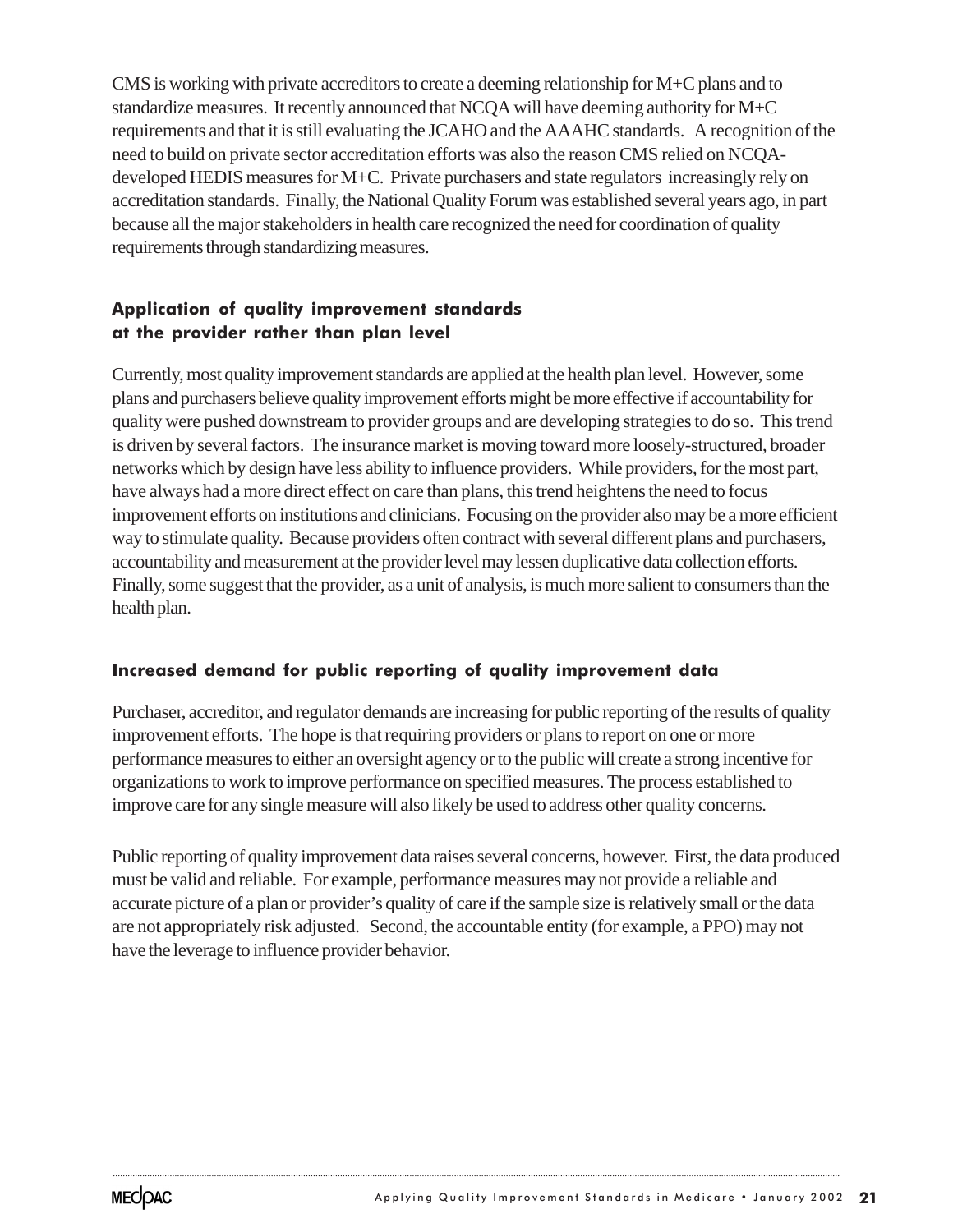CMS is working with private accreditors to create a deeming relationship for M+C plans and to standardize measures. It recently announced that NCQA will have deeming authority for M+C requirements and that it is still evaluating the JCAHO and the AAAHC standards. A recognition of the need to build on private sector accreditation efforts was also the reason CMS relied on NCQA-developed HEDIS measures for M+C. Private purchasers and state regulators increasingly rely on accreditation standards. Finally, the National Quality Forum was established several years ago, in part because all the major stakeholders in health care recognized the need for coordination of quality requirements through standardizing measures.

### Application of quality improvement standards at the provider rather than plan level

Currently, most quality improvement standards are applied at the health plan level. However, some plans and purchasers believe quality improvement efforts might be more effective if accountability for quality were pushed downstream to provider groups and are developing strategies to do so. This trend is driven by several factors. The insurance market is moving toward more loosely-structured, broader networks which by design have less ability to influence providers. While providers, for the most part, have always had a more direct effect on care than plans, this trend heightens the need to focus improvement efforts on institutions and clinicians. Focusing on the provider also may be a more efficient way to stimulate quality. Because providers often contract with several different plans and purchasers, accountability and measurement at the provider level may lessen duplicative data collection efforts. Finally, some suggest that the provider, as a unit of analysis, is much more salient to consumers than the health plan.

### Increased demand for public reporting of quality improvement data

Purchaser, accreditor, and regulator demands are increasing for public reporting of the results of quality improvement efforts. The hope is that requiring providers or plans to report on one or more performance measures to either an oversight agency or to the public will create a strong incentive for organizations to work to improve performance on specified measures. The process established to improve care for any single measure will also likely be used to address other quality concerns.

Public reporting of quality improvement data raises several concerns, however. First, the data produced must be valid and reliable. For example, performance measures may not provide a reliable and accurate picture of a plan or provider's quality of care if the sample size is relatively small or the data are not appropriately risk adjusted. Second, the accountable entity (for example, a PPO) may not have the leverage to influence provider behavior.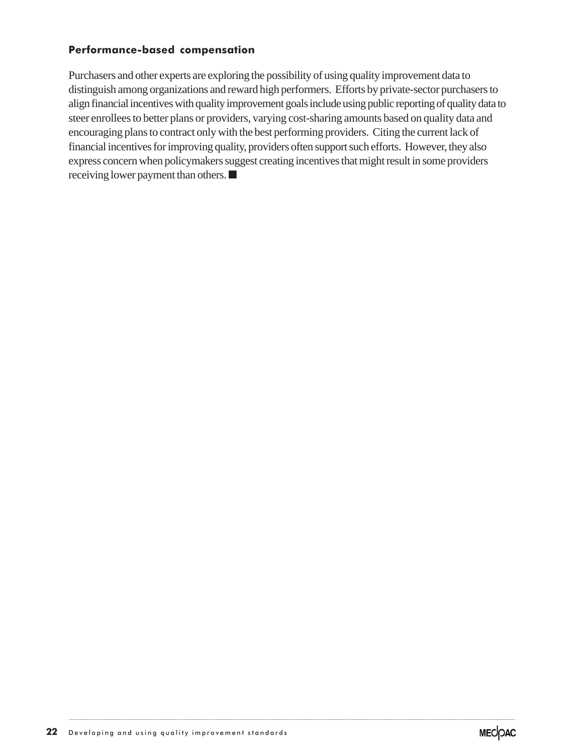### Performance-based compensation

Purchasers and other experts are exploring the possibility of using quality improvement data to distinguish among organizations and reward high performers. Efforts by private-sector purchasers to align financial incentives with quality improvement goals include using public reporting of quality data to steer enrollees to better plans or providers, varying cost-sharing amounts based on quality data and encouraging plans to contract only with the best performing providers. Citing the current lack of financial incentives for improving quality, providers often support such efforts. However, they also express concern when policymakers suggest creating incentives that might result in some providers receiving lower payment than others. ■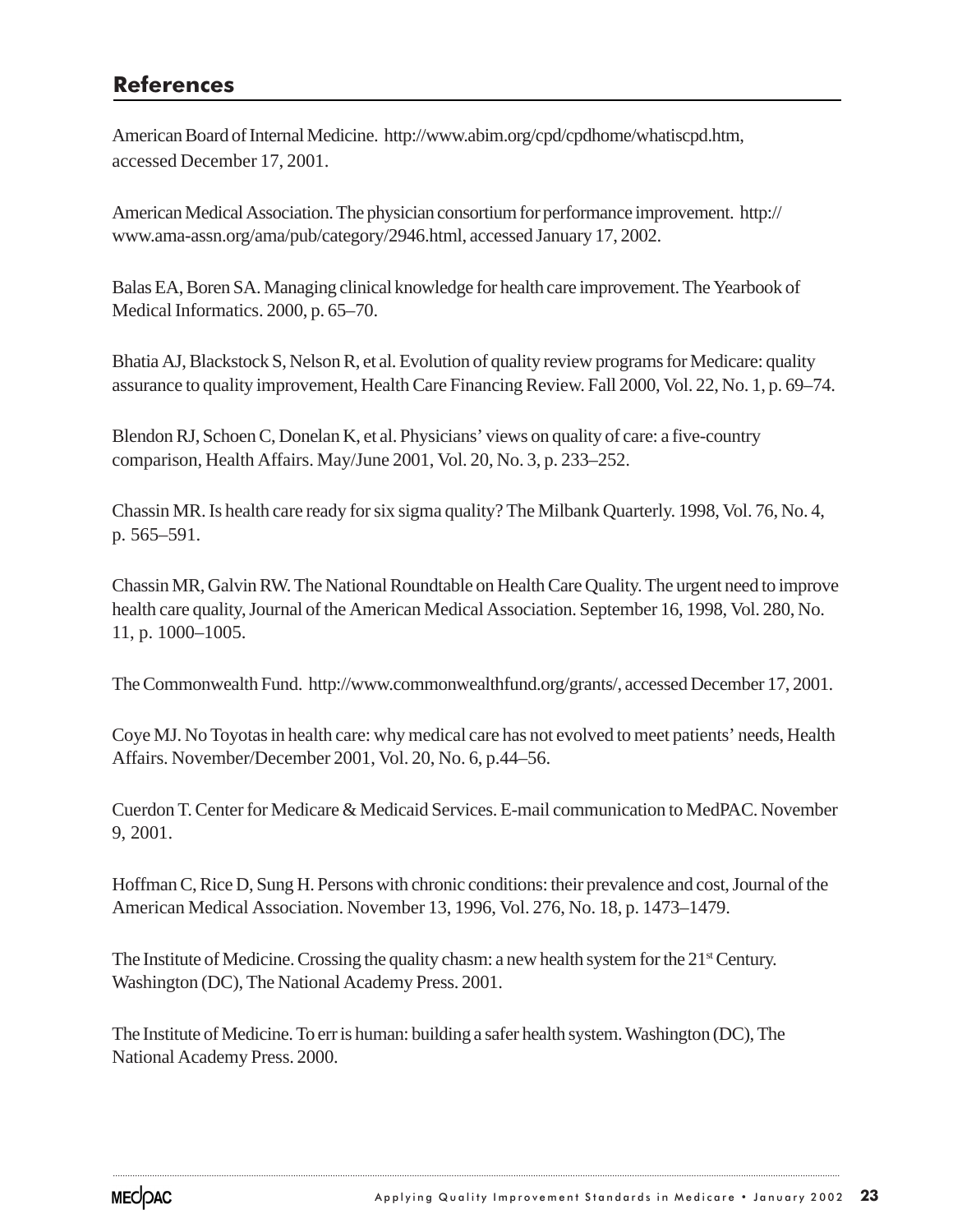## References

American Board of Internal Medicine. http://www.abim.org/cpd/cpdhome/whatiscpd.htm, accessed December 17, 2001.

American Medical Association. The physician consortium for performance improvement. http://www.ama-assn.org/ama/pub/category/2946.html, accessed January 17, 2002.

Balas EA, Boren SA. Managing clinical knowledge for health care improvement. The Yearbook of Medical Informatics. 2000, p. 65–70.

Bhatia AJ, Blackstock S, Nelson R, et al. Evolution of quality review programs for Medicare: quality assurance to quality improvement, Health Care Financing Review. Fall 2000, Vol. 22, No. 1, p. 69–74.

Blendon RJ, Schoen C, Donelan K, et al. Physicians' views on quality of care: a five-country comparison, Health Affairs. May/June 2001, Vol. 20, No. 3, p. 233–252.

Chassin MR. Is health care ready for six sigma quality? The Milbank Quarterly. 1998, Vol. 76, No. 4, p. 565–591.

Chassin MR, Galvin RW. The National Roundtable on Health Care Quality. The urgent need to improve health care quality, Journal of the American Medical Association. September 16, 1998, Vol. 280, No. 11, p. 1000–1005.

The Commonwealth Fund. http://www.commonwealthfund.org/grants/, accessed December 17, 2001.

Coye MJ. No Toyotas in health care: why medical care has not evolved to meet patients' needs, Health Affairs. November/December 2001, Vol. 20, No. 6, p.44–56.

Cuerdon T. Center for Medicare & Medicaid Services. E-mail communication to MedPAC. November 9, 2001.

Hoffman C, Rice D, Sung H. Persons with chronic conditions: their prevalence and cost, Journal of the American Medical Association. November 13, 1996, Vol. 276, No. 18, p. 1473–1479.

The Institute of Medicine. Crossing the quality chasm: a new health system for the 21st Century. Washington (DC), The National Academy Press. 2001.

The Institute of Medicine. To err is human: building a safer health system. Washington (DC), The National Academy Press. 2000.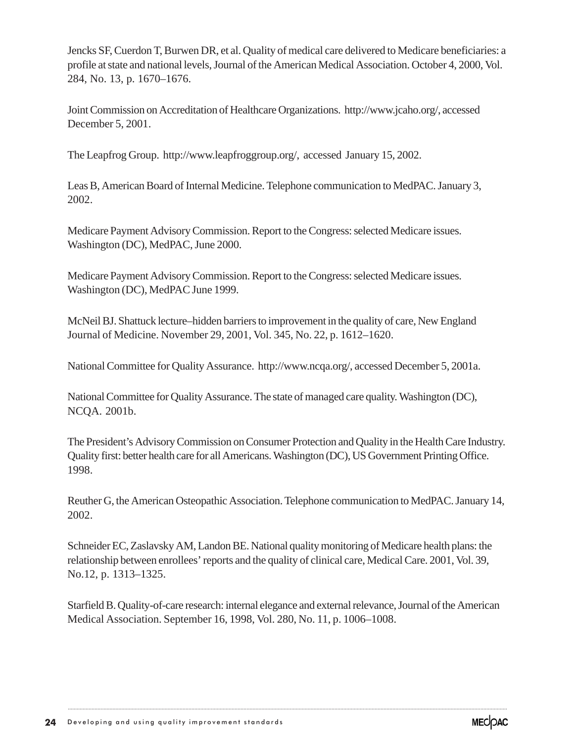Jencks SF, Cuerdon T, Burwen DR, et al. Quality of medical care delivered to Medicare beneficiaries: a profile at state and national levels, Journal of the American Medical Association. October 4, 2000, Vol. 284, No. 13, p. 1670–1676.

Joint Commission on Accreditation of Healthcare Organizations. http://www.jcaho.org/, accessed December 5, 2001.

The Leapfrog Group. http://www.leapfroggroup.org/, accessed January 15, 2002.

Leas B, American Board of Internal Medicine. Telephone communication to MedPAC. January 3, 2002.

Medicare Payment Advisory Commission. Report to the Congress: selected Medicare issues. Washington (DC), MedPAC, June 2000.

Medicare Payment Advisory Commission. Report to the Congress: selected Medicare issues. Washington (DC), MedPAC June 1999.

McNeil BJ. Shattuck lecture–hidden barriers to improvement in the quality of care, New England Journal of Medicine. November 29, 2001, Vol. 345, No. 22, p. 1612–1620.

National Committee for Quality Assurance. http://www.ncqa.org/, accessed December 5, 2001a.

National Committee for Quality Assurance. The state of managed care quality. Washington (DC), NCQA. 2001b.

The President's Advisory Commission on Consumer Protection and Quality in the Health Care Industry. Quality first: better health care for all Americans. Washington (DC), US Government Printing Office. 1998.

Reuther G, the American Osteopathic Association. Telephone communication to MedPAC. January 14, 2002.

Schneider EC, Zaslavsky AM, Landon BE. National quality monitoring of Medicare health plans: the relationship between enrollees' reports and the quality of clinical care, Medical Care. 2001, Vol. 39, No.12, p. 1313–1325.

Starfield B. Quality-of-care research: internal elegance and external relevance, Journal of the American Medical Association. September 16, 1998, Vol. 280, No. 11, p. 1006–1008.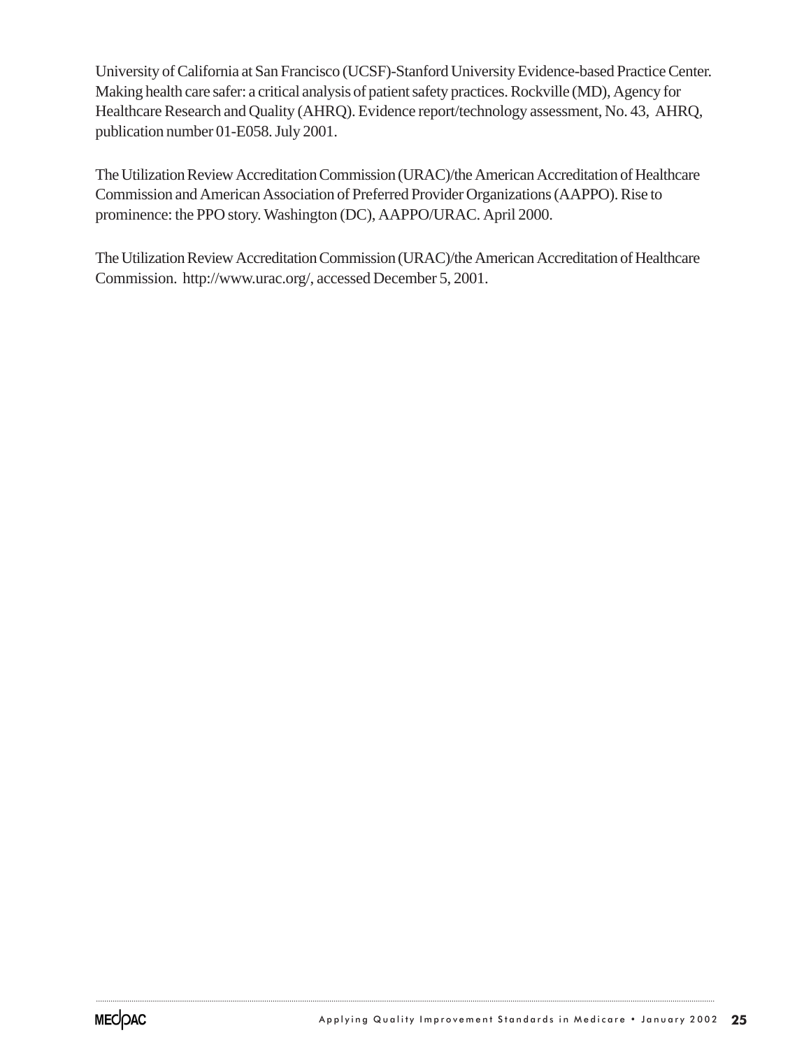University of California at San Francisco (UCSF)-Stanford University Evidence-based Practice Center. Making health care safer: a critical analysis of patient safety practices. Rockville (MD), Agency for Healthcare Research and Quality (AHRQ). Evidence report/technology assessment, No. 43, AHRQ, publication number 01-E058. July 2001.

The Utilization Review Accreditation Commission (URAC)/the American Accreditation of Healthcare Commission and American Association of Preferred Provider Organizations (AAPPO). Rise to prominence: the PPO story. Washington (DC), AAPPO/URAC. April 2000.

The Utilization Review Accreditation Commission (URAC)/the American Accreditation of Healthcare Commission. http://www.urac.org/, accessed December 5, 2001.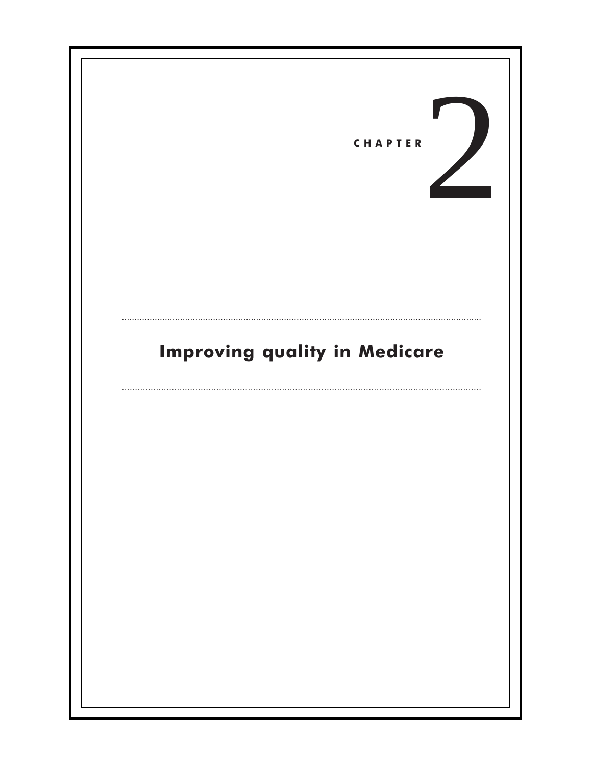# CHAPTER 2

## Improving quality in Medicare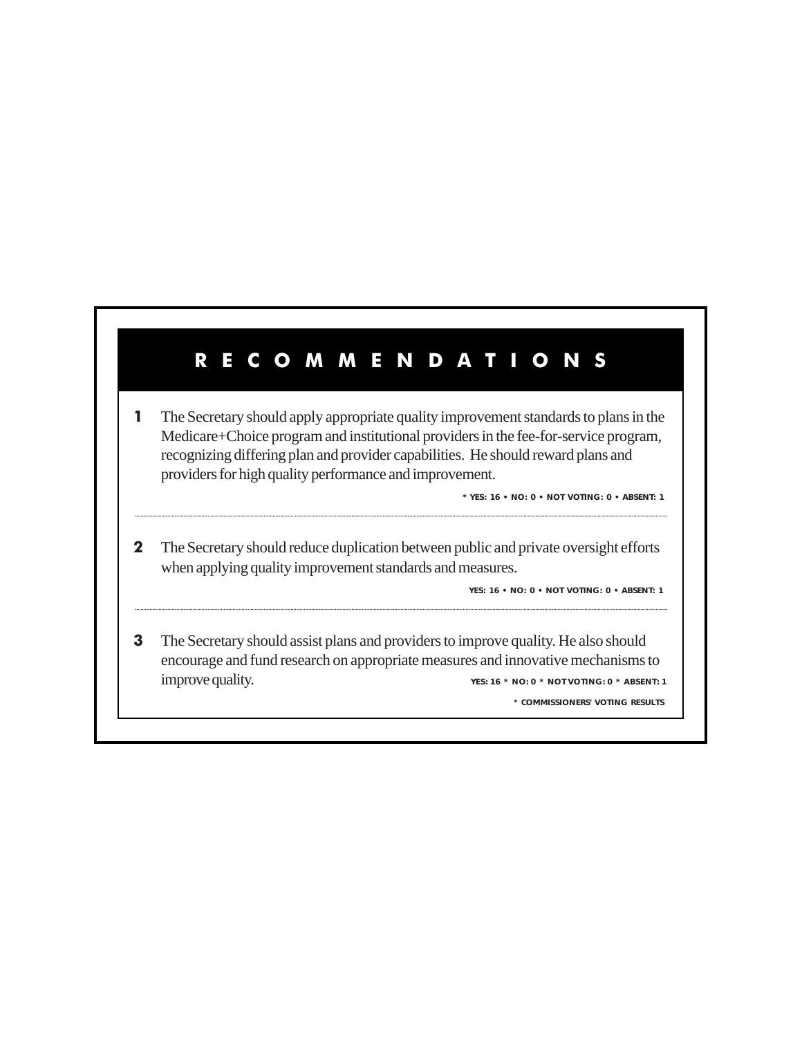# RECOMMENDATIONS

**1** The Secretary should apply appropriate quality improvement standards to plans in the Medicare+Choice program and institutional providers in the fee-for-service program, recognizing differing plan and provider capabilities. He should reward plans and providers for high quality performance and improvement.

**\* YES: 16 • NO: 0 • NOT VOTING: 0 • ABSENT: 1**

---

**2** The Secretary should reduce duplication between public and private oversight efforts when applying quality improvement standards and measures.

**YES: 16 • NO: 0 • NOT VOTING: 0 • ABSENT: 1**

---

**3** The Secretary should assist plans and providers to improve quality. He also should encourage and fund research on appropriate measures and innovative mechanisms to improve quality.

**YES: 16 \* NO: 0 \* NOT VOTING: 0 \* ABSENT: 1**

**\* COMMISSIONERS' VOTING RESULTS**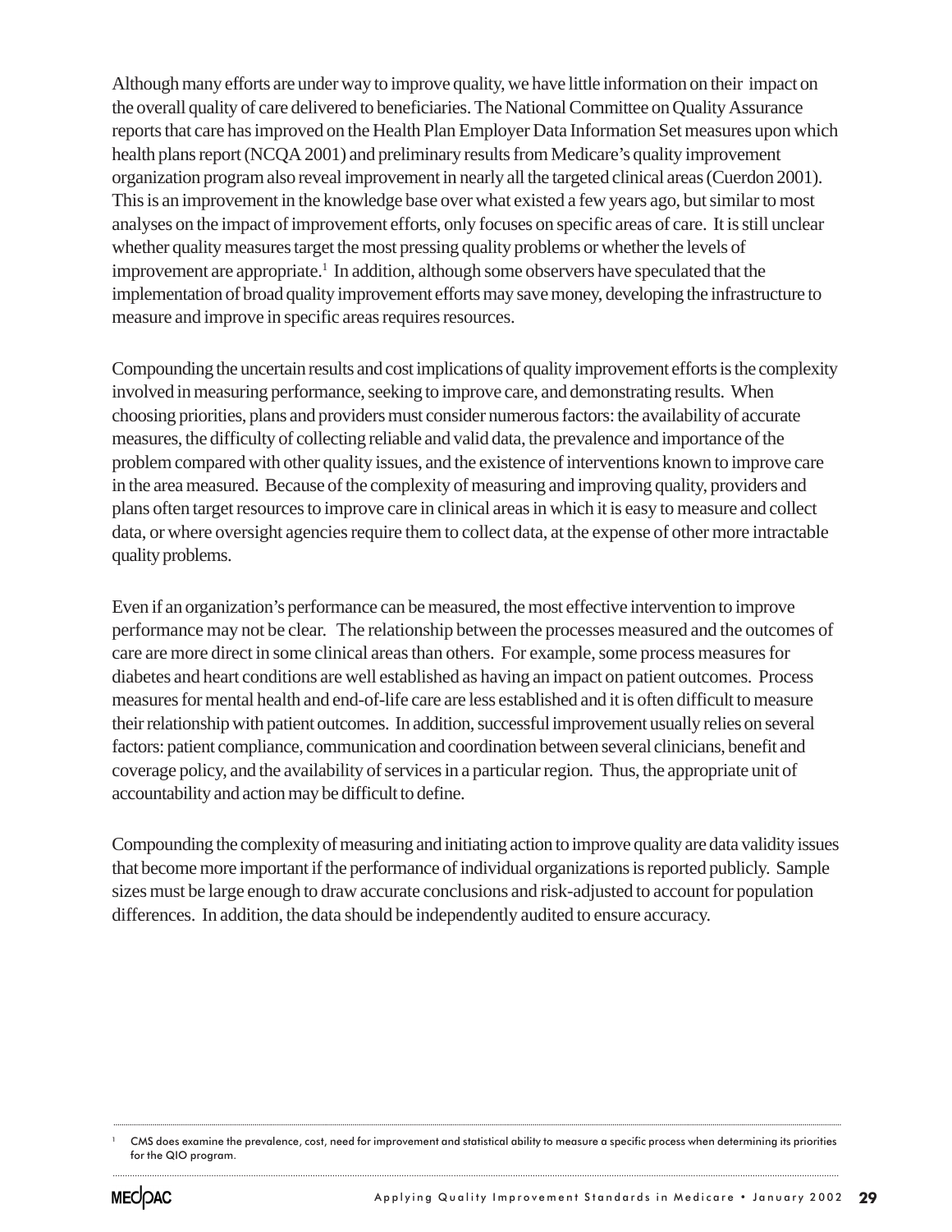Although many efforts are under way to improve quality, we have little information on their impact on the overall quality of care delivered to beneficiaries. The National Committee on Quality Assurance reports that care has improved on the Health Plan Employer Data Information Set measures upon which health plans report (NCQA 2001) and preliminary results from Medicare's quality improvement organization program also reveal improvement in nearly all the targeted clinical areas (Cuerdon 2001). This is an improvement in the knowledge base over what existed a few years ago, but similar to most analyses on the impact of improvement efforts, only focuses on specific areas of care. It is still unclear whether quality measures target the most pressing quality problems or whether the levels of improvement are appropriate.[1] In addition, although some observers have speculated that the implementation of broad quality improvement efforts may save money, developing the infrastructure to measure and improve in specific areas requires resources.

Compounding the uncertain results and cost implications of quality improvement efforts is the complexity involved in measuring performance, seeking to improve care, and demonstrating results. When choosing priorities, plans and providers must consider numerous factors: the availability of accurate measures, the difficulty of collecting reliable and valid data, the prevalence and importance of the problem compared with other quality issues, and the existence of interventions known to improve care in the area measured. Because of the complexity of measuring and improving quality, providers and plans often target resources to improve care in clinical areas in which it is easy to measure and collect data, or where oversight agencies require them to collect data, at the expense of other more intractable quality problems.

Even if an organization's performance can be measured, the most effective intervention to improve performance may not be clear. The relationship between the processes measured and the outcomes of care are more direct in some clinical areas than others. For example, some process measures for diabetes and heart conditions are well established as having an impact on patient outcomes. Process measures for mental health and end-of-life care are less established and it is often difficult to measure their relationship with patient outcomes. In addition, successful improvement usually relies on several factors: patient compliance, communication and coordination between several clinicians, benefit and coverage policy, and the availability of services in a particular region. Thus, the appropriate unit of accountability and action may be difficult to define.

Compounding the complexity of measuring and initiating action to improve quality are data validity issues that become more important if the performance of individual organizations is reported publicly. Sample sizes must be large enough to draw accurate conclusions and risk-adjusted to account for population differences. In addition, the data should be independently audited to ensure accuracy.

---

[1] CMS does examine the prevalence, cost, need for improvement and statistical ability to measure a specific process when determining its priorities for the QIO program.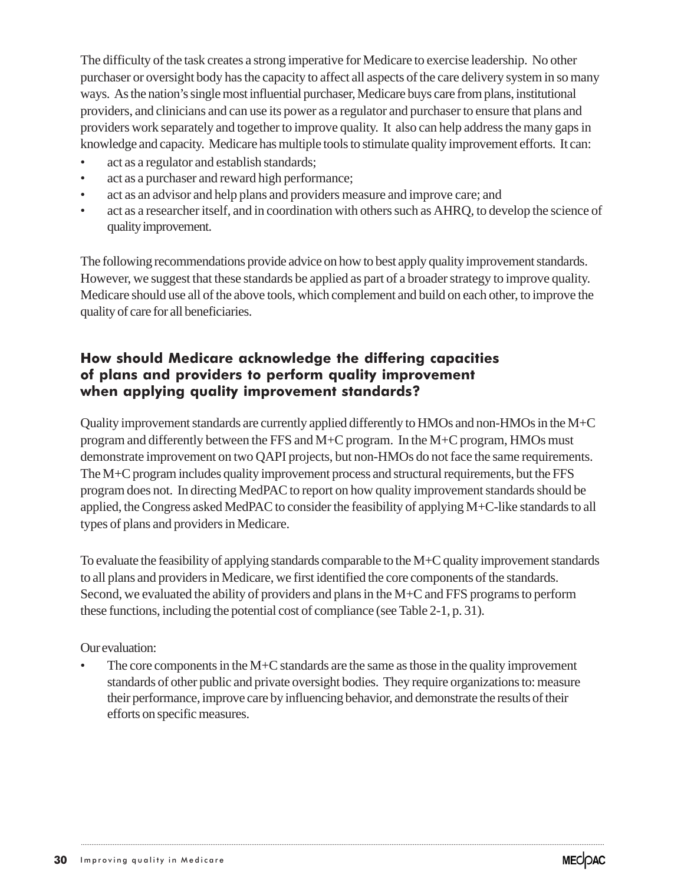The difficulty of the task creates a strong imperative for Medicare to exercise leadership. No other purchaser or oversight body has the capacity to affect all aspects of the care delivery system in so many ways. As the nation's single most influential purchaser, Medicare buys care from plans, institutional providers, and clinicians and can use its power as a regulator and purchaser to ensure that plans and providers work separately and together to improve quality. It also can help address the many gaps in knowledge and capacity. Medicare has multiple tools to stimulate quality improvement efforts. It can:

- act as a regulator and establish standards;
- act as a purchaser and reward high performance;
- act as an advisor and help plans and providers measure and improve care; and
- act as a researcher itself, and in coordination with others such as AHRQ, to develop the science of quality improvement.

The following recommendations provide advice on how to best apply quality improvement standards. However, we suggest that these standards be applied as part of a broader strategy to improve quality. Medicare should use all of the above tools, which complement and build on each other, to improve the quality of care for all beneficiaries.

## How should Medicare acknowledge the differing capacities of plans and providers to perform quality improvement when applying quality improvement standards?

Quality improvement standards are currently applied differently to HMOs and non-HMOs in the M+C program and differently between the FFS and M+C program. In the M+C program, HMOs must demonstrate improvement on two QAPI projects, but non-HMOs do not face the same requirements. The M+C program includes quality improvement process and structural requirements, but the FFS program does not. In directing MedPAC to report on how quality improvement standards should be applied, the Congress asked MedPAC to consider the feasibility of applying M+C-like standards to all types of plans and providers in Medicare.

To evaluate the feasibility of applying standards comparable to the M+C quality improvement standards to all plans and providers in Medicare, we first identified the core components of the standards. Second, we evaluated the ability of providers and plans in the M+C and FFS programs to perform these functions, including the potential cost of compliance (see Table 2-1, p. 31).

Our evaluation:

- The core components in the M+C standards are the same as those in the quality improvement standards of other public and private oversight bodies. They require organizations to: measure their performance, improve care by influencing behavior, and demonstrate the results of their efforts on specific measures.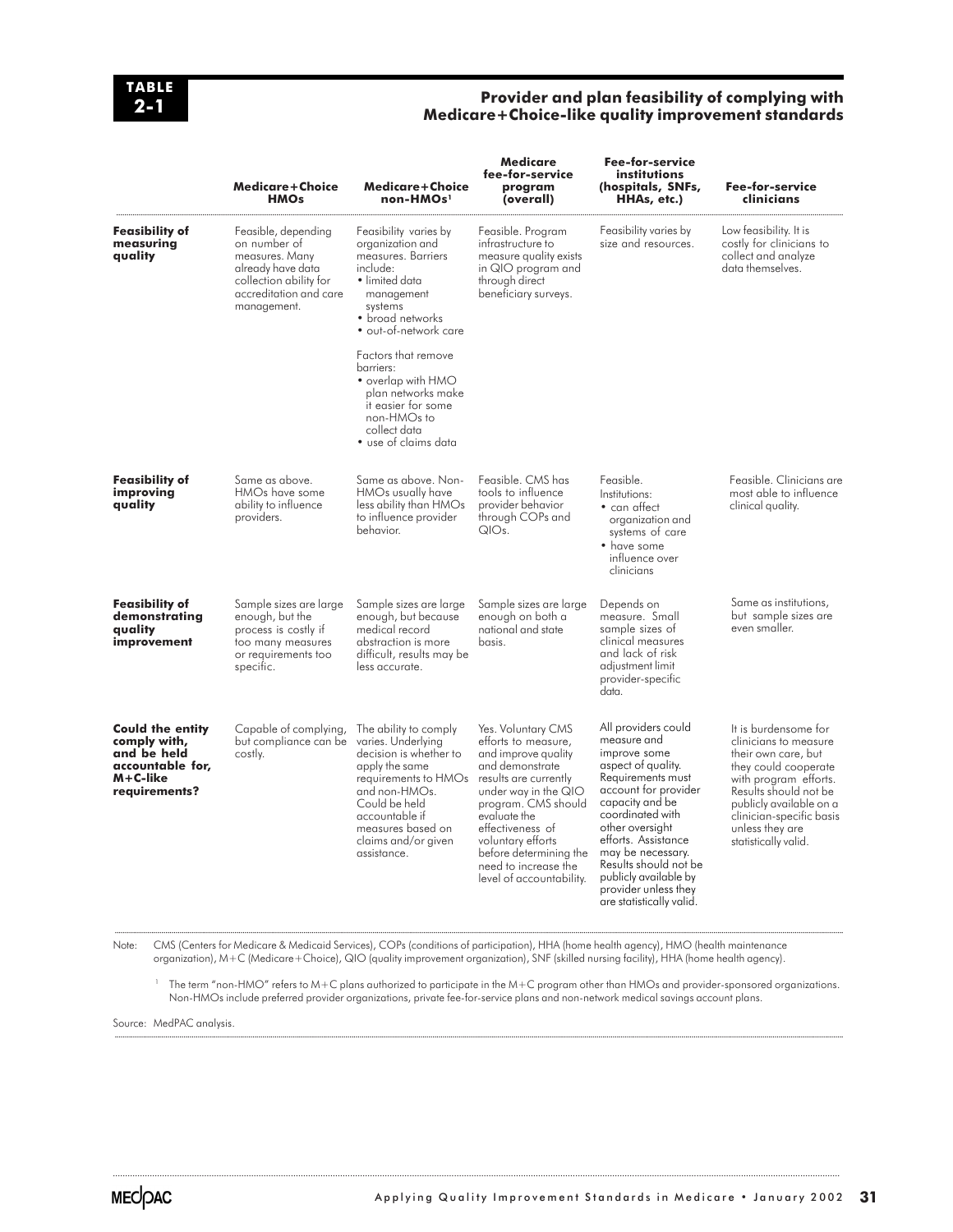**TABLE 2-1**

### Provider and plan feasibility of complying with Medicare+Choice-like quality improvement standards

| | Medicare+Choice HMOs | Medicare+Choice non-HMOs[1] | Medicare fee-for-service program (overall) | Fee-for-service institutions (hospitals, SNFs, HHAs, etc.) | Fee-for-service clinicians |
|---|---|---|---|---|---|
| **Feasibility of measuring quality** | Feasible, depending on number of measures. Many already have data collection ability for accreditation and care management. | Feasibility varies by organization and measures. Barriers include: • limited data management systems • broad networks • out-of-network care<br><br>Factors that remove barriers: • overlap with HMO plan networks make it easier for some non-HMOs to collect data • use of claims data | Feasible. Program infrastructure to measure quality exists in QIO program and through direct beneficiary surveys. | Feasibility varies by size and resources. | Low feasibility. It is costly for clinicians to collect and analyze data themselves. |
| **Feasibility of improving quality** | Same as above. HMOs have some ability to influence providers. | Same as above. Non-HMOs usually have less ability than HMOs to influence provider behavior. | Feasible. CMS has tools to influence provider behavior through COPs and QIOs. | Feasible. Institutions: • can affect organization and systems of care • have some influence over clinicians | Feasible. Clinicians are most able to influence clinical quality. |
| **Feasibility of demonstrating quality improvement** | Sample sizes are large enough, but the process is costly if too many measures or requirements too specific. | Sample sizes are large enough, but because medical record abstraction is more difficult, results may be less accurate. | Sample sizes are large enough on both a national and state basis. | Depends on measure. Small sample sizes of clinical measures and lack of risk adjustment limit provider-specific data. | Same as institutions, but sample sizes are even smaller. |
| **Could the entity comply with, and be held accountable for, M+C-like requirements?** | Capable of complying, but compliance can be costly. | The ability to comply varies. Underlying decision is whether to apply the same requirements to HMOs and non-HMOs. Could be held accountable if measures based on claims and/or given assistance. | Yes. Voluntary CMS efforts to measure, and improve quality and demonstrate results are currently under way in the QIO program. CMS should evaluate the effectiveness of voluntary efforts before determining the need to increase the level of accountability. | All providers could measure and improve some aspect of quality. Requirements must account for provider capacity and be coordinated with other oversight efforts. Assistance may be necessary. Results should not be publicly available by provider unless they are statistically valid. | It is burdensome for clinicians to measure their own care, but they could cooperate with program efforts. Results should not be publicly available on a clinician-specific basis unless they are statistically valid. |

Note: CMS (Centers for Medicare & Medicaid Services), COPs (conditions of participation), HHA (home health agency), HMO (health maintenance organization), M+C (Medicare+Choice), QIO (quality improvement organization), SNF (skilled nursing facility), HHA (home health agency).

[1] The term "non-HMO" refers to M+C plans authorized to participate in the M+C program other than HMOs and provider-sponsored organizations. Non-HMOs include preferred provider organizations, private fee-for-service plans and non-network medical savings account plans.

Source: MedPAC analysis.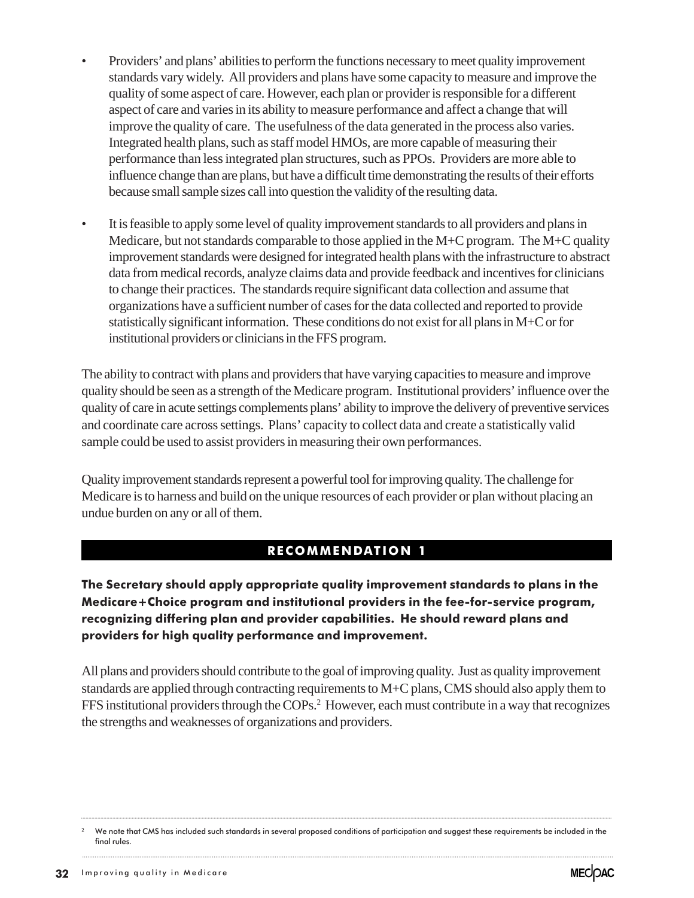- Providers' and plans' abilities to perform the functions necessary to meet quality improvement standards vary widely. All providers and plans have some capacity to measure and improve the quality of some aspect of care. However, each plan or provider is responsible for a different aspect of care and varies in its ability to measure performance and affect a change that will improve the quality of care. The usefulness of the data generated in the process also varies. Integrated health plans, such as staff model HMOs, are more capable of measuring their performance than less integrated plan structures, such as PPOs. Providers are more able to influence change than are plans, but have a difficult time demonstrating the results of their efforts because small sample sizes call into question the validity of the resulting data.

- It is feasible to apply some level of quality improvement standards to all providers and plans in Medicare, but not standards comparable to those applied in the M+C program. The M+C quality improvement standards were designed for integrated health plans with the infrastructure to abstract data from medical records, analyze claims data and provide feedback and incentives for clinicians to change their practices. The standards require significant data collection and assume that organizations have a sufficient number of cases for the data collected and reported to provide statistically significant information. These conditions do not exist for all plans in M+C or for institutional providers or clinicians in the FFS program.

The ability to contract with plans and providers that have varying capacities to measure and improve quality should be seen as a strength of the Medicare program. Institutional providers' influence over the quality of care in acute settings complements plans' ability to improve the delivery of preventive services and coordinate care across settings. Plans' capacity to collect data and create a statistically valid sample could be used to assist providers in measuring their own performances.

Quality improvement standards represent a powerful tool for improving quality. The challenge for Medicare is to harness and build on the unique resources of each provider or plan without placing an undue burden on any or all of them.

## RECOMMENDATION 1

**The Secretary should apply appropriate quality improvement standards to plans in the Medicare+Choice program and institutional providers in the fee-for-service program, recognizing differing plan and provider capabilities. He should reward plans and providers for high quality performance and improvement.**

All plans and providers should contribute to the goal of improving quality. Just as quality improvement standards are applied through contracting requirements to M+C plans, CMS should also apply them to FFS institutional providers through the COPs.[2] However, each must contribute in a way that recognizes the strengths and weaknesses of organizations and providers.

---

[2] We note that CMS has included such standards in several proposed conditions of participation and suggest these requirements be included in the final rules.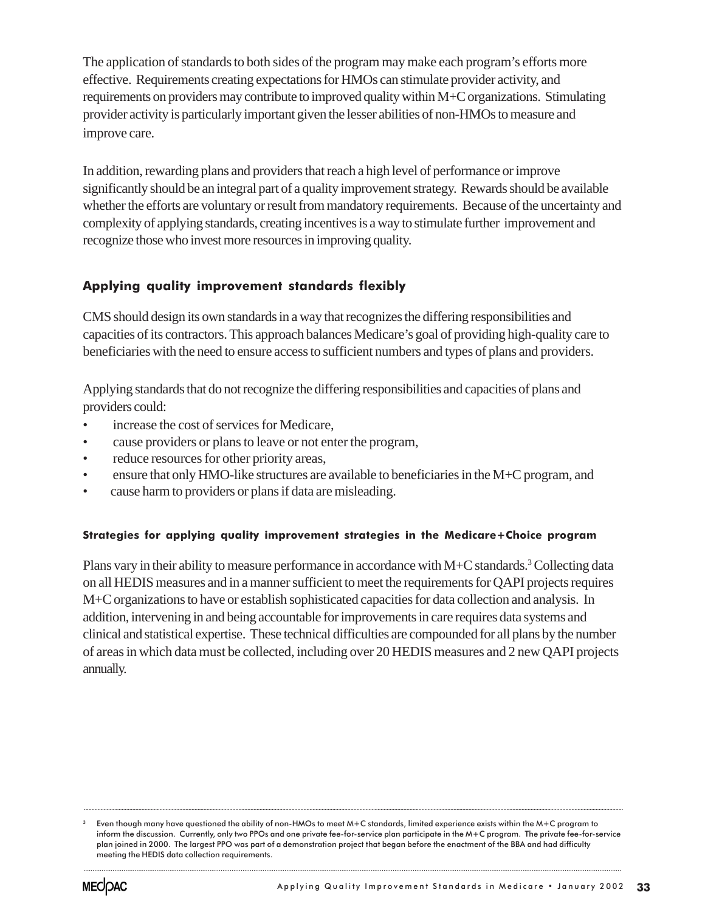The application of standards to both sides of the program may make each program's efforts more effective. Requirements creating expectations for HMOs can stimulate provider activity, and requirements on providers may contribute to improved quality within M+C organizations. Stimulating provider activity is particularly important given the lesser abilities of non-HMOs to measure and improve care.

In addition, rewarding plans and providers that reach a high level of performance or improve significantly should be an integral part of a quality improvement strategy. Rewards should be available whether the efforts are voluntary or result from mandatory requirements. Because of the uncertainty and complexity of applying standards, creating incentives is a way to stimulate further improvement and recognize those who invest more resources in improving quality.

## Applying quality improvement standards flexibly

CMS should design its own standards in a way that recognizes the differing responsibilities and capacities of its contractors. This approach balances Medicare's goal of providing high-quality care to beneficiaries with the need to ensure access to sufficient numbers and types of plans and providers.

Applying standards that do not recognize the differing responsibilities and capacities of plans and providers could:

- increase the cost of services for Medicare,
- cause providers or plans to leave or not enter the program,
- reduce resources for other priority areas,
- ensure that only HMO-like structures are available to beneficiaries in the M+C program, and
- cause harm to providers or plans if data are misleading.

### Strategies for applying quality improvement strategies in the Medicare+Choice program

Plans vary in their ability to measure performance in accordance with M+C standards.[3] Collecting data on all HEDIS measures and in a manner sufficient to meet the requirements for QAPI projects requires M+C organizations to have or establish sophisticated capacities for data collection and analysis. In addition, intervening in and being accountable for improvements in care requires data systems and clinical and statistical expertise. These technical difficulties are compounded for all plans by the number of areas in which data must be collected, including over 20 HEDIS measures and 2 new QAPI projects annually.

[3] Even though many have questioned the ability of non-HMOs to meet M+C standards, limited experience exists within the M+C program to inform the discussion. Currently, only two PPOs and one private fee-for-service plan participate in the M+C program. The private fee-for-service plan joined in 2000. The largest PPO was part of a demonstration project that began before the enactment of the BBA and had difficulty meeting the HEDIS data collection requirements.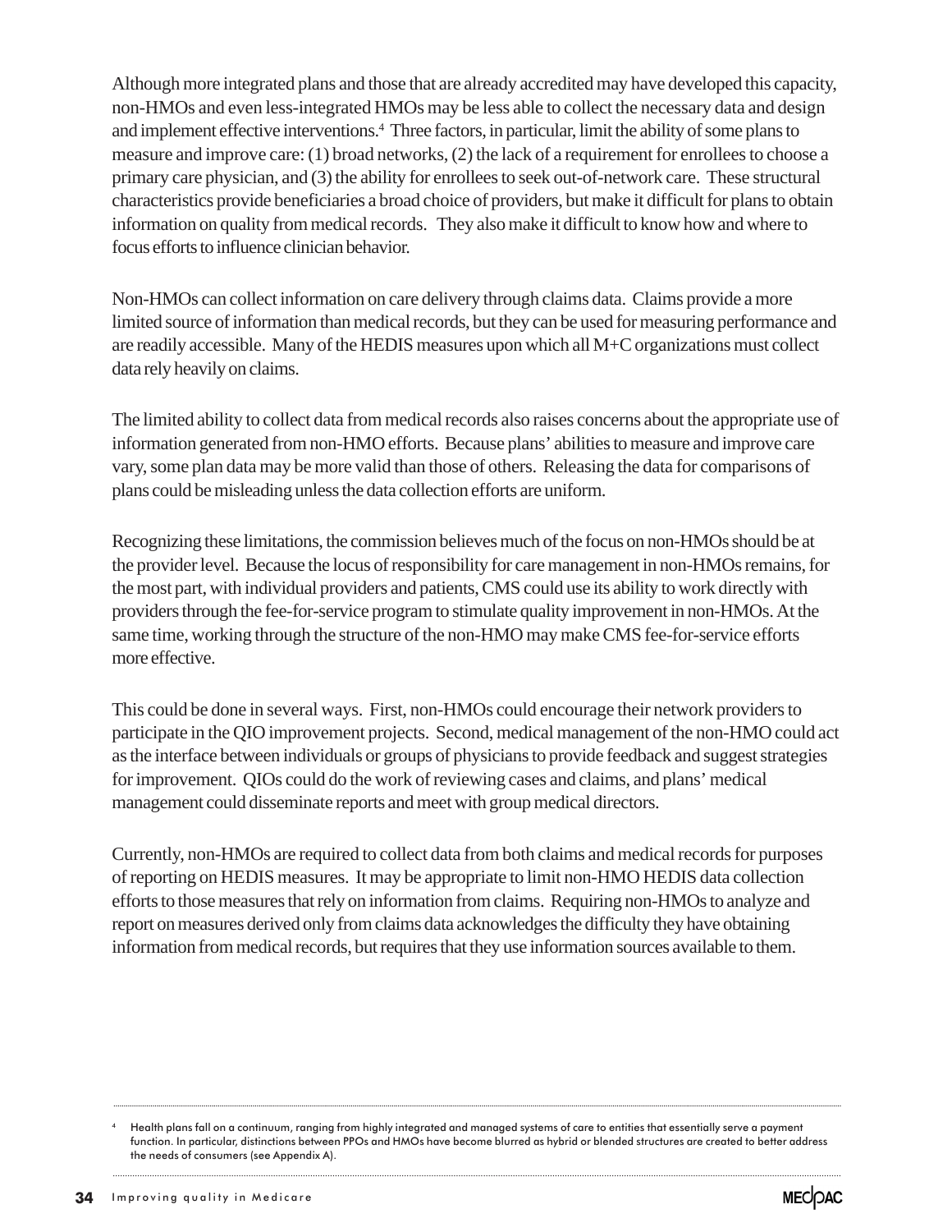Although more integrated plans and those that are already accredited may have developed this capacity, non-HMOs and even less-integrated HMOs may be less able to collect the necessary data and design and implement effective interventions.[4] Three factors, in particular, limit the ability of some plans to measure and improve care: (1) broad networks, (2) the lack of a requirement for enrollees to choose a primary care physician, and (3) the ability for enrollees to seek out-of-network care. These structural characteristics provide beneficiaries a broad choice of providers, but make it difficult for plans to obtain information on quality from medical records. They also make it difficult to know how and where to focus efforts to influence clinician behavior.

Non-HMOs can collect information on care delivery through claims data. Claims provide a more limited source of information than medical records, but they can be used for measuring performance and are readily accessible. Many of the HEDIS measures upon which all M+C organizations must collect data rely heavily on claims.

The limited ability to collect data from medical records also raises concerns about the appropriate use of information generated from non-HMO efforts. Because plans' abilities to measure and improve care vary, some plan data may be more valid than those of others. Releasing the data for comparisons of plans could be misleading unless the data collection efforts are uniform.

Recognizing these limitations, the commission believes much of the focus on non-HMOs should be at the provider level. Because the locus of responsibility for care management in non-HMOs remains, for the most part, with individual providers and patients, CMS could use its ability to work directly with providers through the fee-for-service program to stimulate quality improvement in non-HMOs. At the same time, working through the structure of the non-HMO may make CMS fee-for-service efforts more effective.

This could be done in several ways. First, non-HMOs could encourage their network providers to participate in the QIO improvement projects. Second, medical management of the non-HMO could act as the interface between individuals or groups of physicians to provide feedback and suggest strategies for improvement. QIOs could do the work of reviewing cases and claims, and plans' medical management could disseminate reports and meet with group medical directors.

Currently, non-HMOs are required to collect data from both claims and medical records for purposes of reporting on HEDIS measures. It may be appropriate to limit non-HMO HEDIS data collection efforts to those measures that rely on information from claims. Requiring non-HMOs to analyze and report on measures derived only from claims data acknowledges the difficulty they have obtaining information from medical records, but requires that they use information sources available to them.

[4] Health plans fall on a continuum, ranging from highly integrated and managed systems of care to entities that essentially serve a payment function. In particular, distinctions between PPOs and HMOs have become blurred as hybrid or blended structures are created to better address the needs of consumers (see Appendix A).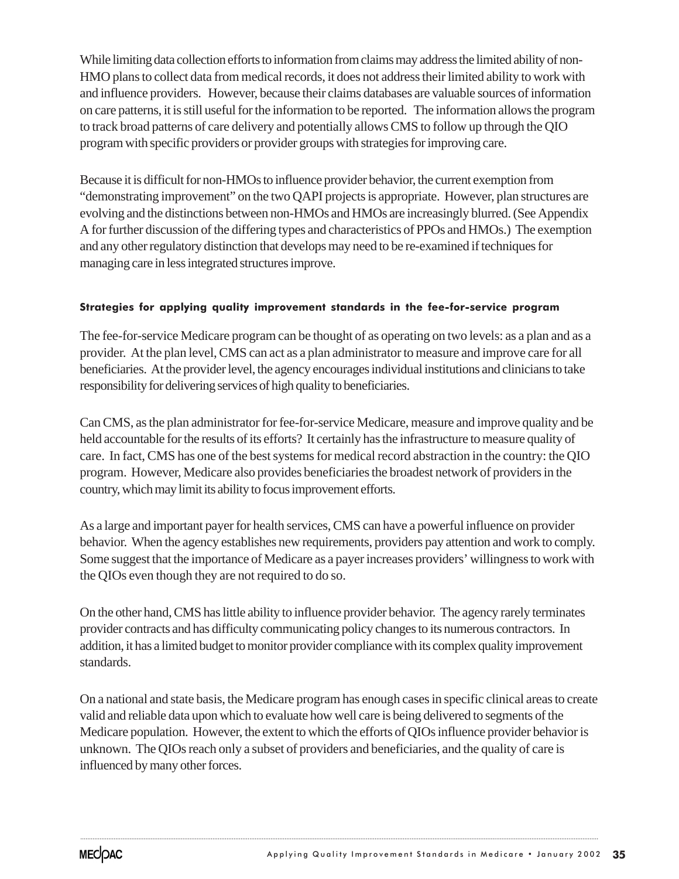While limiting data collection efforts to information from claims may address the limited ability of non-HMO plans to collect data from medical records, it does not address their limited ability to work with and influence providers. However, because their claims databases are valuable sources of information on care patterns, it is still useful for the information to be reported. The information allows the program to track broad patterns of care delivery and potentially allows CMS to follow up through the QIO program with specific providers or provider groups with strategies for improving care.

Because it is difficult for non-HMOs to influence provider behavior, the current exemption from "demonstrating improvement" on the two QAPI projects is appropriate. However, plan structures are evolving and the distinctions between non-HMOs and HMOs are increasingly blurred. (See Appendix A for further discussion of the differing types and characteristics of PPOs and HMOs.) The exemption and any other regulatory distinction that develops may need to be re-examined if techniques for managing care in less integrated structures improve.

#### Strategies for applying quality improvement standards in the fee-for-service program

The fee-for-service Medicare program can be thought of as operating on two levels: as a plan and as a provider. At the plan level, CMS can act as a plan administrator to measure and improve care for all beneficiaries. At the provider level, the agency encourages individual institutions and clinicians to take responsibility for delivering services of high quality to beneficiaries.

Can CMS, as the plan administrator for fee-for-service Medicare, measure and improve quality and be held accountable for the results of its efforts? It certainly has the infrastructure to measure quality of care. In fact, CMS has one of the best systems for medical record abstraction in the country: the QIO program. However, Medicare also provides beneficiaries the broadest network of providers in the country, which may limit its ability to focus improvement efforts.

As a large and important payer for health services, CMS can have a powerful influence on provider behavior. When the agency establishes new requirements, providers pay attention and work to comply. Some suggest that the importance of Medicare as a payer increases providers' willingness to work with the QIOs even though they are not required to do so.

On the other hand, CMS has little ability to influence provider behavior. The agency rarely terminates provider contracts and has difficulty communicating policy changes to its numerous contractors. In addition, it has a limited budget to monitor provider compliance with its complex quality improvement standards.

On a national and state basis, the Medicare program has enough cases in specific clinical areas to create valid and reliable data upon which to evaluate how well care is being delivered to segments of the Medicare population. However, the extent to which the efforts of QIOs influence provider behavior is unknown. The QIOs reach only a subset of providers and beneficiaries, and the quality of care is influenced by many other forces.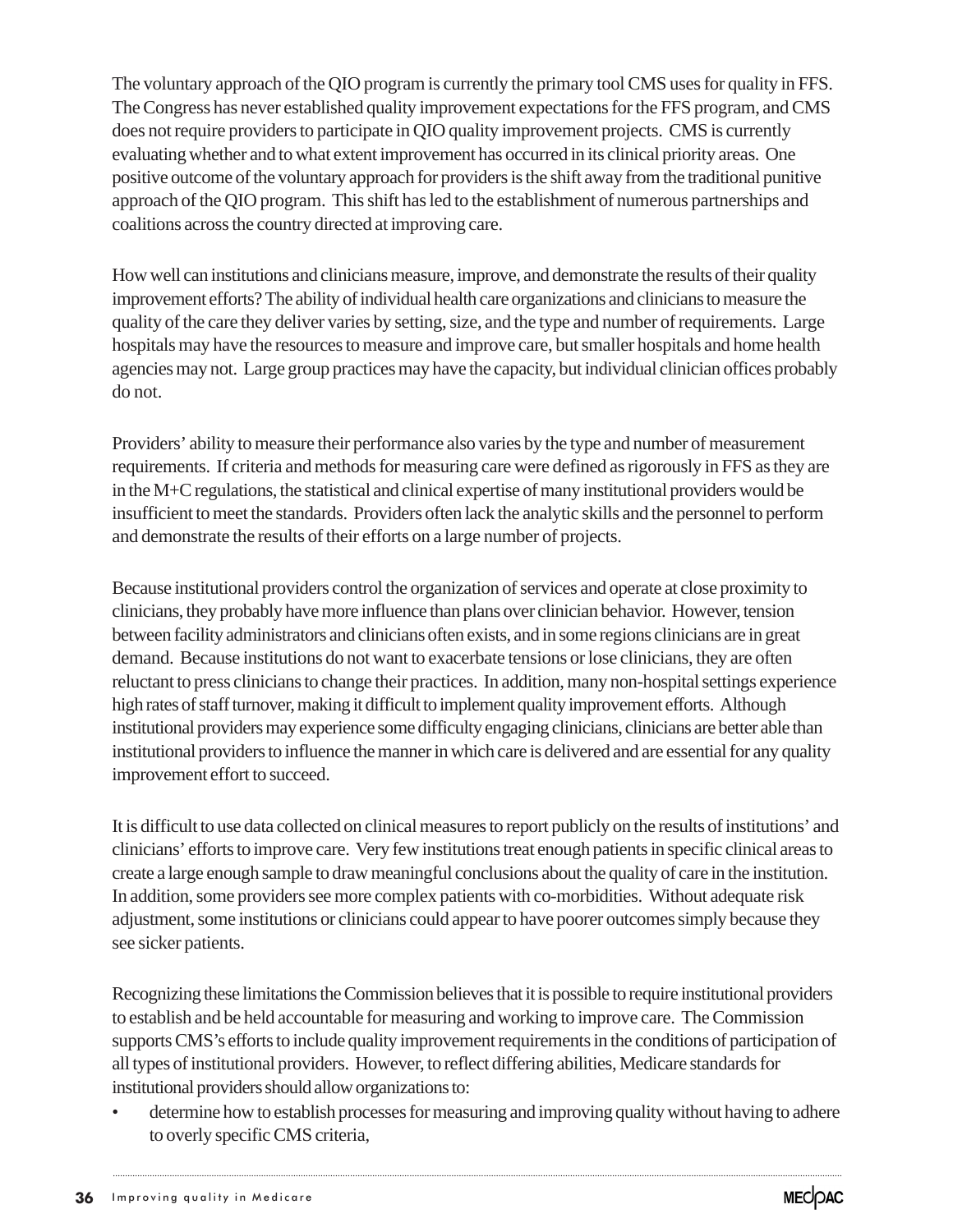The voluntary approach of the QIO program is currently the primary tool CMS uses for quality in FFS. The Congress has never established quality improvement expectations for the FFS program, and CMS does not require providers to participate in QIO quality improvement projects. CMS is currently evaluating whether and to what extent improvement has occurred in its clinical priority areas. One positive outcome of the voluntary approach for providers is the shift away from the traditional punitive approach of the QIO program. This shift has led to the establishment of numerous partnerships and coalitions across the country directed at improving care.

How well can institutions and clinicians measure, improve, and demonstrate the results of their quality improvement efforts? The ability of individual health care organizations and clinicians to measure the quality of the care they deliver varies by setting, size, and the type and number of requirements. Large hospitals may have the resources to measure and improve care, but smaller hospitals and home health agencies may not. Large group practices may have the capacity, but individual clinician offices probably do not.

Providers' ability to measure their performance also varies by the type and number of measurement requirements. If criteria and methods for measuring care were defined as rigorously in FFS as they are in the M+C regulations, the statistical and clinical expertise of many institutional providers would be insufficient to meet the standards. Providers often lack the analytic skills and the personnel to perform and demonstrate the results of their efforts on a large number of projects.

Because institutional providers control the organization of services and operate at close proximity to clinicians, they probably have more influence than plans over clinician behavior. However, tension between facility administrators and clinicians often exists, and in some regions clinicians are in great demand. Because institutions do not want to exacerbate tensions or lose clinicians, they are often reluctant to press clinicians to change their practices. In addition, many non-hospital settings experience high rates of staff turnover, making it difficult to implement quality improvement efforts. Although institutional providers may experience some difficulty engaging clinicians, clinicians are better able than institutional providers to influence the manner in which care is delivered and are essential for any quality improvement effort to succeed.

It is difficult to use data collected on clinical measures to report publicly on the results of institutions' and clinicians' efforts to improve care. Very few institutions treat enough patients in specific clinical areas to create a large enough sample to draw meaningful conclusions about the quality of care in the institution. In addition, some providers see more complex patients with co-morbidities. Without adequate risk adjustment, some institutions or clinicians could appear to have poorer outcomes simply because they see sicker patients.

Recognizing these limitations the Commission believes that it is possible to require institutional providers to establish and be held accountable for measuring and working to improve care. The Commission supports CMS's efforts to include quality improvement requirements in the conditions of participation of all types of institutional providers. However, to reflect differing abilities, Medicare standards for institutional providers should allow organizations to:

- determine how to establish processes for measuring and improving quality without having to adhere to overly specific CMS criteria,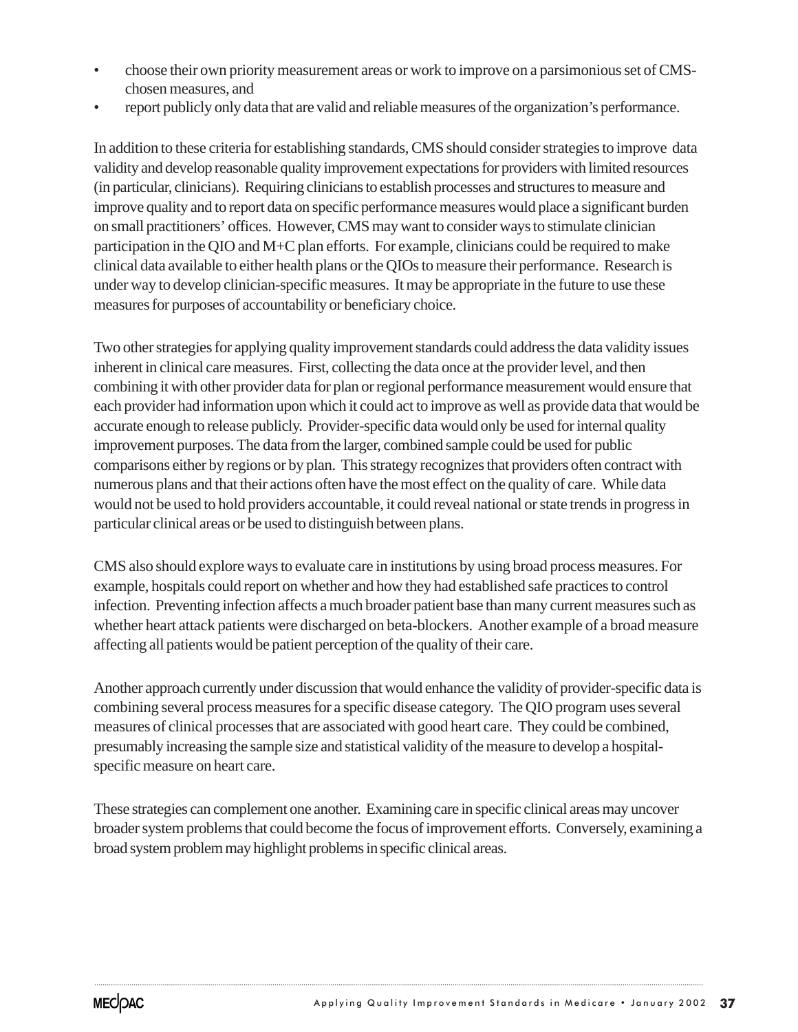- choose their own priority measurement areas or work to improve on a parsimonious set of CMS-chosen measures, and
- report publicly only data that are valid and reliable measures of the organization's performance.

In addition to these criteria for establishing standards, CMS should consider strategies to improve data validity and develop reasonable quality improvement expectations for providers with limited resources (in particular, clinicians). Requiring clinicians to establish processes and structures to measure and improve quality and to report data on specific performance measures would place a significant burden on small practitioners' offices. However, CMS may want to consider ways to stimulate clinician participation in the QIO and M+C plan efforts. For example, clinicians could be required to make clinical data available to either health plans or the QIOs to measure their performance. Research is under way to develop clinician-specific measures. It may be appropriate in the future to use these measures for purposes of accountability or beneficiary choice.

Two other strategies for applying quality improvement standards could address the data validity issues inherent in clinical care measures. First, collecting the data once at the provider level, and then combining it with other provider data for plan or regional performance measurement would ensure that each provider had information upon which it could act to improve as well as provide data that would be accurate enough to release publicly. Provider-specific data would only be used for internal quality improvement purposes. The data from the larger, combined sample could be used for public comparisons either by regions or by plan. This strategy recognizes that providers often contract with numerous plans and that their actions often have the most effect on the quality of care. While data would not be used to hold providers accountable, it could reveal national or state trends in progress in particular clinical areas or be used to distinguish between plans.

CMS also should explore ways to evaluate care in institutions by using broad process measures. For example, hospitals could report on whether and how they had established safe practices to control infection. Preventing infection affects a much broader patient base than many current measures such as whether heart attack patients were discharged on beta-blockers. Another example of a broad measure affecting all patients would be patient perception of the quality of their care.

Another approach currently under discussion that would enhance the validity of provider-specific data is combining several process measures for a specific disease category. The QIO program uses several measures of clinical processes that are associated with good heart care. They could be combined, presumably increasing the sample size and statistical validity of the measure to develop a hospital-specific measure on heart care.

These strategies can complement one another. Examining care in specific clinical areas may uncover broader system problems that could become the focus of improvement efforts. Conversely, examining a broad system problem may highlight problems in specific clinical areas.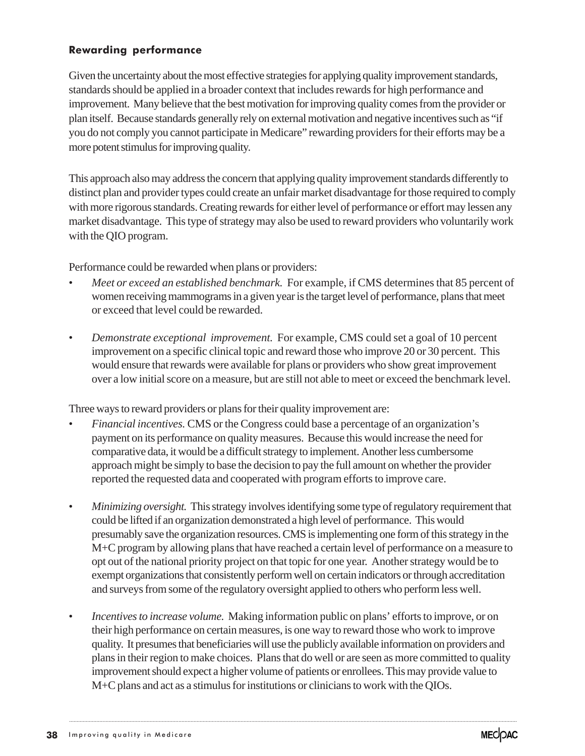### Rewarding performance

Given the uncertainty about the most effective strategies for applying quality improvement standards, standards should be applied in a broader context that includes rewards for high performance and improvement. Many believe that the best motivation for improving quality comes from the provider or plan itself. Because standards generally rely on external motivation and negative incentives such as "if you do not comply you cannot participate in Medicare" rewarding providers for their efforts may be a more potent stimulus for improving quality.

This approach also may address the concern that applying quality improvement standards differently to distinct plan and provider types could create an unfair market disadvantage for those required to comply with more rigorous standards. Creating rewards for either level of performance or effort may lessen any market disadvantage. This type of strategy may also be used to reward providers who voluntarily work with the QIO program.

Performance could be rewarded when plans or providers:

- *Meet or exceed an established benchmark.* For example, if CMS determines that 85 percent of women receiving mammograms in a given year is the target level of performance, plans that meet or exceed that level could be rewarded.
- *Demonstrate exceptional improvement.* For example, CMS could set a goal of 10 percent improvement on a specific clinical topic and reward those who improve 20 or 30 percent. This would ensure that rewards were available for plans or providers who show great improvement over a low initial score on a measure, but are still not able to meet or exceed the benchmark level.

Three ways to reward providers or plans for their quality improvement are:

- *Financial incentives.* CMS or the Congress could base a percentage of an organization's payment on its performance on quality measures. Because this would increase the need for comparative data, it would be a difficult strategy to implement. Another less cumbersome approach might be simply to base the decision to pay the full amount on whether the provider reported the requested data and cooperated with program efforts to improve care.
- *Minimizing oversight.* This strategy involves identifying some type of regulatory requirement that could be lifted if an organization demonstrated a high level of performance. This would presumably save the organization resources. CMS is implementing one form of this strategy in the M+C program by allowing plans that have reached a certain level of performance on a measure to opt out of the national priority project on that topic for one year. Another strategy would be to exempt organizations that consistently perform well on certain indicators or through accreditation and surveys from some of the regulatory oversight applied to others who perform less well.
- *Incentives to increase volume.* Making information public on plans' efforts to improve, or on their high performance on certain measures, is one way to reward those who work to improve quality. It presumes that beneficiaries will use the publicly available information on providers and plans in their region to make choices. Plans that do well or are seen as more committed to quality improvement should expect a higher volume of patients or enrollees. This may provide value to M+C plans and act as a stimulus for institutions or clinicians to work with the QIOs.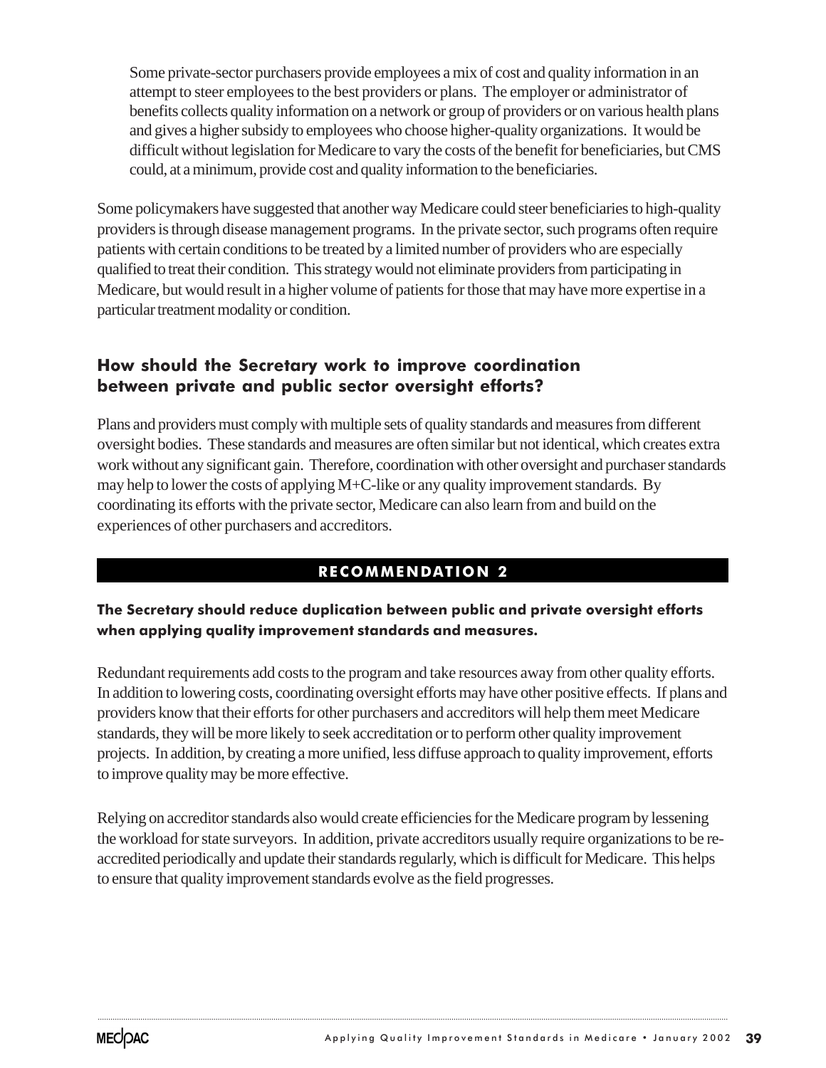Some private-sector purchasers provide employees a mix of cost and quality information in an attempt to steer employees to the best providers or plans. The employer or administrator of benefits collects quality information on a network or group of providers or on various health plans and gives a higher subsidy to employees who choose higher-quality organizations. It would be difficult without legislation for Medicare to vary the costs of the benefit for beneficiaries, but CMS could, at a minimum, provide cost and quality information to the beneficiaries.

Some policymakers have suggested that another way Medicare could steer beneficiaries to high-quality providers is through disease management programs. In the private sector, such programs often require patients with certain conditions to be treated by a limited number of providers who are especially qualified to treat their condition. This strategy would not eliminate providers from participating in Medicare, but would result in a higher volume of patients for those that may have more expertise in a particular treatment modality or condition.

## How should the Secretary work to improve coordination between private and public sector oversight efforts?

Plans and providers must comply with multiple sets of quality standards and measures from different oversight bodies. These standards and measures are often similar but not identical, which creates extra work without any significant gain. Therefore, coordination with other oversight and purchaser standards may help to lower the costs of applying M+C-like or any quality improvement standards. By coordinating its efforts with the private sector, Medicare can also learn from and build on the experiences of other purchasers and accreditors.

### RECOMMENDATION 2

**The Secretary should reduce duplication between public and private oversight efforts when applying quality improvement standards and measures.**

Redundant requirements add costs to the program and take resources away from other quality efforts. In addition to lowering costs, coordinating oversight efforts may have other positive effects. If plans and providers know that their efforts for other purchasers and accreditors will help them meet Medicare standards, they will be more likely to seek accreditation or to perform other quality improvement projects. In addition, by creating a more unified, less diffuse approach to quality improvement, efforts to improve quality may be more effective.

Relying on accreditor standards also would create efficiencies for the Medicare program by lessening the workload for state surveyors. In addition, private accreditors usually require organizations to be re-accredited periodically and update their standards regularly, which is difficult for Medicare. This helps to ensure that quality improvement standards evolve as the field progresses.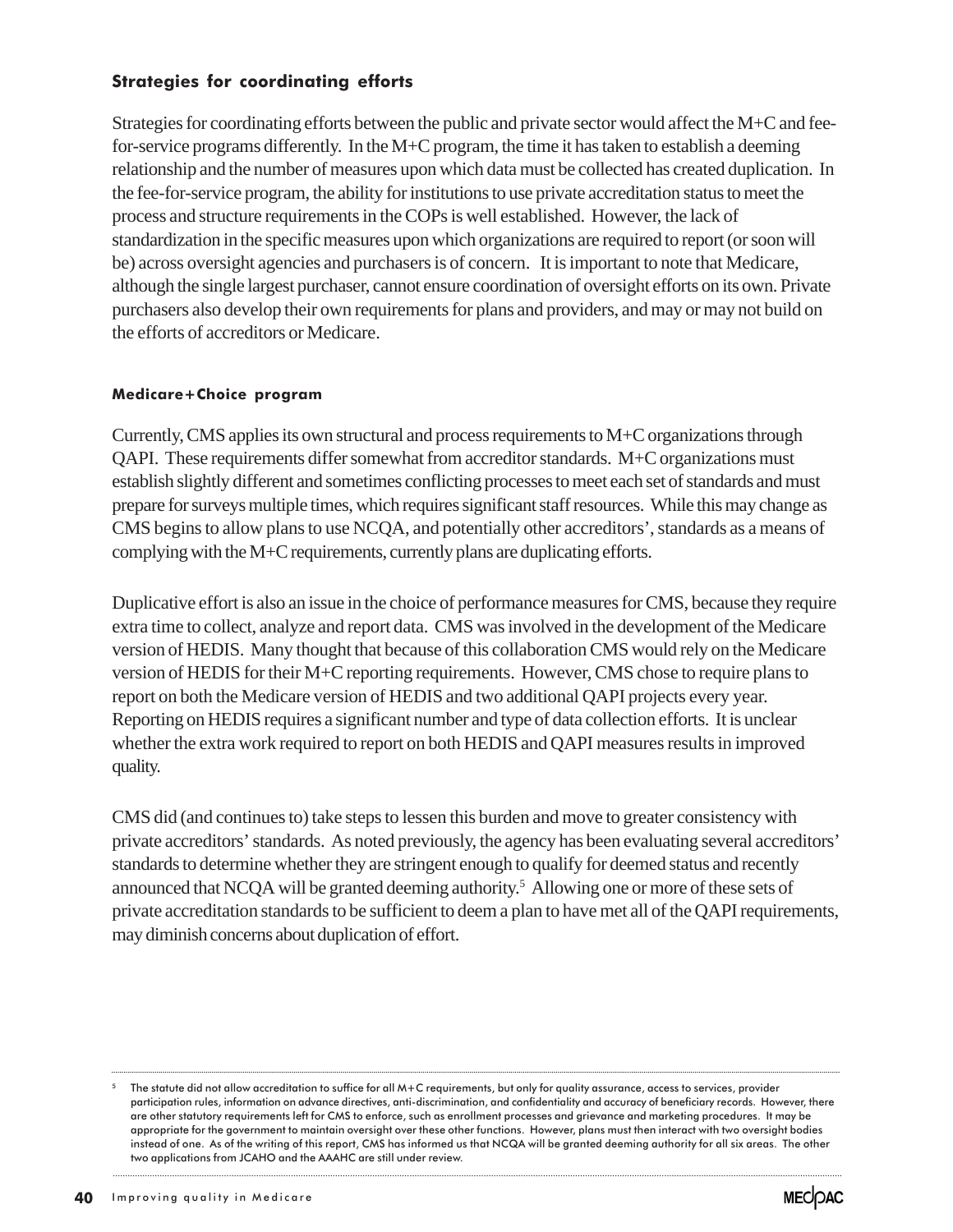### Strategies for coordinating efforts

Strategies for coordinating efforts between the public and private sector would affect the M+C and fee-for-service programs differently. In the M+C program, the time it has taken to establish a deeming relationship and the number of measures upon which data must be collected has created duplication. In the fee-for-service program, the ability for institutions to use private accreditation status to meet the process and structure requirements in the COPs is well established. However, the lack of standardization in the specific measures upon which organizations are required to report (or soon will be) across oversight agencies and purchasers is of concern. It is important to note that Medicare, although the single largest purchaser, cannot ensure coordination of oversight efforts on its own. Private purchasers also develop their own requirements for plans and providers, and may or may not build on the efforts of accreditors or Medicare.

#### Medicare+Choice program

Currently, CMS applies its own structural and process requirements to M+C organizations through QAPI. These requirements differ somewhat from accreditor standards. M+C organizations must establish slightly different and sometimes conflicting processes to meet each set of standards and must prepare for surveys multiple times, which requires significant staff resources. While this may change as CMS begins to allow plans to use NCQA, and potentially other accreditors', standards as a means of complying with the M+C requirements, currently plans are duplicating efforts.

Duplicative effort is also an issue in the choice of performance measures for CMS, because they require extra time to collect, analyze and report data. CMS was involved in the development of the Medicare version of HEDIS. Many thought that because of this collaboration CMS would rely on the Medicare version of HEDIS for their M+C reporting requirements. However, CMS chose to require plans to report on both the Medicare version of HEDIS and two additional QAPI projects every year. Reporting on HEDIS requires a significant number and type of data collection efforts. It is unclear whether the extra work required to report on both HEDIS and QAPI measures results in improved quality.

CMS did (and continues to) take steps to lessen this burden and move to greater consistency with private accreditors' standards. As noted previously, the agency has been evaluating several accreditors' standards to determine whether they are stringent enough to qualify for deemed status and recently announced that NCQA will be granted deeming authority.[5] Allowing one or more of these sets of private accreditation standards to be sufficient to deem a plan to have met all of the QAPI requirements, may diminish concerns about duplication of effort.

---

[5] The statute did not allow accreditation to suffice for all M+C requirements, but only for quality assurance, access to services, provider participation rules, information on advance directives, anti-discrimination, and confidentiality and accuracy of beneficiary records. However, there are other statutory requirements left for CMS to enforce, such as enrollment processes and grievance and marketing procedures. It may be appropriate for the government to maintain oversight over these other functions. However, plans must then interact with two oversight bodies instead of one. As of the writing of this report, CMS has informed us that NCQA will be granted deeming authority for all six areas. The other two applications from JCAHO and the AAAHC are still under review.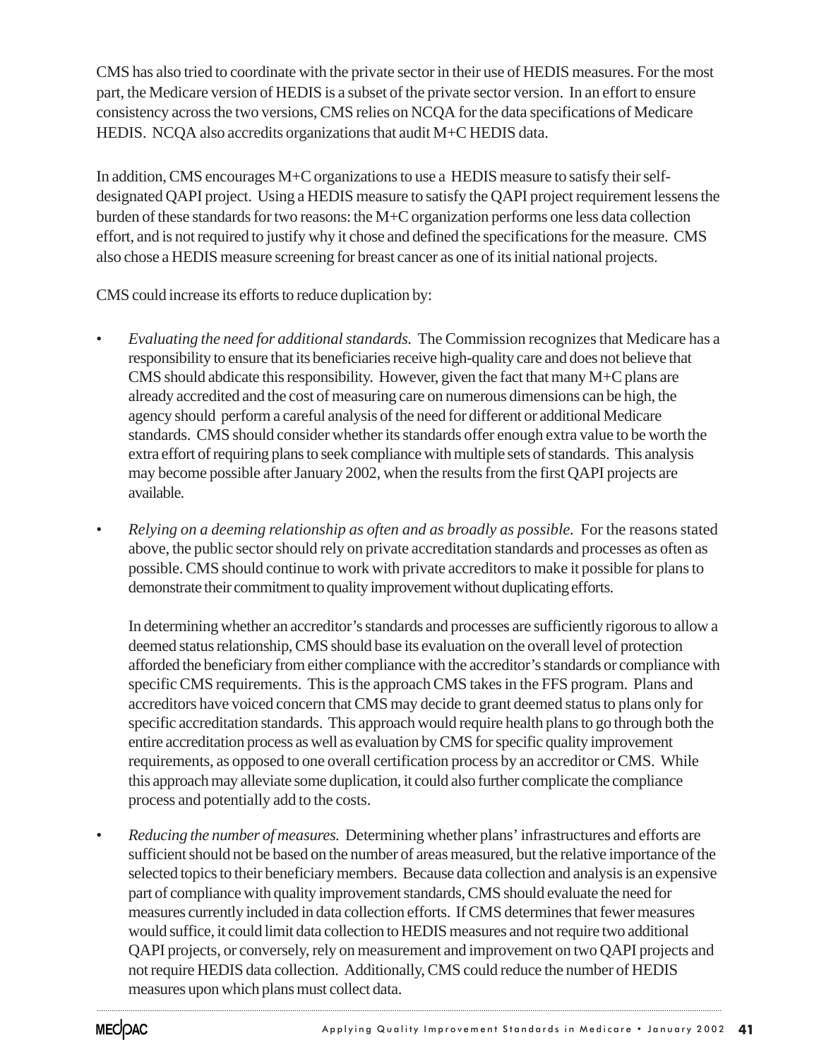CMS has also tried to coordinate with the private sector in their use of HEDIS measures. For the most part, the Medicare version of HEDIS is a subset of the private sector version. In an effort to ensure consistency across the two versions, CMS relies on NCQA for the data specifications of Medicare HEDIS. NCQA also accredits organizations that audit M+C HEDIS data.

In addition, CMS encourages M+C organizations to use a HEDIS measure to satisfy their self-designated QAPI project. Using a HEDIS measure to satisfy the QAPI project requirement lessens the burden of these standards for two reasons: the M+C organization performs one less data collection effort, and is not required to justify why it chose and defined the specifications for the measure. CMS also chose a HEDIS measure screening for breast cancer as one of its initial national projects.

CMS could increase its efforts to reduce duplication by:

- *Evaluating the need for additional standards.* The Commission recognizes that Medicare has a responsibility to ensure that its beneficiaries receive high-quality care and does not believe that CMS should abdicate this responsibility. However, given the fact that many M+C plans are already accredited and the cost of measuring care on numerous dimensions can be high, the agency should perform a careful analysis of the need for different or additional Medicare standards. CMS should consider whether its standards offer enough extra value to be worth the extra effort of requiring plans to seek compliance with multiple sets of standards. This analysis may become possible after January 2002, when the results from the first QAPI projects are available.

- *Relying on a deeming relationship as often and as broadly as possible.* For the reasons stated above, the public sector should rely on private accreditation standards and processes as often as possible. CMS should continue to work with private accreditors to make it possible for plans to demonstrate their commitment to quality improvement without duplicating efforts.

  In determining whether an accreditor's standards and processes are sufficiently rigorous to allow a deemed status relationship, CMS should base its evaluation on the overall level of protection afforded the beneficiary from either compliance with the accreditor's standards or compliance with specific CMS requirements. This is the approach CMS takes in the FFS program. Plans and accreditors have voiced concern that CMS may decide to grant deemed status to plans only for specific accreditation standards. This approach would require health plans to go through both the entire accreditation process as well as evaluation by CMS for specific quality improvement requirements, as opposed to one overall certification process by an accreditor or CMS. While this approach may alleviate some duplication, it could also further complicate the compliance process and potentially add to the costs.

- *Reducing the number of measures.* Determining whether plans' infrastructures and efforts are sufficient should not be based on the number of areas measured, but the relative importance of the selected topics to their beneficiary members. Because data collection and analysis is an expensive part of compliance with quality improvement standards, CMS should evaluate the need for measures currently included in data collection efforts. If CMS determines that fewer measures would suffice, it could limit data collection to HEDIS measures and not require two additional QAPI projects, or conversely, rely on measurement and improvement on two QAPI projects and not require HEDIS data collection. Additionally, CMS could reduce the number of HEDIS measures upon which plans must collect data.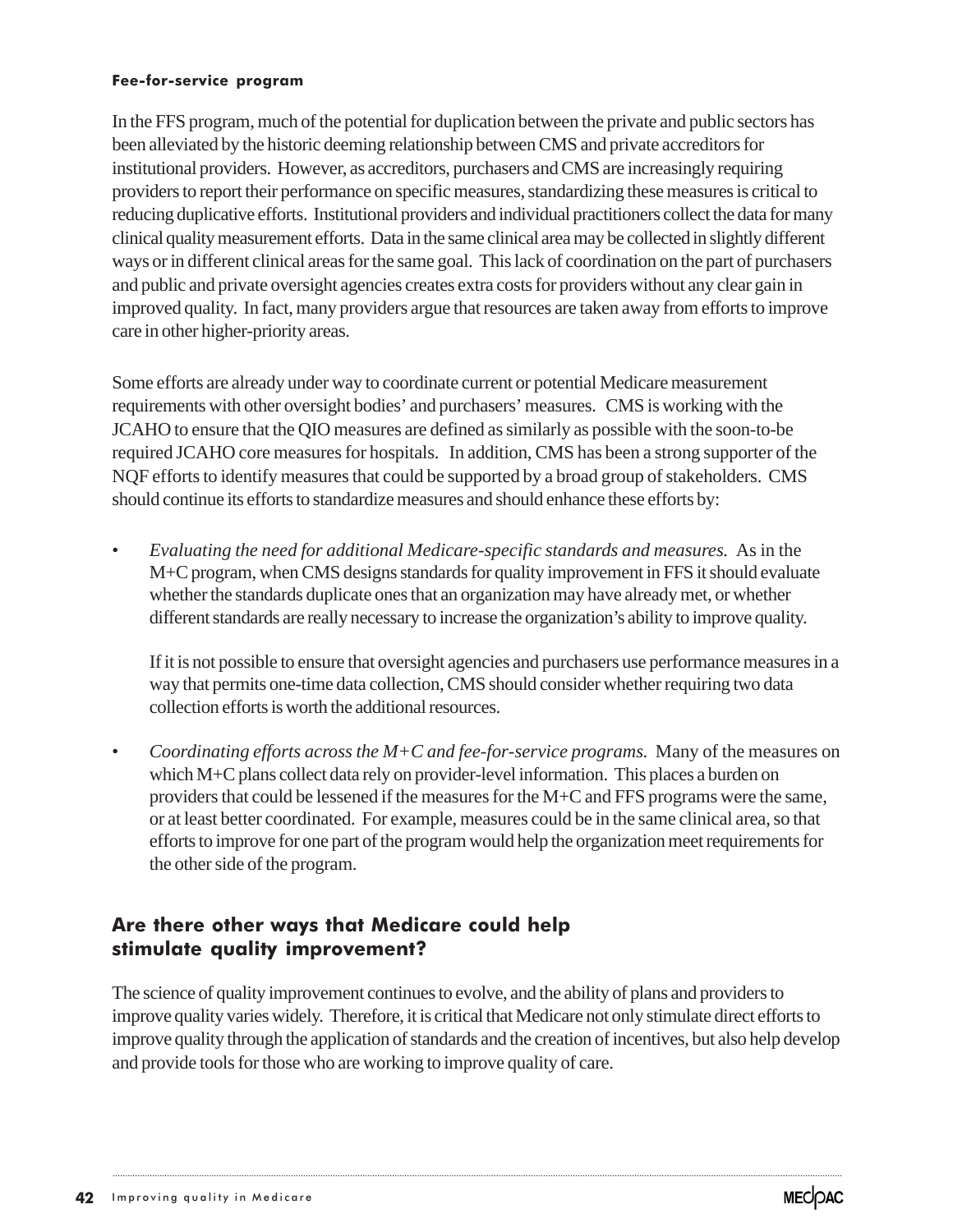#### Fee-for-service program

In the FFS program, much of the potential for duplication between the private and public sectors has been alleviated by the historic deeming relationship between CMS and private accreditors for institutional providers. However, as accreditors, purchasers and CMS are increasingly requiring providers to report their performance on specific measures, standardizing these measures is critical to reducing duplicative efforts. Institutional providers and individual practitioners collect the data for many clinical quality measurement efforts. Data in the same clinical area may be collected in slightly different ways or in different clinical areas for the same goal. This lack of coordination on the part of purchasers and public and private oversight agencies creates extra costs for providers without any clear gain in improved quality. In fact, many providers argue that resources are taken away from efforts to improve care in other higher-priority areas.

Some efforts are already under way to coordinate current or potential Medicare measurement requirements with other oversight bodies' and purchasers' measures. CMS is working with the JCAHO to ensure that the QIO measures are defined as similarly as possible with the soon-to-be required JCAHO core measures for hospitals. In addition, CMS has been a strong supporter of the NQF efforts to identify measures that could be supported by a broad group of stakeholders. CMS should continue its efforts to standardize measures and should enhance these efforts by:

- *Evaluating the need for additional Medicare-specific standards and measures.* As in the M+C program, when CMS designs standards for quality improvement in FFS it should evaluate whether the standards duplicate ones that an organization may have already met, or whether different standards are really necessary to increase the organization's ability to improve quality.

  If it is not possible to ensure that oversight agencies and purchasers use performance measures in a way that permits one-time data collection, CMS should consider whether requiring two data collection efforts is worth the additional resources.

- *Coordinating efforts across the M+C and fee-for-service programs.* Many of the measures on which M+C plans collect data rely on provider-level information. This places a burden on providers that could be lessened if the measures for the M+C and FFS programs were the same, or at least better coordinated. For example, measures could be in the same clinical area, so that efforts to improve for one part of the program would help the organization meet requirements for the other side of the program.

### Are there other ways that Medicare could help stimulate quality improvement?

The science of quality improvement continues to evolve, and the ability of plans and providers to improve quality varies widely. Therefore, it is critical that Medicare not only stimulate direct efforts to improve quality through the application of standards and the creation of incentives, but also help develop and provide tools for those who are working to improve quality of care.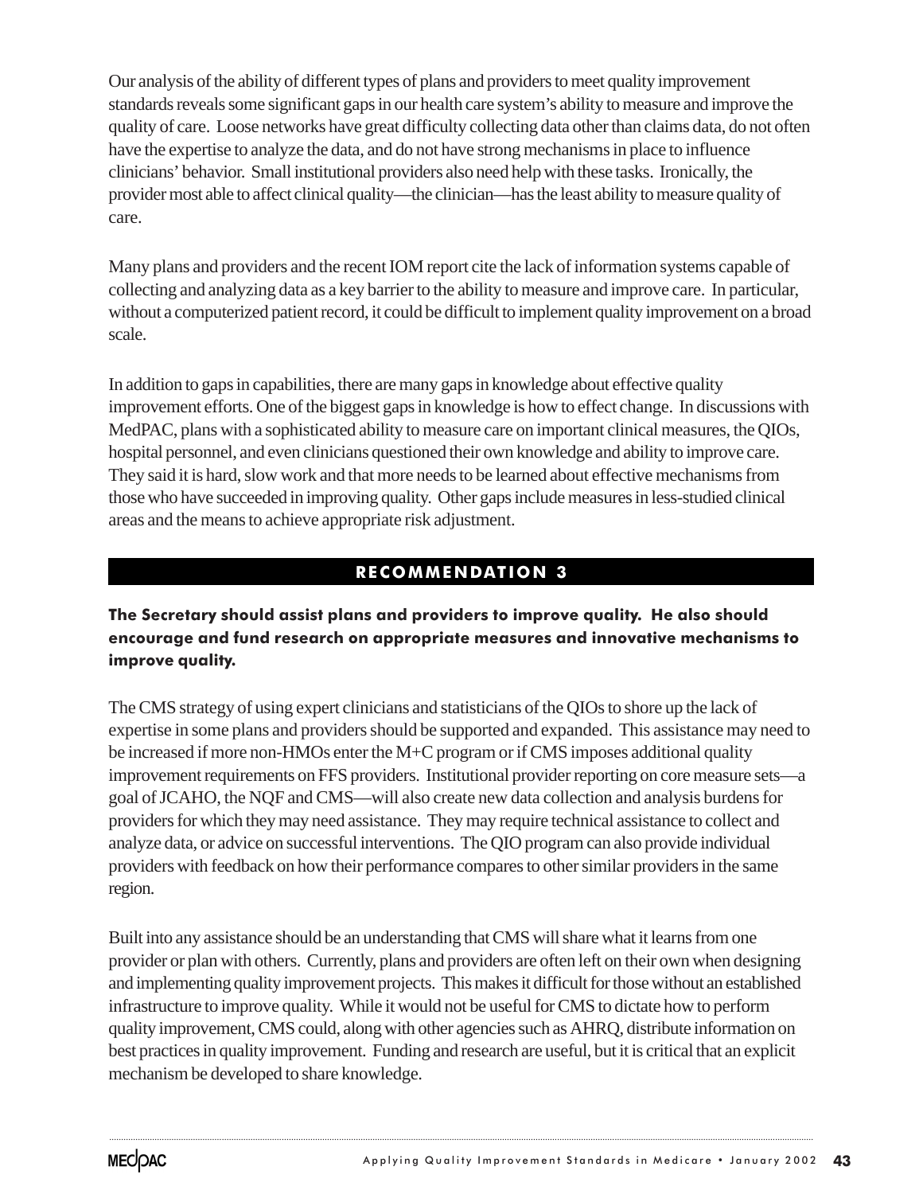Our analysis of the ability of different types of plans and providers to meet quality improvement standards reveals some significant gaps in our health care system's ability to measure and improve the quality of care. Loose networks have great difficulty collecting data other than claims data, do not often have the expertise to analyze the data, and do not have strong mechanisms in place to influence clinicians' behavior. Small institutional providers also need help with these tasks. Ironically, the provider most able to affect clinical quality—the clinician—has the least ability to measure quality of care.

Many plans and providers and the recent IOM report cite the lack of information systems capable of collecting and analyzing data as a key barrier to the ability to measure and improve care. In particular, without a computerized patient record, it could be difficult to implement quality improvement on a broad scale.

In addition to gaps in capabilities, there are many gaps in knowledge about effective quality improvement efforts. One of the biggest gaps in knowledge is how to effect change. In discussions with MedPAC, plans with a sophisticated ability to measure care on important clinical measures, the QIOs, hospital personnel, and even clinicians questioned their own knowledge and ability to improve care. They said it is hard, slow work and that more needs to be learned about effective mechanisms from those who have succeeded in improving quality. Other gaps include measures in less-studied clinical areas and the means to achieve appropriate risk adjustment.

## RECOMMENDATION 3

**The Secretary should assist plans and providers to improve quality. He also should encourage and fund research on appropriate measures and innovative mechanisms to improve quality.**

The CMS strategy of using expert clinicians and statisticians of the QIOs to shore up the lack of expertise in some plans and providers should be supported and expanded. This assistance may need to be increased if more non-HMOs enter the M+C program or if CMS imposes additional quality improvement requirements on FFS providers. Institutional provider reporting on core measure sets—a goal of JCAHO, the NQF and CMS—will also create new data collection and analysis burdens for providers for which they may need assistance. They may require technical assistance to collect and analyze data, or advice on successful interventions. The QIO program can also provide individual providers with feedback on how their performance compares to other similar providers in the same region.

Built into any assistance should be an understanding that CMS will share what it learns from one provider or plan with others. Currently, plans and providers are often left on their own when designing and implementing quality improvement projects. This makes it difficult for those without an established infrastructure to improve quality. While it would not be useful for CMS to dictate how to perform quality improvement, CMS could, along with other agencies such as AHRQ, distribute information on best practices in quality improvement. Funding and research are useful, but it is critical that an explicit mechanism be developed to share knowledge.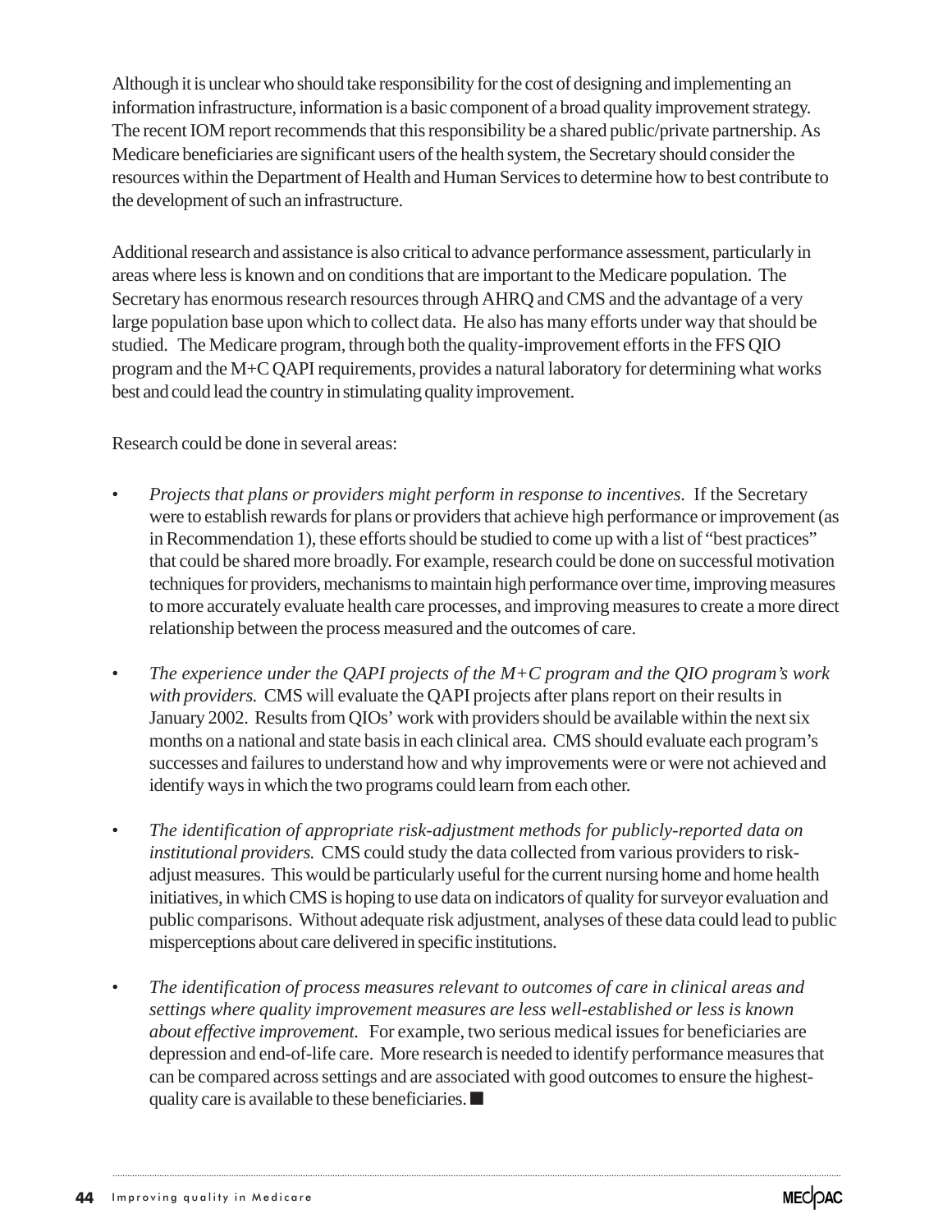Although it is unclear who should take responsibility for the cost of designing and implementing an information infrastructure, information is a basic component of a broad quality improvement strategy. The recent IOM report recommends that this responsibility be a shared public/private partnership. As Medicare beneficiaries are significant users of the health system, the Secretary should consider the resources within the Department of Health and Human Services to determine how to best contribute to the development of such an infrastructure.

Additional research and assistance is also critical to advance performance assessment, particularly in areas where less is known and on conditions that are important to the Medicare population. The Secretary has enormous research resources through AHRQ and CMS and the advantage of a very large population base upon which to collect data. He also has many efforts under way that should be studied. The Medicare program, through both the quality-improvement efforts in the FFS QIO program and the M+C QAPI requirements, provides a natural laboratory for determining what works best and could lead the country in stimulating quality improvement.

Research could be done in several areas:

- *Projects that plans or providers might perform in response to incentives.* If the Secretary were to establish rewards for plans or providers that achieve high performance or improvement (as in Recommendation 1), these efforts should be studied to come up with a list of "best practices" that could be shared more broadly. For example, research could be done on successful motivation techniques for providers, mechanisms to maintain high performance over time, improving measures to more accurately evaluate health care processes, and improving measures to create a more direct relationship between the process measured and the outcomes of care.

- *The experience under the QAPI projects of the M+C program and the QIO program's work with providers.* CMS will evaluate the QAPI projects after plans report on their results in January 2002. Results from QIOs' work with providers should be available within the next six months on a national and state basis in each clinical area. CMS should evaluate each program's successes and failures to understand how and why improvements were or were not achieved and identify ways in which the two programs could learn from each other.

- *The identification of appropriate risk-adjustment methods for publicly-reported data on institutional providers.* CMS could study the data collected from various providers to risk-adjust measures. This would be particularly useful for the current nursing home and home health initiatives, in which CMS is hoping to use data on indicators of quality for surveyor evaluation and public comparisons. Without adequate risk adjustment, analyses of these data could lead to public misperceptions about care delivered in specific institutions.

- *The identification of process measures relevant to outcomes of care in clinical areas and settings where quality improvement measures are less well-established or less is known about effective improvement.* For example, two serious medical issues for beneficiaries are depression and end-of-life care. More research is needed to identify performance measures that can be compared across settings and are associated with good outcomes to ensure the highest-quality care is available to these beneficiaries. ■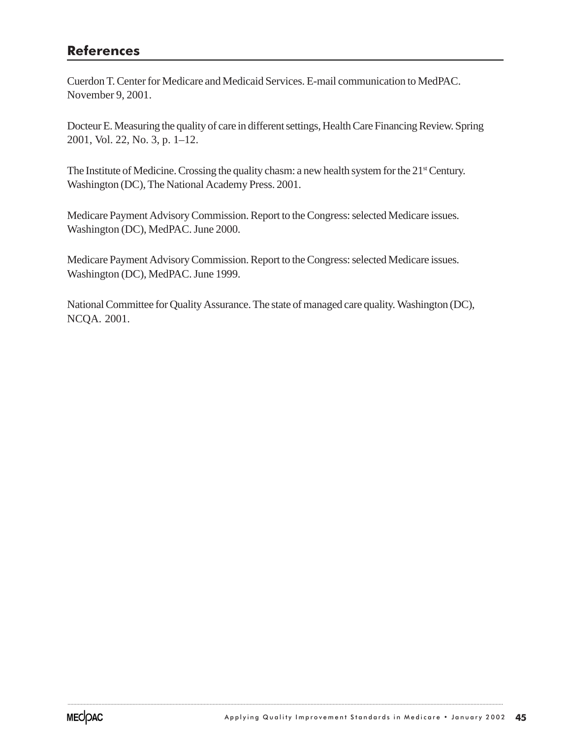## References

Cuerdon T. Center for Medicare and Medicaid Services. E-mail communication to MedPAC. November 9, 2001.

Docteur E. Measuring the quality of care in different settings, Health Care Financing Review. Spring 2001, Vol. 22, No. 3, p. 1–12.

The Institute of Medicine. Crossing the quality chasm: a new health system for the 21st Century. Washington (DC), The National Academy Press. 2001.

Medicare Payment Advisory Commission. Report to the Congress: selected Medicare issues. Washington (DC), MedPAC. June 2000.

Medicare Payment Advisory Commission. Report to the Congress: selected Medicare issues. Washington (DC), MedPAC. June 1999.

National Committee for Quality Assurance. The state of managed care quality. Washington (DC), NCQA. 2001.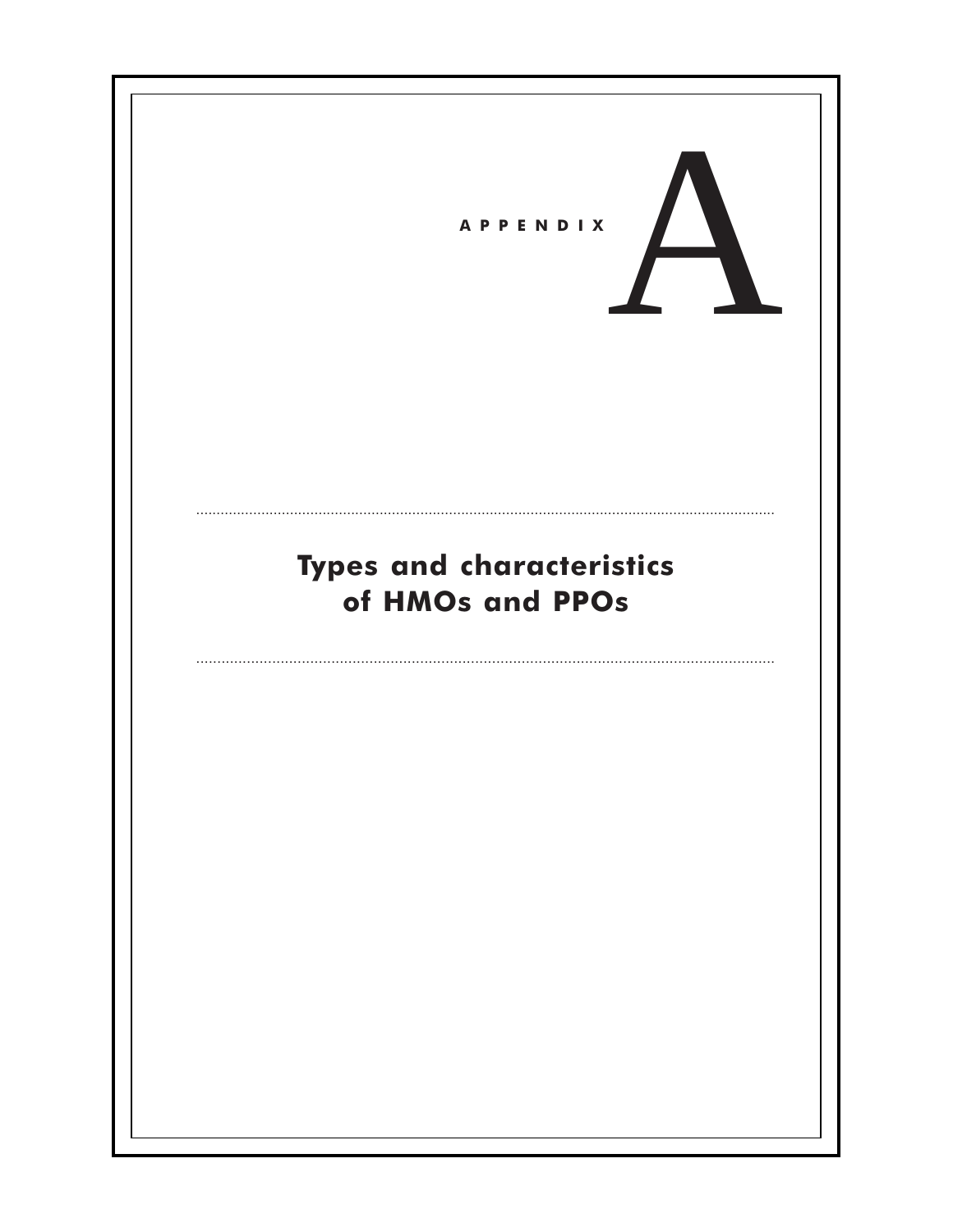# APPENDIX A

## Types and characteristics of HMOs and PPOs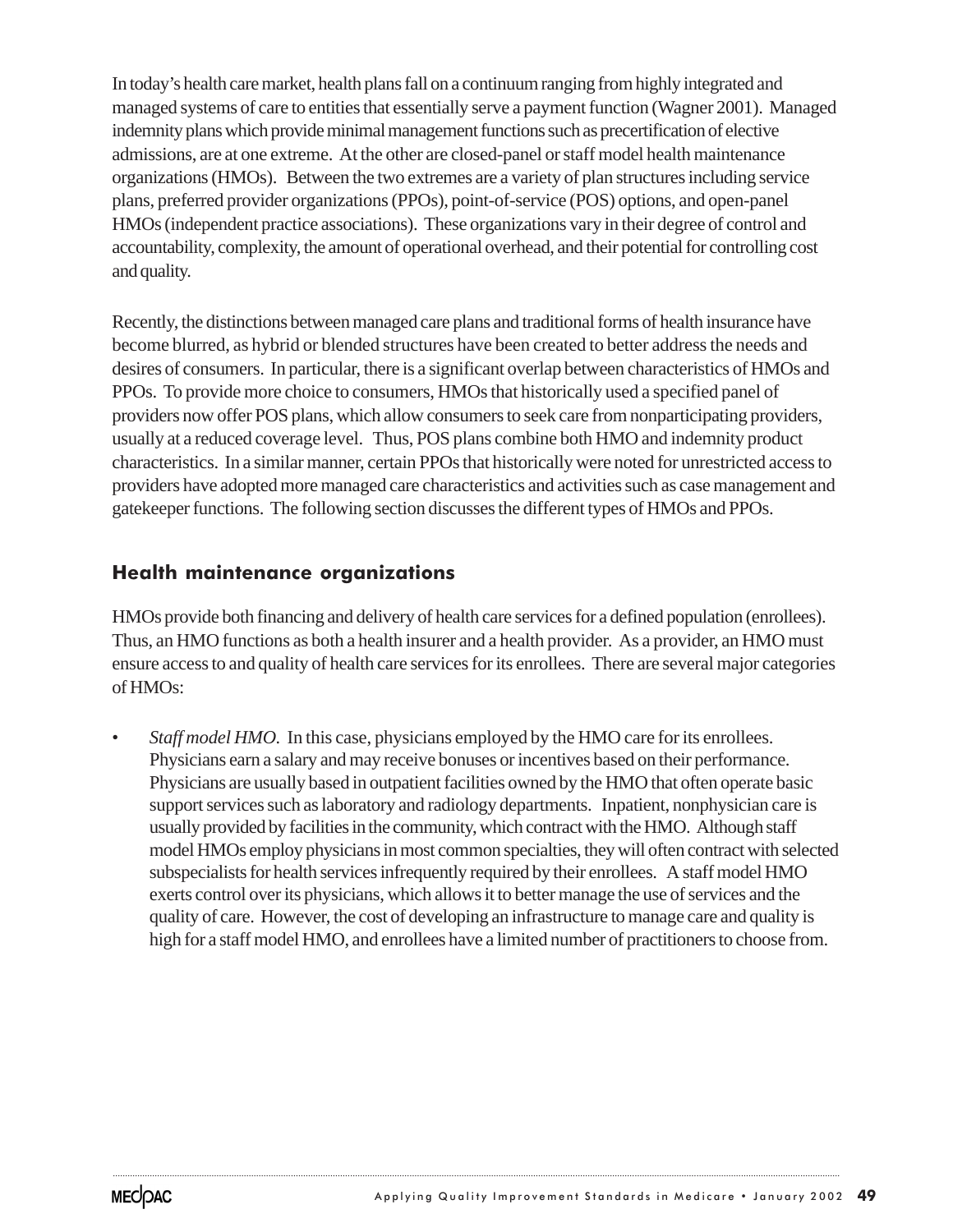In today's health care market, health plans fall on a continuum ranging from highly integrated and managed systems of care to entities that essentially serve a payment function (Wagner 2001). Managed indemnity plans which provide minimal management functions such as precertification of elective admissions, are at one extreme. At the other are closed-panel or staff model health maintenance organizations (HMOs). Between the two extremes are a variety of plan structures including service plans, preferred provider organizations (PPOs), point-of-service (POS) options, and open-panel HMOs (independent practice associations). These organizations vary in their degree of control and accountability, complexity, the amount of operational overhead, and their potential for controlling cost and quality.

Recently, the distinctions between managed care plans and traditional forms of health insurance have become blurred, as hybrid or blended structures have been created to better address the needs and desires of consumers. In particular, there is a significant overlap between characteristics of HMOs and PPOs. To provide more choice to consumers, HMOs that historically used a specified panel of providers now offer POS plans, which allow consumers to seek care from nonparticipating providers, usually at a reduced coverage level. Thus, POS plans combine both HMO and indemnity product characteristics. In a similar manner, certain PPOs that historically were noted for unrestricted access to providers have adopted more managed care characteristics and activities such as case management and gatekeeper functions. The following section discusses the different types of HMOs and PPOs.

## Health maintenance organizations

HMOs provide both financing and delivery of health care services for a defined population (enrollees). Thus, an HMO functions as both a health insurer and a health provider. As a provider, an HMO must ensure access to and quality of health care services for its enrollees. There are several major categories of HMOs:

- *Staff model HMO.* In this case, physicians employed by the HMO care for its enrollees. Physicians earn a salary and may receive bonuses or incentives based on their performance. Physicians are usually based in outpatient facilities owned by the HMO that often operate basic support services such as laboratory and radiology departments. Inpatient, nonphysician care is usually provided by facilities in the community, which contract with the HMO. Although staff model HMOs employ physicians in most common specialties, they will often contract with selected subspecialists for health services infrequently required by their enrollees. A staff model HMO exerts control over its physicians, which allows it to better manage the use of services and the quality of care. However, the cost of developing an infrastructure to manage care and quality is high for a staff model HMO, and enrollees have a limited number of practitioners to choose from.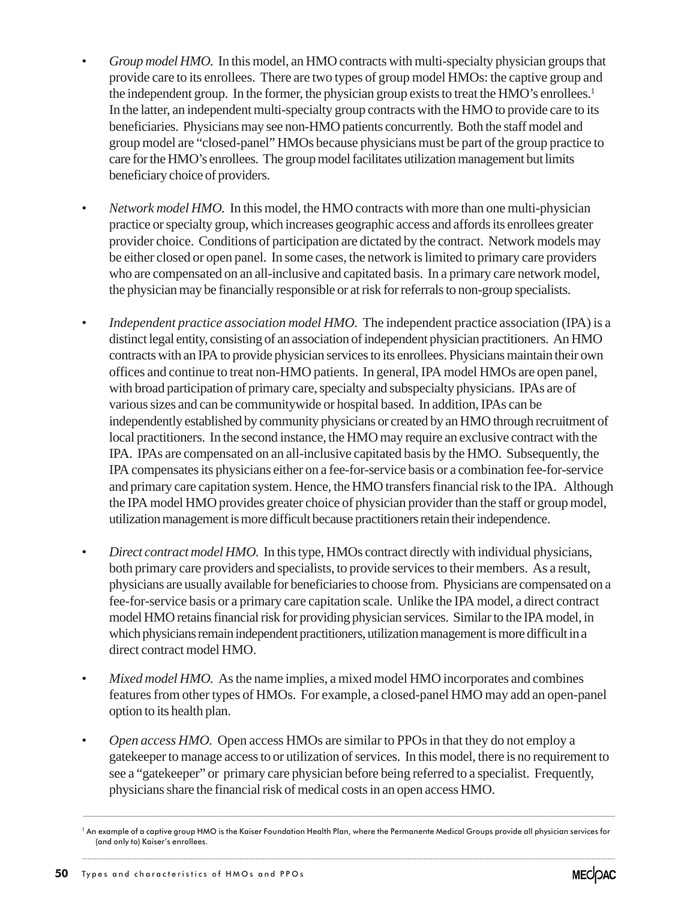- *Group model HMO.* In this model, an HMO contracts with multi-specialty physician groups that provide care to its enrollees. There are two types of group model HMOs: the captive group and the independent group. In the former, the physician group exists to treat the HMO's enrollees.[1] In the latter, an independent multi-specialty group contracts with the HMO to provide care to its beneficiaries. Physicians may see non-HMO patients concurrently. Both the staff model and group model are "closed-panel" HMOs because physicians must be part of the group practice to care for the HMO's enrollees. The group model facilitates utilization management but limits beneficiary choice of providers.

- *Network model HMO.* In this model, the HMO contracts with more than one multi-physician practice or specialty group, which increases geographic access and affords its enrollees greater provider choice. Conditions of participation are dictated by the contract. Network models may be either closed or open panel. In some cases, the network is limited to primary care providers who are compensated on an all-inclusive and capitated basis. In a primary care network model, the physician may be financially responsible or at risk for referrals to non-group specialists.

- *Independent practice association model HMO.* The independent practice association (IPA) is a distinct legal entity, consisting of an association of independent physician practitioners. An HMO contracts with an IPA to provide physician services to its enrollees. Physicians maintain their own offices and continue to treat non-HMO patients. In general, IPA model HMOs are open panel, with broad participation of primary care, specialty and subspecialty physicians. IPAs are of various sizes and can be communitywide or hospital based. In addition, IPAs can be independently established by community physicians or created by an HMO through recruitment of local practitioners. In the second instance, the HMO may require an exclusive contract with the IPA. IPAs are compensated on an all-inclusive capitated basis by the HMO. Subsequently, the IPA compensates its physicians either on a fee-for-service basis or a combination fee-for-service and primary care capitation system. Hence, the HMO transfers financial risk to the IPA. Although the IPA model HMO provides greater choice of physician provider than the staff or group model, utilization management is more difficult because practitioners retain their independence.

- *Direct contract model HMO.* In this type, HMOs contract directly with individual physicians, both primary care providers and specialists, to provide services to their members. As a result, physicians are usually available for beneficiaries to choose from. Physicians are compensated on a fee-for-service basis or a primary care capitation scale. Unlike the IPA model, a direct contract model HMO retains financial risk for providing physician services. Similar to the IPA model, in which physicians remain independent practitioners, utilization management is more difficult in a direct contract model HMO.

- *Mixed model HMO.* As the name implies, a mixed model HMO incorporates and combines features from other types of HMOs. For example, a closed-panel HMO may add an open-panel option to its health plan.

- *Open access HMO.* Open access HMOs are similar to PPOs in that they do not employ a gatekeeper to manage access to or utilization of services. In this model, there is no requirement to see a "gatekeeper" or primary care physician before being referred to a specialist. Frequently, physicians share the financial risk of medical costs in an open access HMO.

---

[1] An example of a captive group HMO is the Kaiser Foundation Health Plan, where the Permanente Medical Groups provide all physician services for (and only to) Kaiser's enrollees.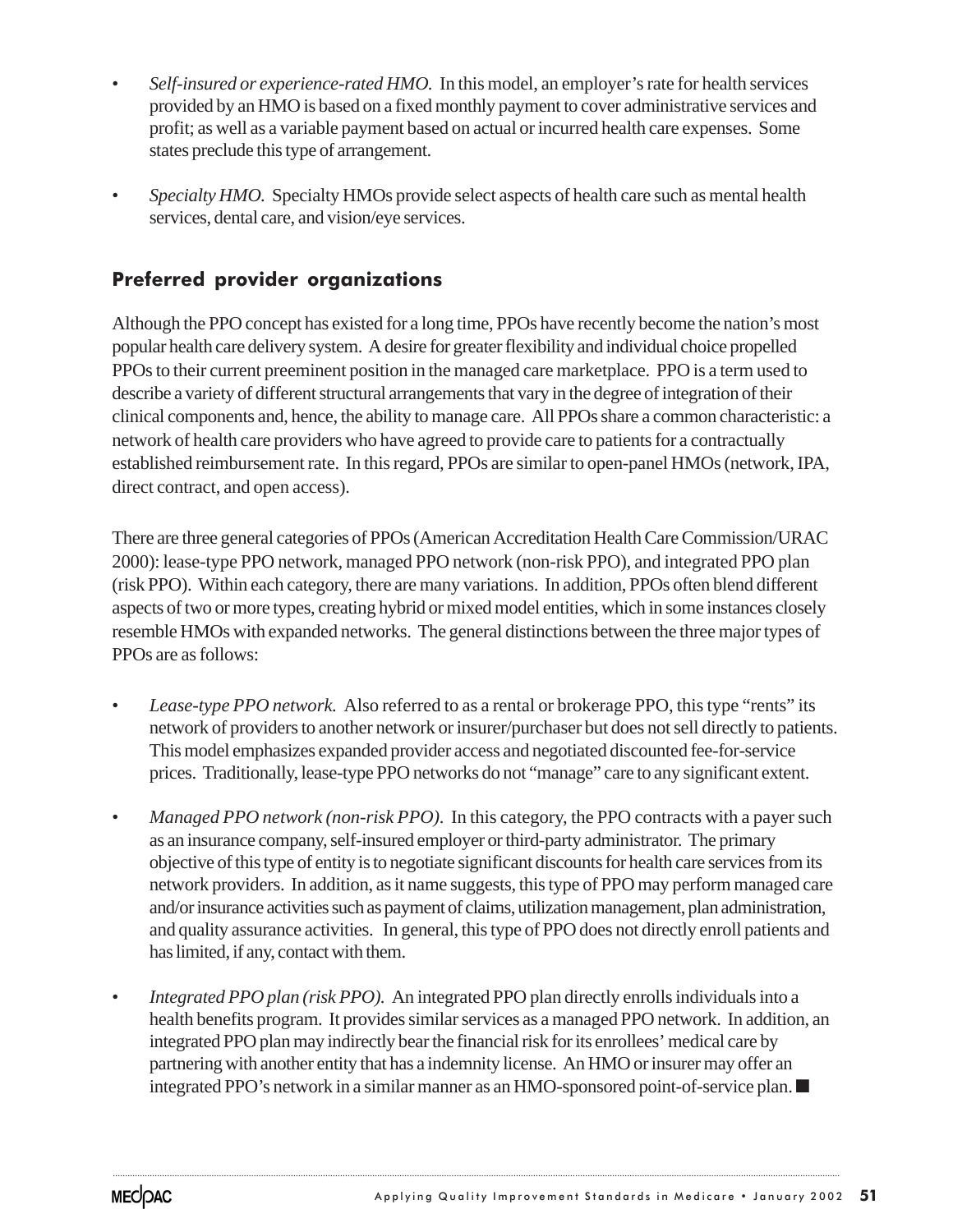- *Self-insured or experience-rated HMO.* In this model, an employer's rate for health services provided by an HMO is based on a fixed monthly payment to cover administrative services and profit; as well as a variable payment based on actual or incurred health care expenses. Some states preclude this type of arrangement.

- *Specialty HMO.* Specialty HMOs provide select aspects of health care such as mental health services, dental care, and vision/eye services.

## Preferred provider organizations

Although the PPO concept has existed for a long time, PPOs have recently become the nation's most popular health care delivery system. A desire for greater flexibility and individual choice propelled PPOs to their current preeminent position in the managed care marketplace. PPO is a term used to describe a variety of different structural arrangements that vary in the degree of integration of their clinical components and, hence, the ability to manage care. All PPOs share a common characteristic: a network of health care providers who have agreed to provide care to patients for a contractually established reimbursement rate. In this regard, PPOs are similar to open-panel HMOs (network, IPA, direct contract, and open access).

There are three general categories of PPOs (American Accreditation Health Care Commission/URAC 2000): lease-type PPO network, managed PPO network (non-risk PPO), and integrated PPO plan (risk PPO). Within each category, there are many variations. In addition, PPOs often blend different aspects of two or more types, creating hybrid or mixed model entities, which in some instances closely resemble HMOs with expanded networks. The general distinctions between the three major types of PPOs are as follows:

- *Lease-type PPO network.* Also referred to as a rental or brokerage PPO, this type "rents" its network of providers to another network or insurer/purchaser but does not sell directly to patients. This model emphasizes expanded provider access and negotiated discounted fee-for-service prices. Traditionally, lease-type PPO networks do not "manage" care to any significant extent.

- *Managed PPO network (non-risk PPO).* In this category, the PPO contracts with a payer such as an insurance company, self-insured employer or third-party administrator. The primary objective of this type of entity is to negotiate significant discounts for health care services from its network providers. In addition, as it name suggests, this type of PPO may perform managed care and/or insurance activities such as payment of claims, utilization management, plan administration, and quality assurance activities. In general, this type of PPO does not directly enroll patients and has limited, if any, contact with them.

- *Integrated PPO plan (risk PPO).* An integrated PPO plan directly enrolls individuals into a health benefits program. It provides similar services as a managed PPO network. In addition, an integrated PPO plan may indirectly bear the financial risk for its enrollees' medical care by partnering with another entity that has a indemnity license. An HMO or insurer may offer an integrated PPO's network in a similar manner as an HMO-sponsored point-of-service plan. ■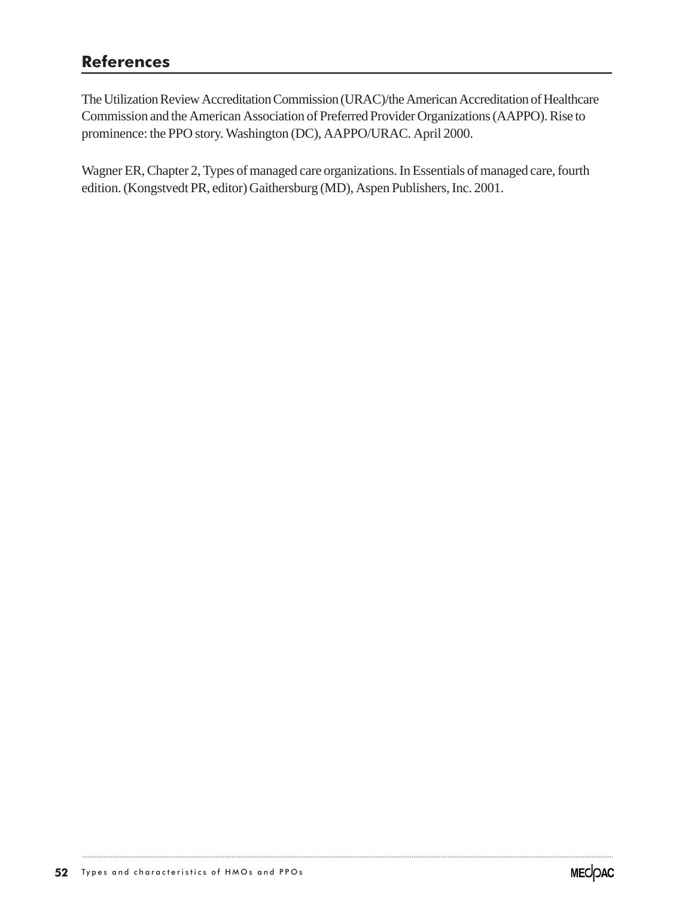## References

The Utilization Review Accreditation Commission (URAC)/the American Accreditation of Healthcare Commission and the American Association of Preferred Provider Organizations (AAPPO). Rise to prominence: the PPO story. Washington (DC), AAPPO/URAC. April 2000.

Wagner ER, Chapter 2, Types of managed care organizations. In Essentials of managed care, fourth edition. (Kongstvedt PR, editor) Gaithersburg (MD), Aspen Publishers, Inc. 2001.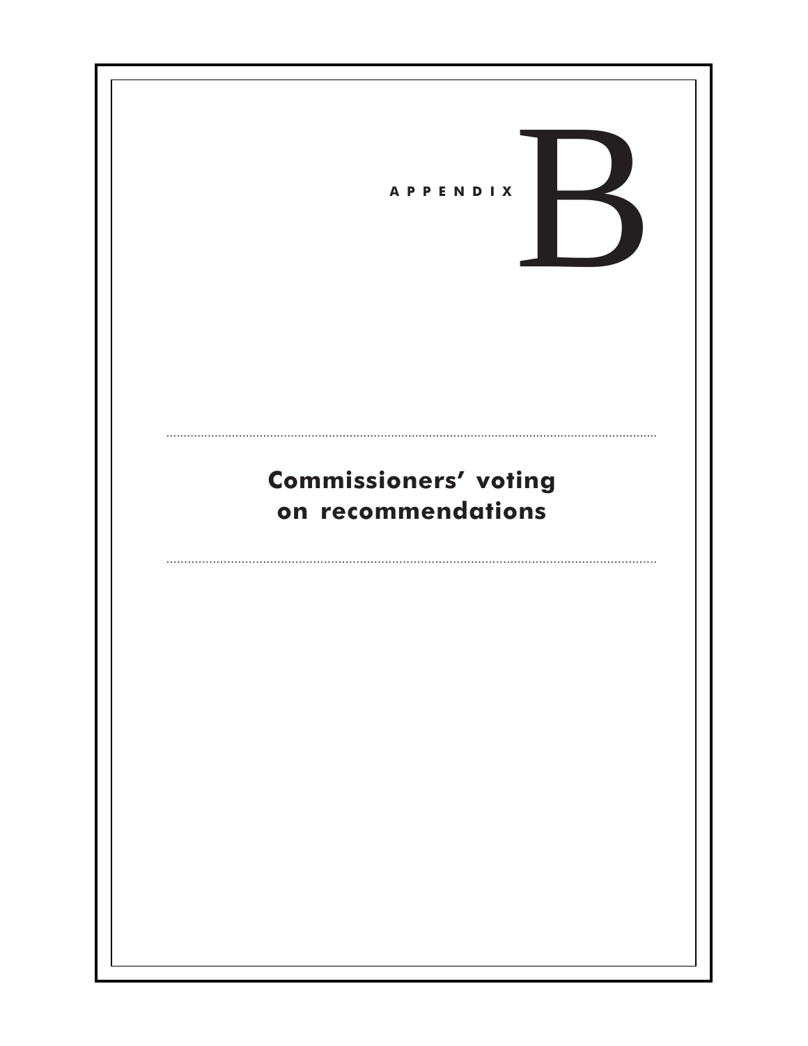# APPENDIX B

## Commissioners' voting on recommendations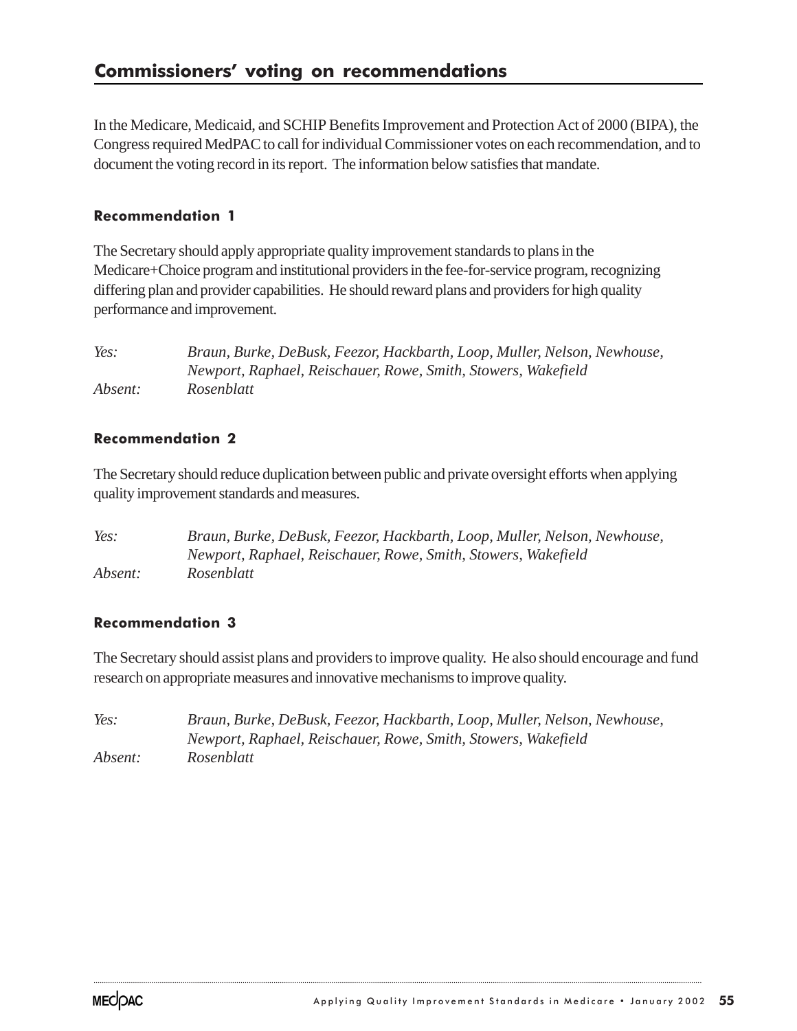## Commissioners' voting on recommendations

In the Medicare, Medicaid, and SCHIP Benefits Improvement and Protection Act of 2000 (BIPA), the Congress required MedPAC to call for individual Commissioner votes on each recommendation, and to document the voting record in its report. The information below satisfies that mandate.

### Recommendation 1

The Secretary should apply appropriate quality improvement standards to plans in the Medicare+Choice program and institutional providers in the fee-for-service program, recognizing differing plan and provider capabilities. He should reward plans and providers for high quality performance and improvement.

*Yes:* *Braun, Burke, DeBusk, Feezor, Hackbarth, Loop, Muller, Nelson, Newhouse, Newport, Raphael, Reischauer, Rowe, Smith, Stowers, Wakefield*
*Absent:* *Rosenblatt*

### Recommendation 2

The Secretary should reduce duplication between public and private oversight efforts when applying quality improvement standards and measures.

*Yes:* *Braun, Burke, DeBusk, Feezor, Hackbarth, Loop, Muller, Nelson, Newhouse, Newport, Raphael, Reischauer, Rowe, Smith, Stowers, Wakefield*
*Absent:* *Rosenblatt*

### Recommendation 3

The Secretary should assist plans and providers to improve quality. He also should encourage and fund research on appropriate measures and innovative mechanisms to improve quality.

*Yes:* *Braun, Burke, DeBusk, Feezor, Hackbarth, Loop, Muller, Nelson, Newhouse, Newport, Raphael, Reischauer, Rowe, Smith, Stowers, Wakefield*
*Absent:* *Rosenblatt*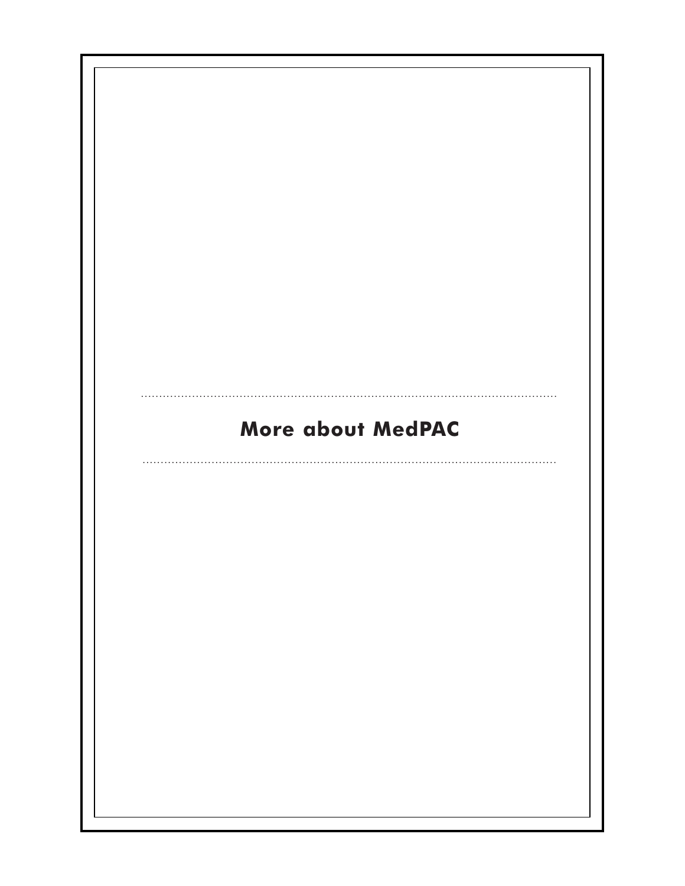# More about MedPAC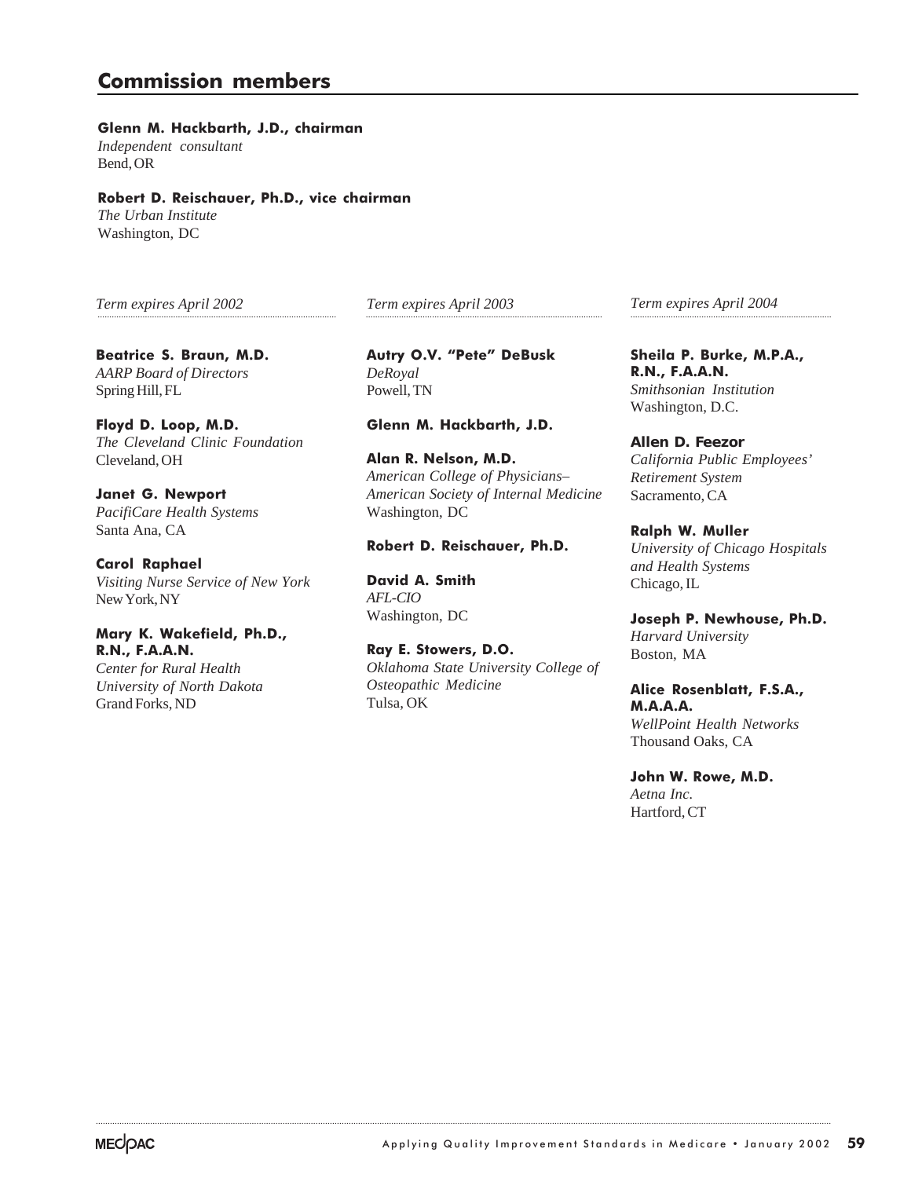## Commission members

**Glenn M. Hackbarth, J.D., chairman**
*Independent consultant*
Bend, OR

**Robert D. Reischauer, Ph.D., vice chairman**
*The Urban Institute*
Washington, DC

*Term expires April 2002*

**Beatrice S. Braun, M.D.**
*AARP Board of Directors*
Spring Hill, FL

**Floyd D. Loop, M.D.**
*The Cleveland Clinic Foundation*
Cleveland, OH

**Janet G. Newport**
*PacifiCare Health Systems*
Santa Ana, CA

**Carol Raphael**
*Visiting Nurse Service of New York*
New York, NY

**Mary K. Wakefield, Ph.D., R.N., F.A.A.N.**
*Center for Rural Health*
*University of North Dakota*
Grand Forks, ND

*Term expires April 2003*

**Autry O.V. "Pete" DeBusk**
*DeRoyal*
Powell, TN

**Glenn M. Hackbarth, J.D.**

**Alan R. Nelson, M.D.**
*American College of Physicians–*
*American Society of Internal Medicine*
Washington, DC

**Robert D. Reischauer, Ph.D.**

**David A. Smith**
*AFL-CIO*
Washington, DC

**Ray E. Stowers, D.O.**
*Oklahoma State University College of Osteopathic Medicine*
Tulsa, OK

*Term expires April 2004*

**Sheila P. Burke, M.P.A., R.N., F.A.A.N.**
*Smithsonian Institution*
Washington, D.C.

**Allen D. Feezor**
*California Public Employees' Retirement System*
Sacramento, CA

**Ralph W. Muller**
*University of Chicago Hospitals and Health Systems*
Chicago, IL

**Joseph P. Newhouse, Ph.D.**
*Harvard University*
Boston, MA

**Alice Rosenblatt, F.S.A., M.A.A.A.**
*WellPoint Health Networks*
Thousand Oaks, CA

**John W. Rowe, M.D.**
*Aetna Inc.*
Hartford, CT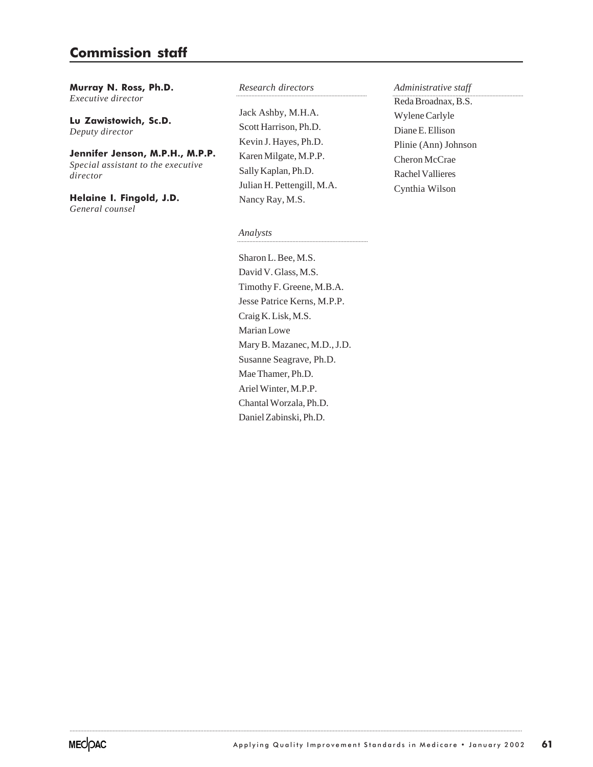# Commission staff

**Murray N. Ross, Ph.D.**
*Executive director*

**Lu Zawistowich, Sc.D.**
*Deputy director*

**Jennifer Jenson, M.P.H., M.P.P.**
*Special assistant to the executive director*

**Helaine I. Fingold, J.D.**
*General counsel*

*Research directors*

Jack Ashby, M.H.A.
Scott Harrison, Ph.D.
Kevin J. Hayes, Ph.D.
Karen Milgate, M.P.P.
Sally Kaplan, Ph.D.
Julian H. Pettengill, M.A.
Nancy Ray, M.S.

*Analysts*

Sharon L. Bee, M.S.
David V. Glass, M.S.
Timothy F. Greene, M.B.A.
Jesse Patrice Kerns, M.P.P.
Craig K. Lisk, M.S.
Marian Lowe
Mary B. Mazanec, M.D., J.D.
Susanne Seagrave, Ph.D.
Mae Thamer, Ph.D.
Ariel Winter, M.P.P.
Chantal Worzala, Ph.D.
Daniel Zabinski, Ph.D.

*Administrative staff*

Reda Broadnax, B.S.
Wylene Carlyle
Diane E. Ellison
Plinie (Ann) Johnson
Cheron McCrae
Rachel Vallieres
Cynthia Wilson